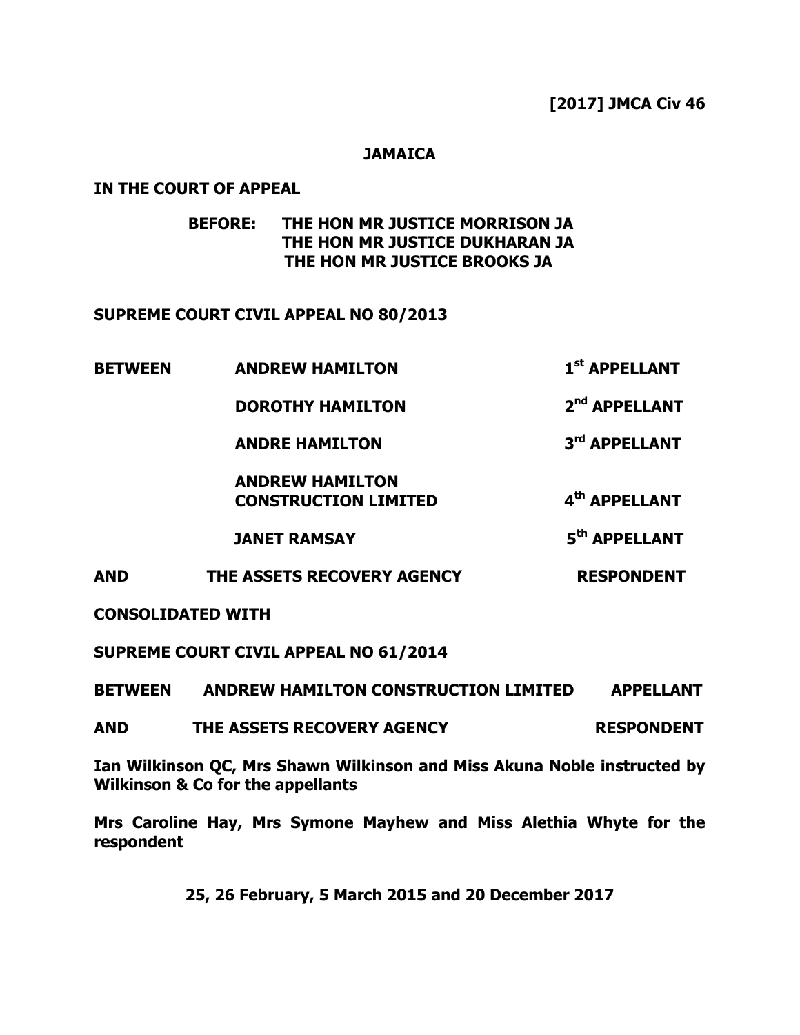**[2017] JMCA Civ 46**

**JAMAICA**

**IN THE COURT OF APPEAL**

**BEFORE: THE HON MR JUSTICE MORRISON JA**
**THE HON MR JUSTICE DUKHARAN JA**
**THE HON MR JUSTICE BROOKS JA**

**SUPREME COURT CIVIL APPEAL NO 80/2013**

| | | |
|---|---|---|
| **BETWEEN** | **ANDREW HAMILTON** | **1st APPELLANT** |
| | **DOROTHY HAMILTON** | **2nd APPELLANT** |
| | **ANDRE HAMILTON** | **3rd APPELLANT** |
| | **ANDREW HAMILTON CONSTRUCTION LIMITED** | **4th APPELLANT** |
| | **JANET RAMSAY** | **5th APPELLANT** |
| **AND** | **THE ASSETS RECOVERY AGENCY** | **RESPONDENT** |

**CONSOLIDATED WITH**

**SUPREME COURT CIVIL APPEAL NO 61/2014**

| | | |
|---|---|---|
| **BETWEEN** | **ANDREW HAMILTON CONSTRUCTION LIMITED** | **APPELLANT** |
| **AND** | **THE ASSETS RECOVERY AGENCY** | **RESPONDENT** |

**Ian Wilkinson QC, Mrs Shawn Wilkinson and Miss Akuna Noble instructed by Wilkinson & Co for the appellants**

**Mrs Caroline Hay, Mrs Symone Mayhew and Miss Alethia Whyte for the respondent**

**25, 26 February, 5 March 2015 and 20 December 2017**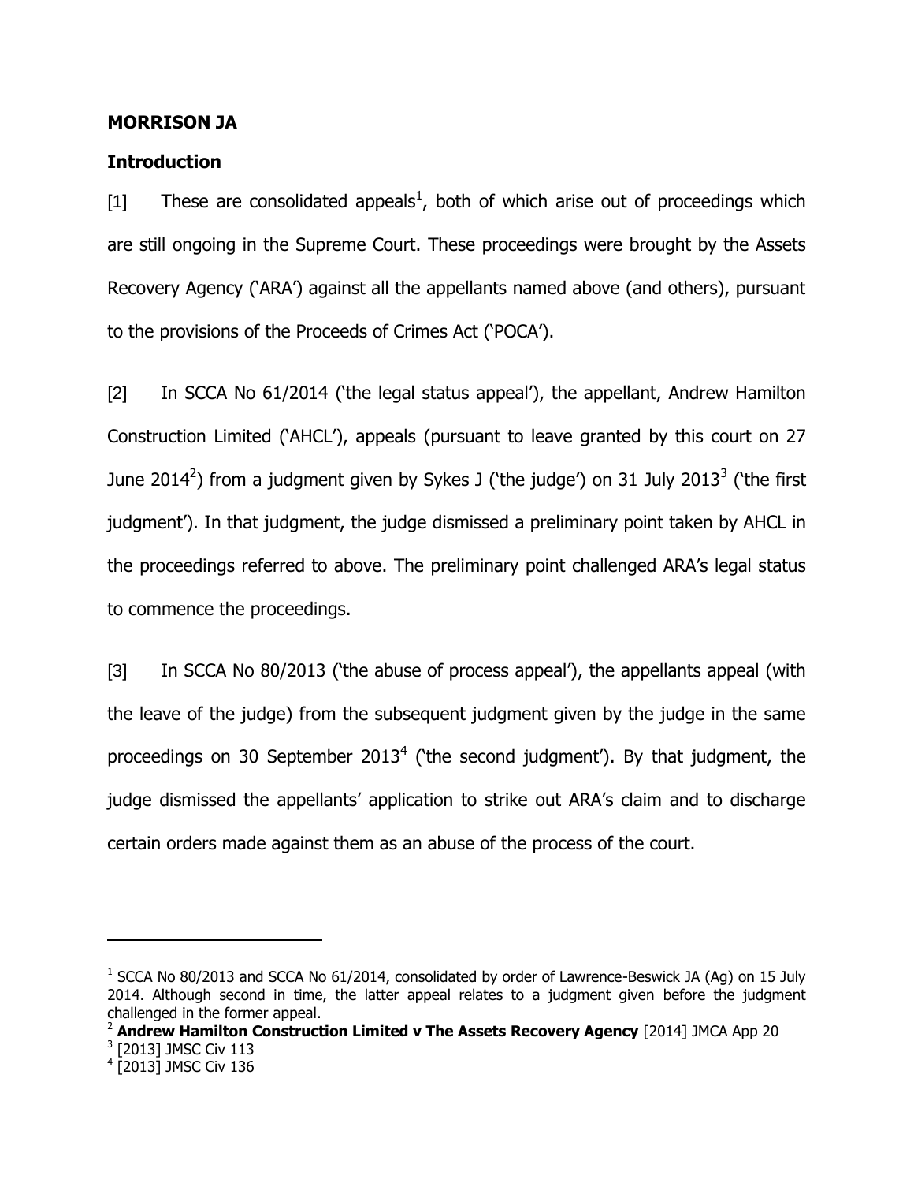**MORRISON JA**

**Introduction**

[1] These are consolidated appeals[1], both of which arise out of proceedings which are still ongoing in the Supreme Court. These proceedings were brought by the Assets Recovery Agency ('ARA') against all the appellants named above (and others), pursuant to the provisions of the Proceeds of Crimes Act ('POCA').

[2] In SCCA No 61/2014 ('the legal status appeal'), the appellant, Andrew Hamilton Construction Limited ('AHCL'), appeals (pursuant to leave granted by this court on 27 June 2014[2]) from a judgment given by Sykes J ('the judge') on 31 July 2013[3] ('the first judgment'). In that judgment, the judge dismissed a preliminary point taken by AHCL in the proceedings referred to above. The preliminary point challenged ARA's legal status to commence the proceedings.

[3] In SCCA No 80/2013 ('the abuse of process appeal'), the appellants appeal (with the leave of the judge) from the subsequent judgment given by the judge in the same proceedings on 30 September 2013[4] ('the second judgment'). By that judgment, the judge dismissed the appellants' application to strike out ARA's claim and to discharge certain orders made against them as an abuse of the process of the court.

---

[1] SCCA No 80/2013 and SCCA No 61/2014, consolidated by order of Lawrence-Beswick JA (Ag) on 15 July 2014. Although second in time, the latter appeal relates to a judgment given before the judgment challenged in the former appeal.

[2] **Andrew Hamilton Construction Limited v The Assets Recovery Agency** [2014] JMCA App 20

[3] [2013] JMSC Civ 113

[4] [2013] JMSC Civ 136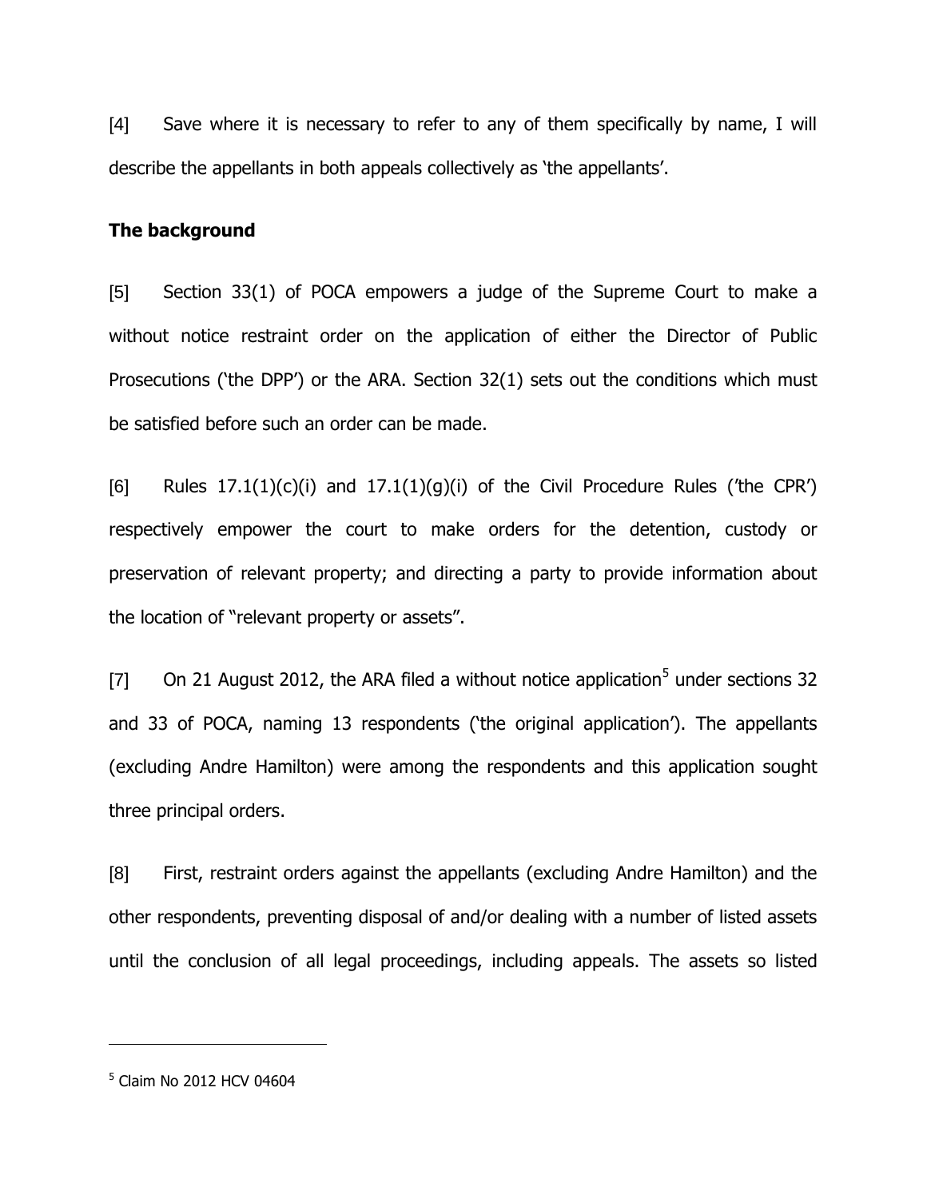[4] Save where it is necessary to refer to any of them specifically by name, I will describe the appellants in both appeals collectively as 'the appellants'.

**The background**

[5] Section 33(1) of POCA empowers a judge of the Supreme Court to make a without notice restraint order on the application of either the Director of Public Prosecutions ('the DPP') or the ARA. Section 32(1) sets out the conditions which must be satisfied before such an order can be made.

[6] Rules 17.1(1)(c)(i) and 17.1(1)(g)(i) of the Civil Procedure Rules ('the CPR') respectively empower the court to make orders for the detention, custody or preservation of relevant property; and directing a party to provide information about the location of "relevant property or assets".

[7] On 21 August 2012, the ARA filed a without notice application[5] under sections 32 and 33 of POCA, naming 13 respondents ('the original application'). The appellants (excluding Andre Hamilton) were among the respondents and this application sought three principal orders.

[8] First, restraint orders against the appellants (excluding Andre Hamilton) and the other respondents, preventing disposal of and/or dealing with a number of listed assets until the conclusion of all legal proceedings, including appeals. The assets so listed

[5] Claim No 2012 HCV 04604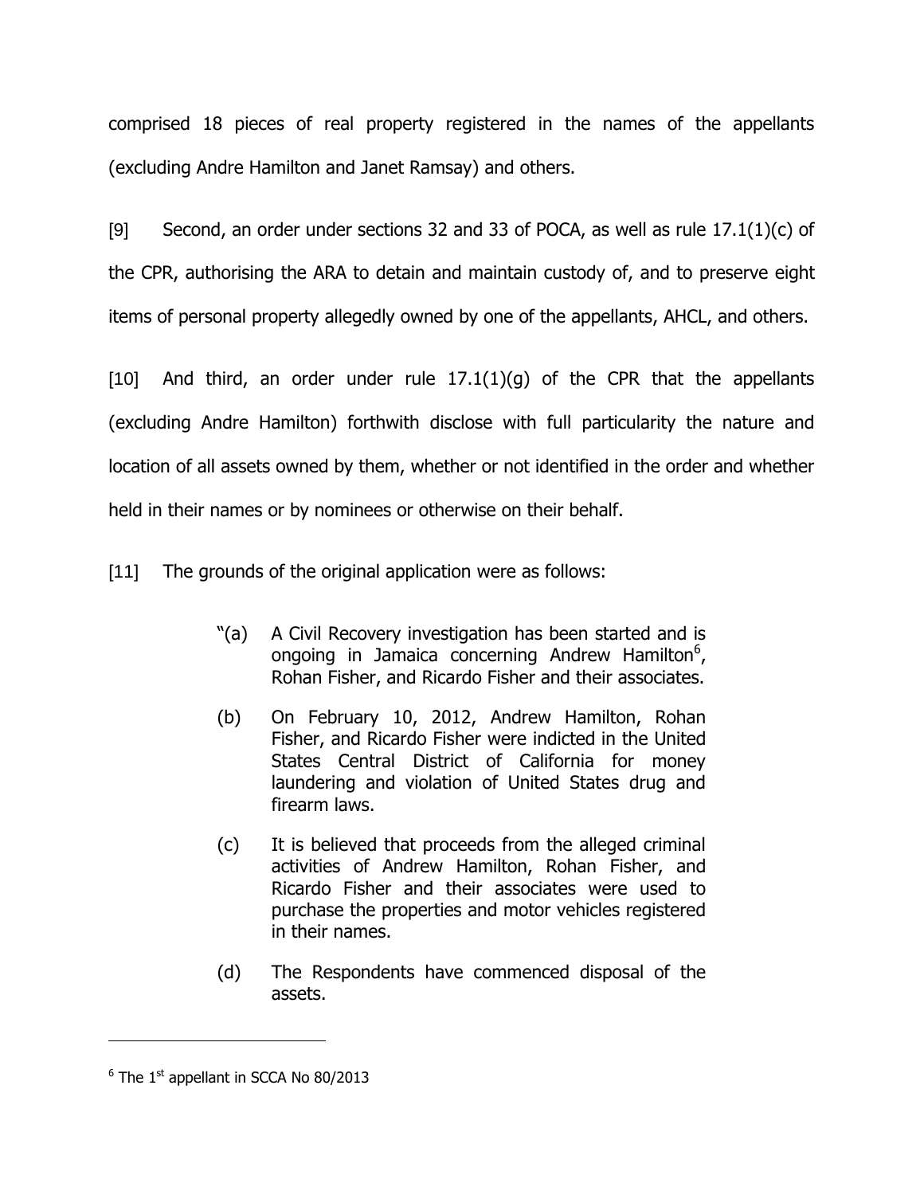comprised 18 pieces of real property registered in the names of the appellants (excluding Andre Hamilton and Janet Ramsay) and others.

[9] Second, an order under sections 32 and 33 of POCA, as well as rule 17.1(1)(c) of the CPR, authorising the ARA to detain and maintain custody of, and to preserve eight items of personal property allegedly owned by one of the appellants, AHCL, and others.

[10] And third, an order under rule 17.1(1)(g) of the CPR that the appellants (excluding Andre Hamilton) forthwith disclose with full particularity the nature and location of all assets owned by them, whether or not identified in the order and whether held in their names or by nominees or otherwise on their behalf.

[11] The grounds of the original application were as follows:

> "(a) A Civil Recovery investigation has been started and is ongoing in Jamaica concerning Andrew Hamilton[6], Rohan Fisher, and Ricardo Fisher and their associates.
>
> (b) On February 10, 2012, Andrew Hamilton, Rohan Fisher, and Ricardo Fisher were indicted in the United States Central District of California for money laundering and violation of United States drug and firearm laws.
>
> (c) It is believed that proceeds from the alleged criminal activities of Andrew Hamilton, Rohan Fisher, and Ricardo Fisher and their associates were used to purchase the properties and motor vehicles registered in their names.
>
> (d) The Respondents have commenced disposal of the assets.

---

[6] The 1st appellant in SCCA No 80/2013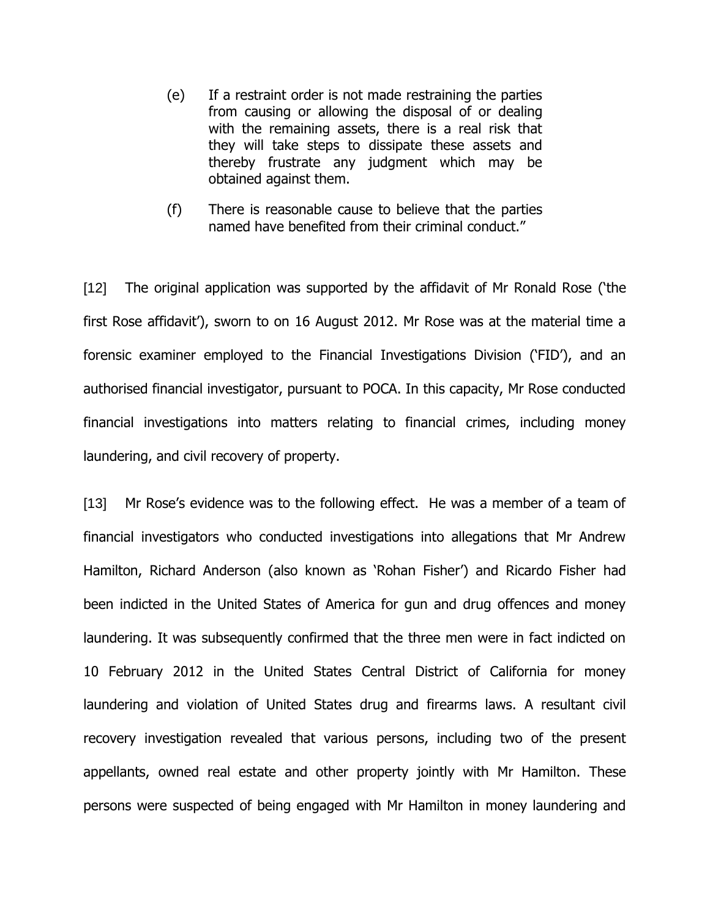(e) If a restraint order is not made restraining the parties from causing or allowing the disposal of or dealing with the remaining assets, there is a real risk that they will take steps to dissipate these assets and thereby frustrate any judgment which may be obtained against them.

(f) There is reasonable cause to believe that the parties named have benefited from their criminal conduct."

[12] The original application was supported by the affidavit of Mr Ronald Rose ('the first Rose affidavit'), sworn to on 16 August 2012. Mr Rose was at the material time a forensic examiner employed to the Financial Investigations Division ('FID'), and an authorised financial investigator, pursuant to POCA. In this capacity, Mr Rose conducted financial investigations into matters relating to financial crimes, including money laundering, and civil recovery of property.

[13] Mr Rose's evidence was to the following effect. He was a member of a team of financial investigators who conducted investigations into allegations that Mr Andrew Hamilton, Richard Anderson (also known as 'Rohan Fisher') and Ricardo Fisher had been indicted in the United States of America for gun and drug offences and money laundering. It was subsequently confirmed that the three men were in fact indicted on 10 February 2012 in the United States Central District of California for money laundering and violation of United States drug and firearms laws. A resultant civil recovery investigation revealed that various persons, including two of the present appellants, owned real estate and other property jointly with Mr Hamilton. These persons were suspected of being engaged with Mr Hamilton in money laundering and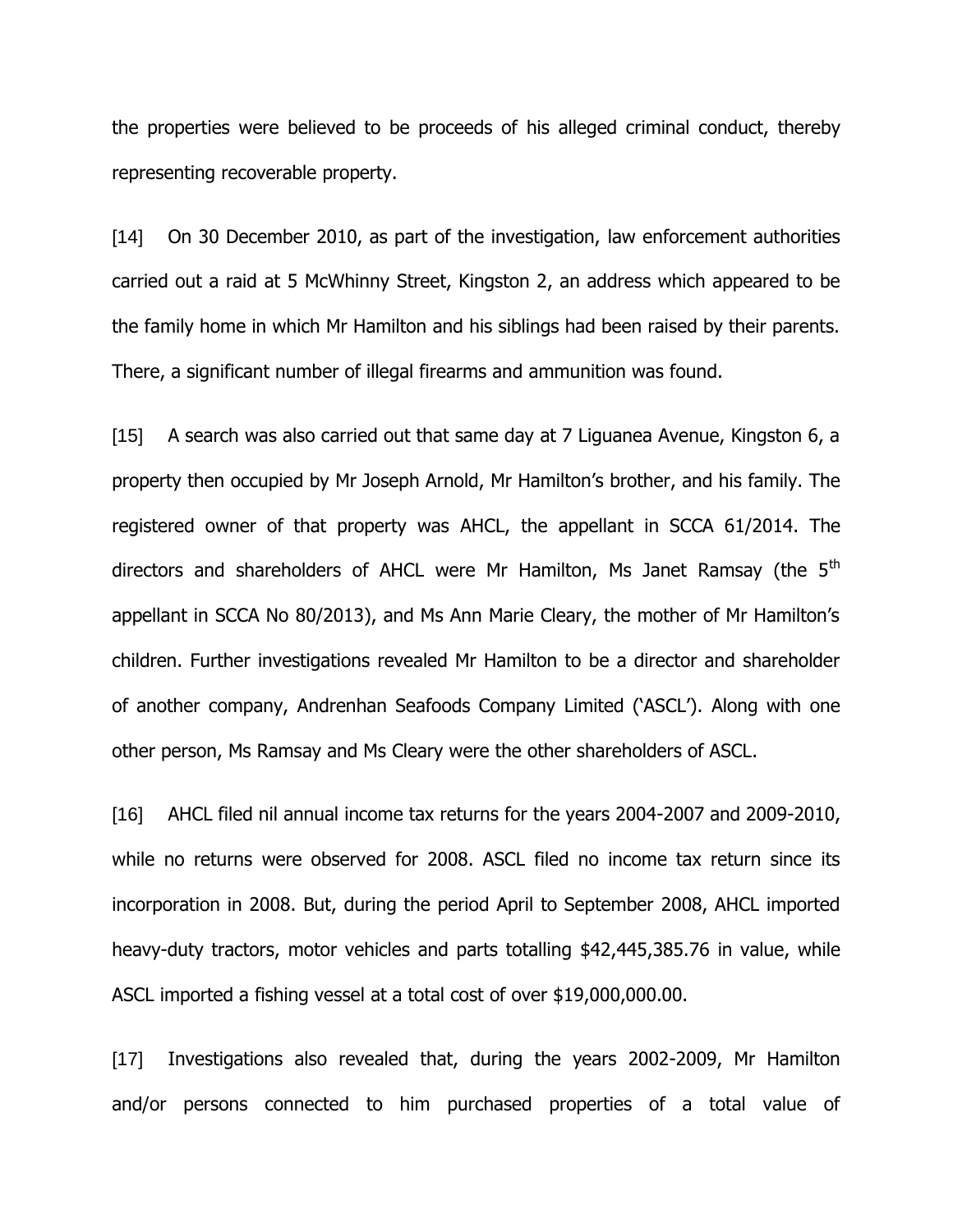the properties were believed to be proceeds of his alleged criminal conduct, thereby representing recoverable property.

[14] On 30 December 2010, as part of the investigation, law enforcement authorities carried out a raid at 5 McWhinny Street, Kingston 2, an address which appeared to be the family home in which Mr Hamilton and his siblings had been raised by their parents. There, a significant number of illegal firearms and ammunition was found.

[15] A search was also carried out that same day at 7 Liguanea Avenue, Kingston 6, a property then occupied by Mr Joseph Arnold, Mr Hamilton's brother, and his family. The registered owner of that property was AHCL, the appellant in SCCA 61/2014. The directors and shareholders of AHCL were Mr Hamilton, Ms Janet Ramsay (the 5th appellant in SCCA No 80/2013), and Ms Ann Marie Cleary, the mother of Mr Hamilton's children. Further investigations revealed Mr Hamilton to be a director and shareholder of another company, Andrenhan Seafoods Company Limited ('ASCL'). Along with one other person, Ms Ramsay and Ms Cleary were the other shareholders of ASCL.

[16] AHCL filed nil annual income tax returns for the years 2004-2007 and 2009-2010, while no returns were observed for 2008. ASCL filed no income tax return since its incorporation in 2008. But, during the period April to September 2008, AHCL imported heavy-duty tractors, motor vehicles and parts totalling $42,445,385.76 in value, while ASCL imported a fishing vessel at a total cost of over $19,000,000.00.

[17] Investigations also revealed that, during the years 2002-2009, Mr Hamilton and/or persons connected to him purchased properties of a total value of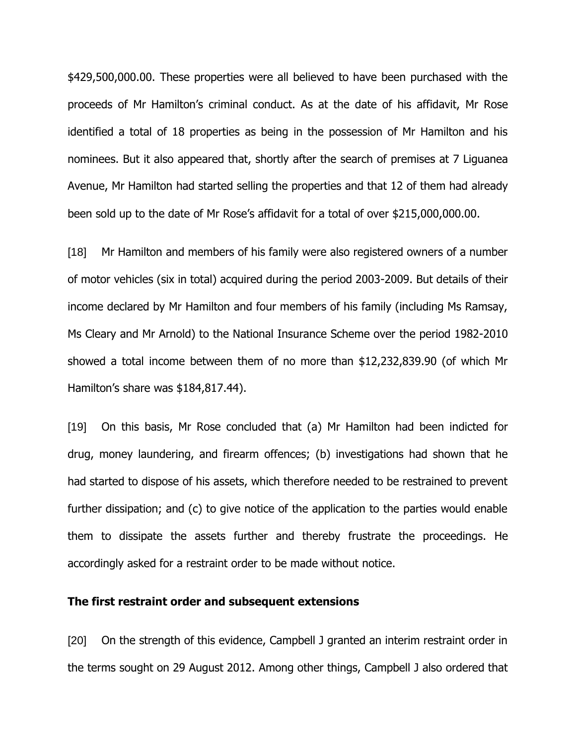$429,500,000.00. These properties were all believed to have been purchased with the proceeds of Mr Hamilton's criminal conduct. As at the date of his affidavit, Mr Rose identified a total of 18 properties as being in the possession of Mr Hamilton and his nominees. But it also appeared that, shortly after the search of premises at 7 Liguanea Avenue, Mr Hamilton had started selling the properties and that 12 of them had already been sold up to the date of Mr Rose's affidavit for a total of over $215,000,000.00.

[18] Mr Hamilton and members of his family were also registered owners of a number of motor vehicles (six in total) acquired during the period 2003-2009. But details of their income declared by Mr Hamilton and four members of his family (including Ms Ramsay, Ms Cleary and Mr Arnold) to the National Insurance Scheme over the period 1982-2010 showed a total income between them of no more than $12,232,839.90 (of which Mr Hamilton's share was $184,817.44).

[19] On this basis, Mr Rose concluded that (a) Mr Hamilton had been indicted for drug, money laundering, and firearm offences; (b) investigations had shown that he had started to dispose of his assets, which therefore needed to be restrained to prevent further dissipation; and (c) to give notice of the application to the parties would enable them to dissipate the assets further and thereby frustrate the proceedings. He accordingly asked for a restraint order to be made without notice.

### The first restraint order and subsequent extensions

[20] On the strength of this evidence, Campbell J granted an interim restraint order in the terms sought on 29 August 2012. Among other things, Campbell J also ordered that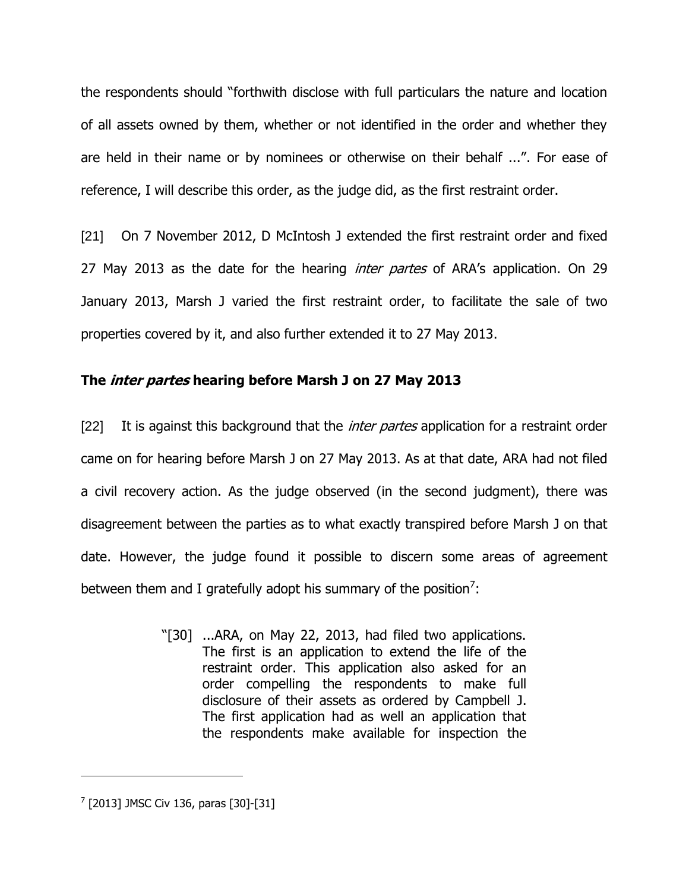the respondents should "forthwith disclose with full particulars the nature and location of all assets owned by them, whether or not identified in the order and whether they are held in their name or by nominees or otherwise on their behalf ...". For ease of reference, I will describe this order, as the judge did, as the first restraint order.

[21] On 7 November 2012, D McIntosh J extended the first restraint order and fixed 27 May 2013 as the date for the hearing *inter partes* of ARA's application. On 29 January 2013, Marsh J varied the first restraint order, to facilitate the sale of two properties covered by it, and also further extended it to 27 May 2013.

## The *inter partes* hearing before Marsh J on 27 May 2013

[22] It is against this background that the *inter partes* application for a restraint order came on for hearing before Marsh J on 27 May 2013. As at that date, ARA had not filed a civil recovery action. As the judge observed (in the second judgment), there was disagreement between the parties as to what exactly transpired before Marsh J on that date. However, the judge found it possible to discern some areas of agreement between them and I gratefully adopt his summary of the position[7]:

> "[30] ...ARA, on May 22, 2013, had filed two applications. The first is an application to extend the life of the restraint order. This application also asked for an order compelling the respondents to make full disclosure of their assets as ordered by Campbell J. The first application had as well an application that the respondents make available for inspection the

[7] [2013] JMSC Civ 136, paras [30]-[31]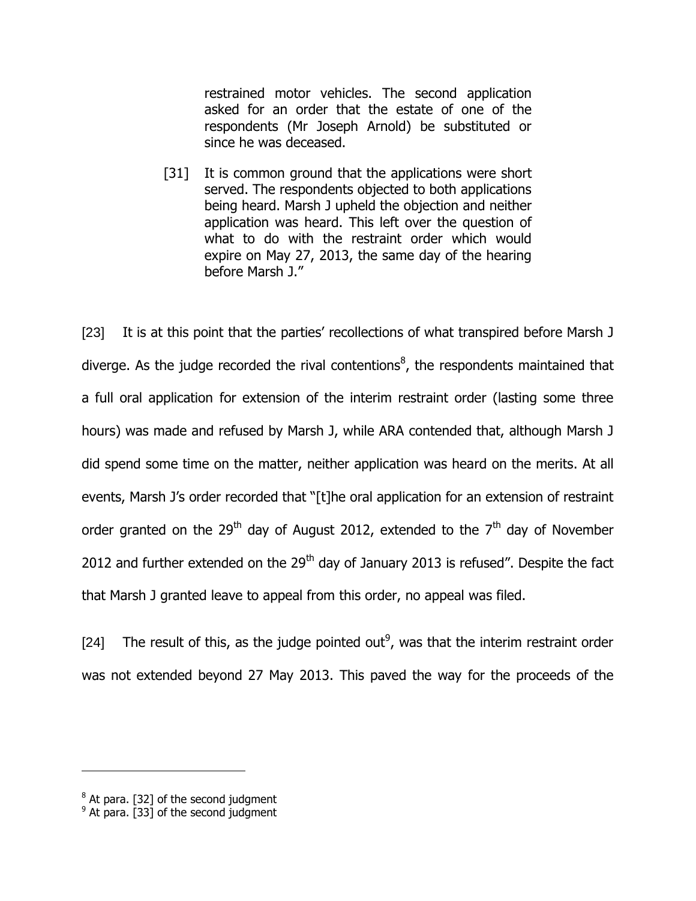> restrained motor vehicles. The second application asked for an order that the estate of one of the respondents (Mr Joseph Arnold) be substituted or since he was deceased.
>
> [31] It is common ground that the applications were short served. The respondents objected to both applications being heard. Marsh J upheld the objection and neither application was heard. This left over the question of what to do with the restraint order which would expire on May 27, 2013, the same day of the hearing before Marsh J."

[23] It is at this point that the parties' recollections of what transpired before Marsh J diverge. As the judge recorded the rival contentions[8], the respondents maintained that a full oral application for extension of the interim restraint order (lasting some three hours) was made and refused by Marsh J, while ARA contended that, although Marsh J did spend some time on the matter, neither application was heard on the merits. At all events, Marsh J's order recorded that "[t]he oral application for an extension of restraint order granted on the 29th day of August 2012, extended to the 7th day of November 2012 and further extended on the 29th day of January 2013 is refused". Despite the fact that Marsh J granted leave to appeal from this order, no appeal was filed.

[24] The result of this, as the judge pointed out[9], was that the interim restraint order was not extended beyond 27 May 2013. This paved the way for the proceeds of the

---

[8] At para. [32] of the second judgment

[9] At para. [33] of the second judgment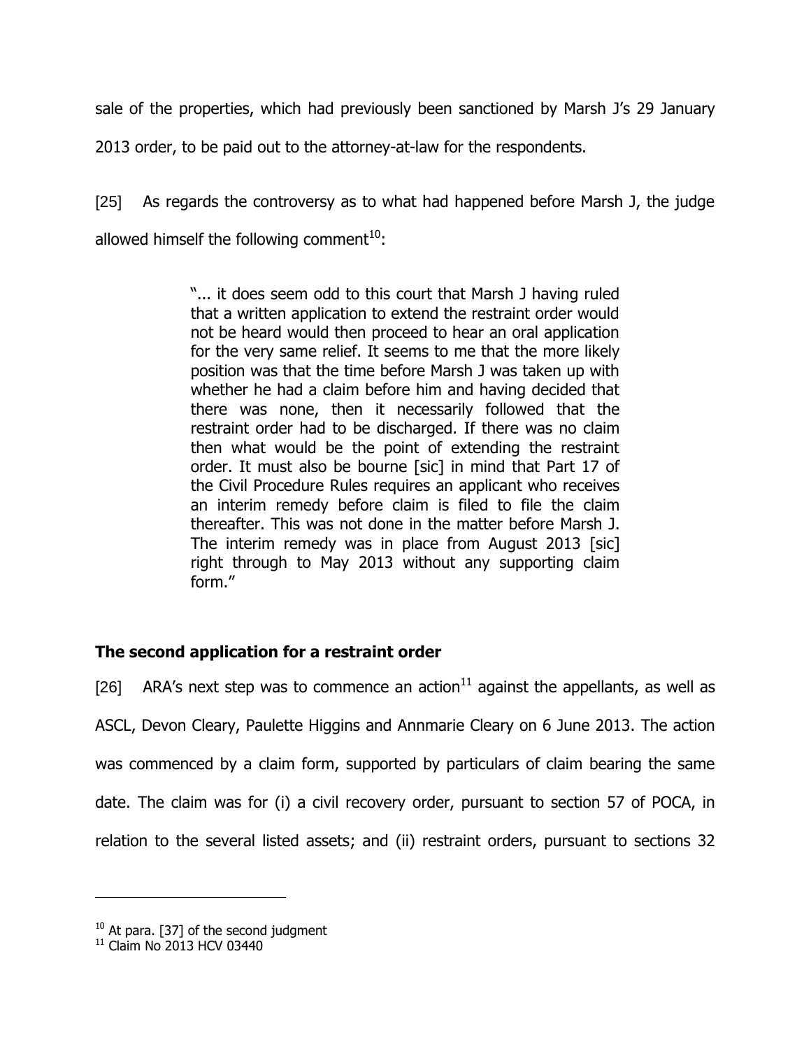sale of the properties, which had previously been sanctioned by Marsh J's 29 January 2013 order, to be paid out to the attorney-at-law for the respondents.

[25] As regards the controversy as to what had happened before Marsh J, the judge allowed himself the following comment[10]:

> "... it does seem odd to this court that Marsh J having ruled that a written application to extend the restraint order would not be heard would then proceed to hear an oral application for the very same relief. It seems to me that the more likely position was that the time before Marsh J was taken up with whether he had a claim before him and having decided that there was none, then it necessarily followed that the restraint order had to be discharged. If there was no claim then what would be the point of extending the restraint order. It must also be bourne [sic] in mind that Part 17 of the Civil Procedure Rules requires an applicant who receives an interim remedy before claim is filed to file the claim thereafter. This was not done in the matter before Marsh J. The interim remedy was in place from August 2013 [sic] right through to May 2013 without any supporting claim form."

## The second application for a restraint order

[26] ARA's next step was to commence an action[11] against the appellants, as well as ASCL, Devon Cleary, Paulette Higgins and Annmarie Cleary on 6 June 2013. The action was commenced by a claim form, supported by particulars of claim bearing the same date. The claim was for (i) a civil recovery order, pursuant to section 57 of POCA, in relation to the several listed assets; and (ii) restraint orders, pursuant to sections 32

---

[10] At para. [37] of the second judgment

[11] Claim No 2013 HCV 03440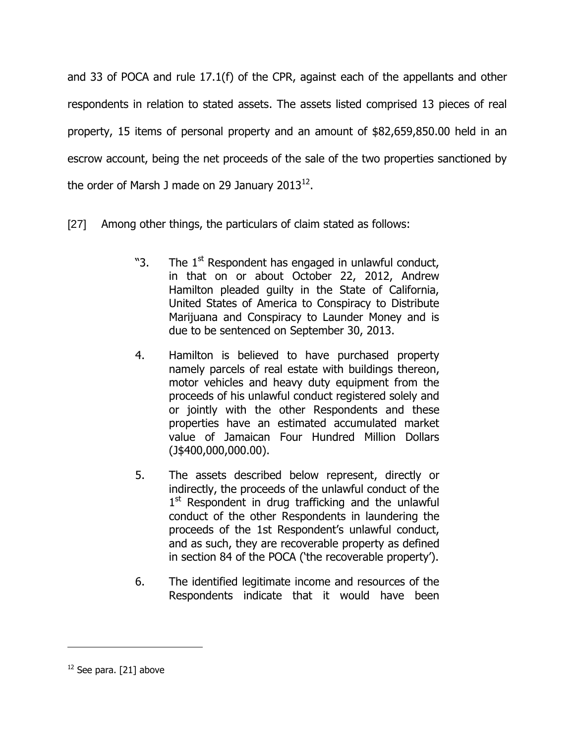and 33 of POCA and rule 17.1(f) of the CPR, against each of the appellants and other respondents in relation to stated assets. The assets listed comprised 13 pieces of real property, 15 items of personal property and an amount of $82,659,850.00 held in an escrow account, being the net proceeds of the sale of the two properties sanctioned by the order of Marsh J made on 29 January 2013[12].

[27] Among other things, the particulars of claim stated as follows:

> "3. The 1st Respondent has engaged in unlawful conduct, in that on or about October 22, 2012, Andrew Hamilton pleaded guilty in the State of California, United States of America to Conspiracy to Distribute Marijuana and Conspiracy to Launder Money and is due to be sentenced on September 30, 2013.
>
> 4. Hamilton is believed to have purchased property namely parcels of real estate with buildings thereon, motor vehicles and heavy duty equipment from the proceeds of his unlawful conduct registered solely and or jointly with the other Respondents and these properties have an estimated accumulated market value of Jamaican Four Hundred Million Dollars (J$400,000,000.00).
>
> 5. The assets described below represent, directly or indirectly, the proceeds of the unlawful conduct of the 1st Respondent in drug trafficking and the unlawful conduct of the other Respondents in laundering the proceeds of the 1st Respondent's unlawful conduct, and as such, they are recoverable property as defined in section 84 of the POCA ('the recoverable property').
>
> 6. The identified legitimate income and resources of the Respondents indicate that it would have been

[12] See para. [21] above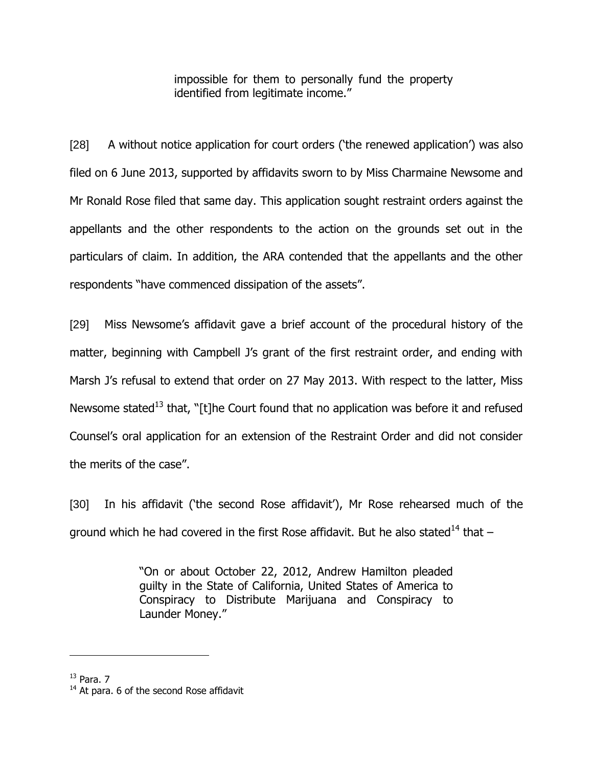> impossible for them to personally fund the property identified from legitimate income."

[28] A without notice application for court orders ('the renewed application') was also filed on 6 June 2013, supported by affidavits sworn to by Miss Charmaine Newsome and Mr Ronald Rose filed that same day. This application sought restraint orders against the appellants and the other respondents to the action on the grounds set out in the particulars of claim. In addition, the ARA contended that the appellants and the other respondents "have commenced dissipation of the assets".

[29] Miss Newsome's affidavit gave a brief account of the procedural history of the matter, beginning with Campbell J's grant of the first restraint order, and ending with Marsh J's refusal to extend that order on 27 May 2013. With respect to the latter, Miss Newsome stated[13] that, "[t]he Court found that no application was before it and refused Counsel's oral application for an extension of the Restraint Order and did not consider the merits of the case".

[30] In his affidavit ('the second Rose affidavit'), Mr Rose rehearsed much of the ground which he had covered in the first Rose affidavit. But he also stated[14] that –

> "On or about October 22, 2012, Andrew Hamilton pleaded guilty in the State of California, United States of America to Conspiracy to Distribute Marijuana and Conspiracy to Launder Money."

---

[13] Para. 7

[14] At para. 6 of the second Rose affidavit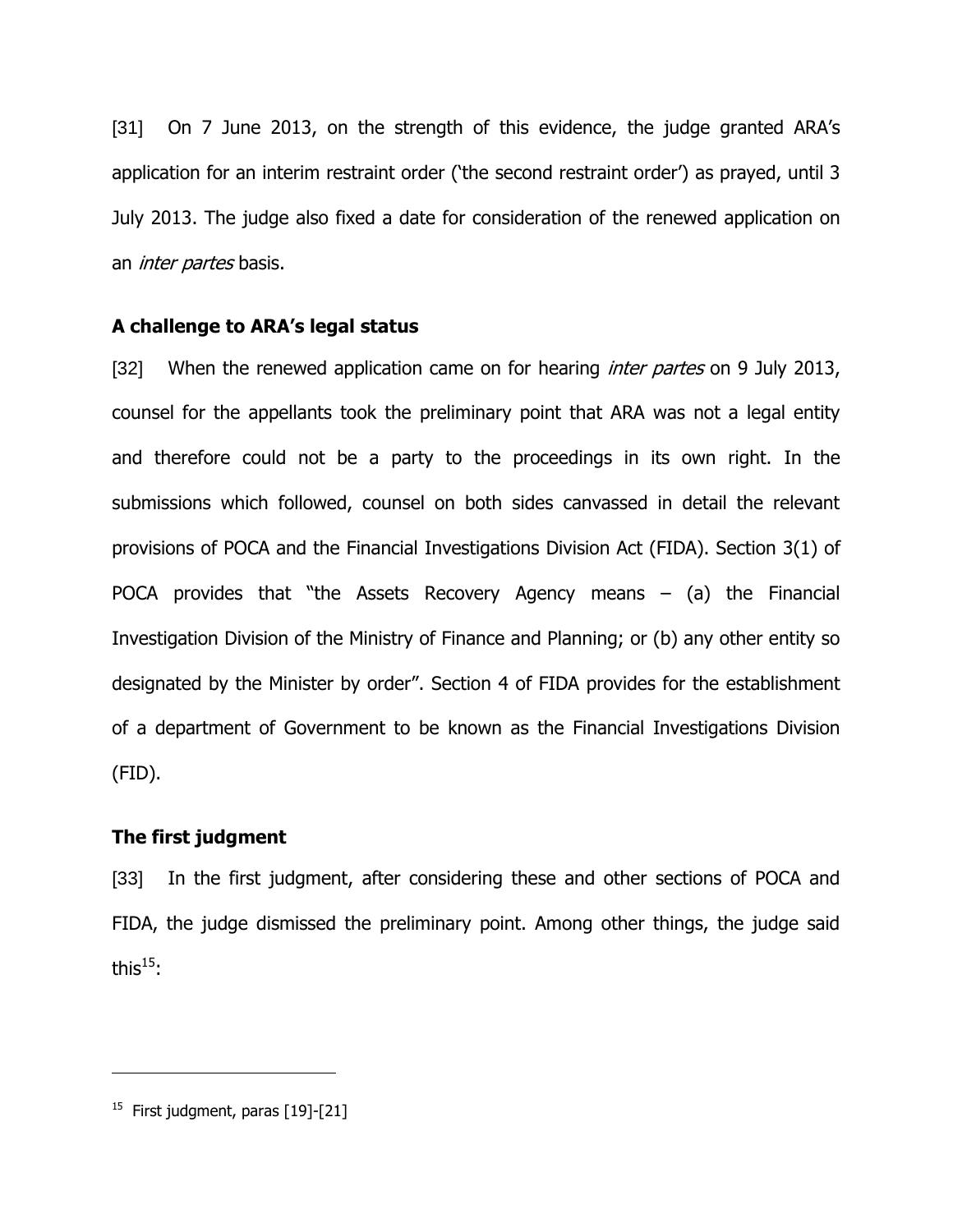[31] On 7 June 2013, on the strength of this evidence, the judge granted ARA's application for an interim restraint order ('the second restraint order') as prayed, until 3 July 2013. The judge also fixed a date for consideration of the renewed application on an *inter partes* basis.

## A challenge to ARA's legal status

[32] When the renewed application came on for hearing *inter partes* on 9 July 2013, counsel for the appellants took the preliminary point that ARA was not a legal entity and therefore could not be a party to the proceedings in its own right. In the submissions which followed, counsel on both sides canvassed in detail the relevant provisions of POCA and the Financial Investigations Division Act (FIDA). Section 3(1) of POCA provides that "the Assets Recovery Agency means – (a) the Financial Investigation Division of the Ministry of Finance and Planning; or (b) any other entity so designated by the Minister by order". Section 4 of FIDA provides for the establishment of a department of Government to be known as the Financial Investigations Division (FID).

## The first judgment

[33] In the first judgment, after considering these and other sections of POCA and FIDA, the judge dismissed the preliminary point. Among other things, the judge said this[15]:

---

[15] First judgment, paras [19]-[21]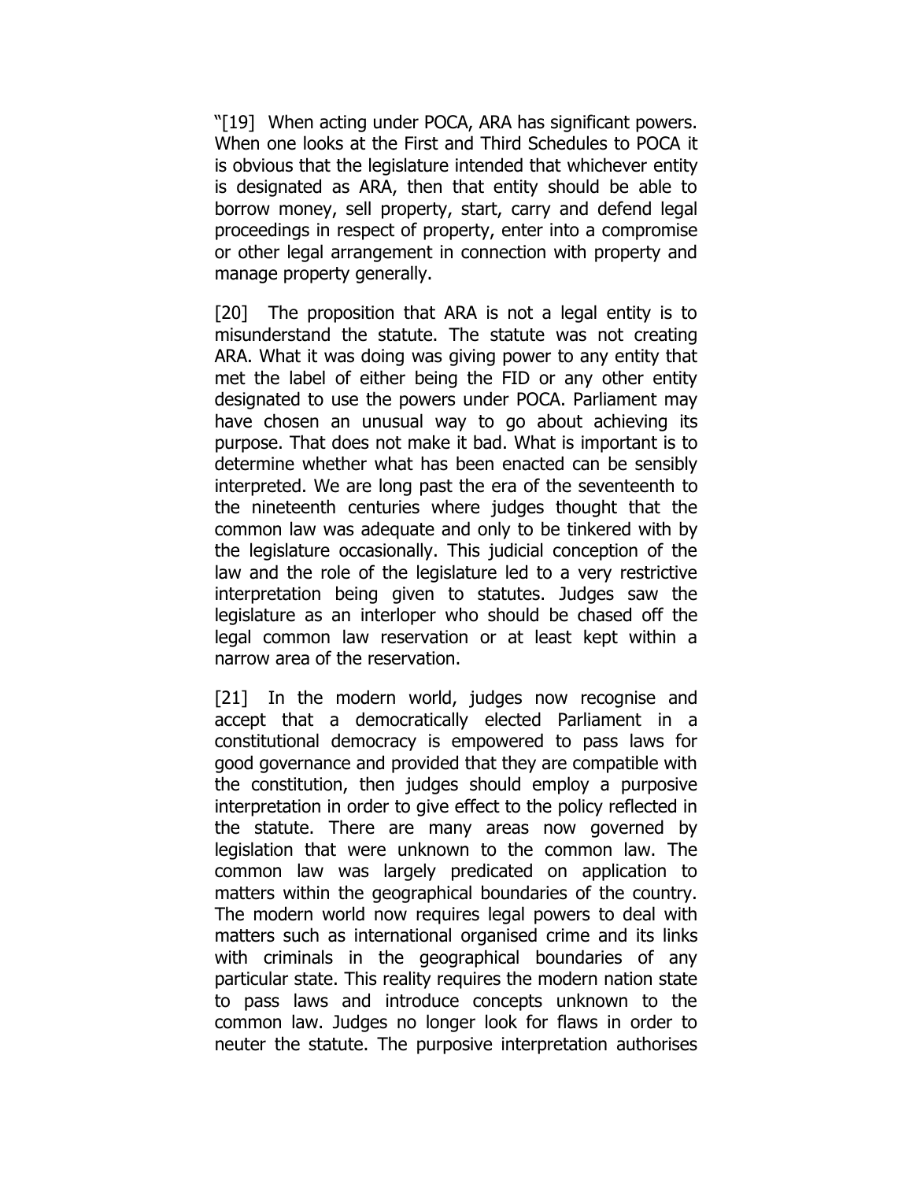"[19] When acting under POCA, ARA has significant powers. When one looks at the First and Third Schedules to POCA it is obvious that the legislature intended that whichever entity is designated as ARA, then that entity should be able to borrow money, sell property, start, carry and defend legal proceedings in respect of property, enter into a compromise or other legal arrangement in connection with property and manage property generally.

[20] The proposition that ARA is not a legal entity is to misunderstand the statute. The statute was not creating ARA. What it was doing was giving power to any entity that met the label of either being the FID or any other entity designated to use the powers under POCA. Parliament may have chosen an unusual way to go about achieving its purpose. That does not make it bad. What is important is to determine whether what has been enacted can be sensibly interpreted. We are long past the era of the seventeenth to the nineteenth centuries where judges thought that the common law was adequate and only to be tinkered with by the legislature occasionally. This judicial conception of the law and the role of the legislature led to a very restrictive interpretation being given to statutes. Judges saw the legislature as an interloper who should be chased off the legal common law reservation or at least kept within a narrow area of the reservation.

[21] In the modern world, judges now recognise and accept that a democratically elected Parliament in a constitutional democracy is empowered to pass laws for good governance and provided that they are compatible with the constitution, then judges should employ a purposive interpretation in order to give effect to the policy reflected in the statute. There are many areas now governed by legislation that were unknown to the common law. The common law was largely predicated on application to matters within the geographical boundaries of the country. The modern world now requires legal powers to deal with matters such as international organised crime and its links with criminals in the geographical boundaries of any particular state. This reality requires the modern nation state to pass laws and introduce concepts unknown to the common law. Judges no longer look for flaws in order to neuter the statute. The purposive interpretation authorises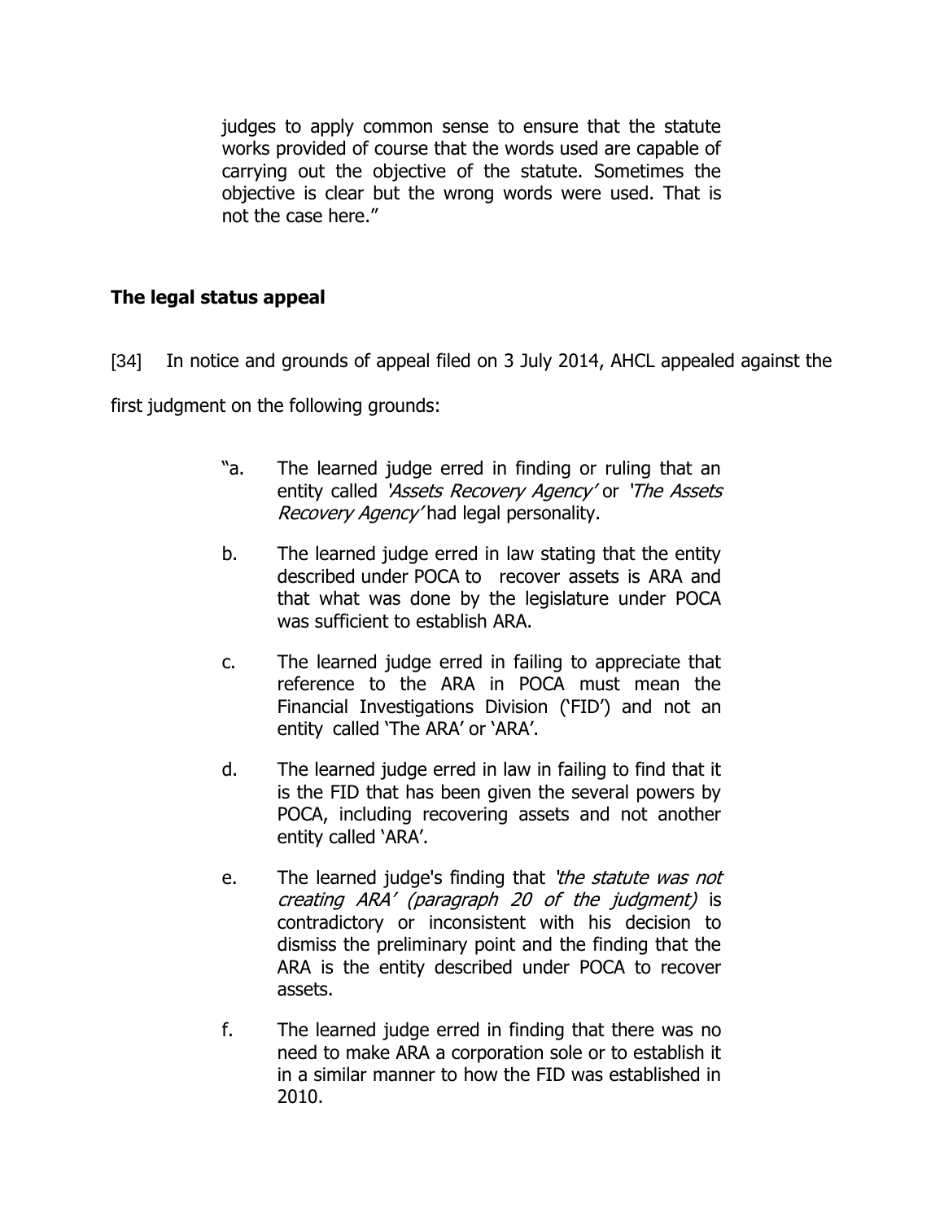judges to apply common sense to ensure that the statute works provided of course that the words used are capable of carrying out the objective of the statute. Sometimes the objective is clear but the wrong words were used. That is not the case here."

## The legal status appeal

[34] In notice and grounds of appeal filed on 3 July 2014, AHCL appealed against the first judgment on the following grounds:

> "a. The learned judge erred in finding or ruling that an entity called *'Assets Recovery Agency'* or *'The Assets Recovery Agency'* had legal personality.
>
> b. The learned judge erred in law stating that the entity described under POCA to recover assets is ARA and that what was done by the legislature under POCA was sufficient to establish ARA.
>
> c. The learned judge erred in failing to appreciate that reference to the ARA in POCA must mean the Financial Investigations Division ('FID') and not an entity called 'The ARA' or 'ARA'.
>
> d. The learned judge erred in law in failing to find that it is the FID that has been given the several powers by POCA, including recovering assets and not another entity called 'ARA'.
>
> e. The learned judge's finding that *'the statute was not creating ARA' (paragraph 20 of the judgment)* is contradictory or inconsistent with his decision to dismiss the preliminary point and the finding that the ARA is the entity described under POCA to recover assets.
>
> f. The learned judge erred in finding that there was no need to make ARA a corporation sole or to establish it in a similar manner to how the FID was established in 2010.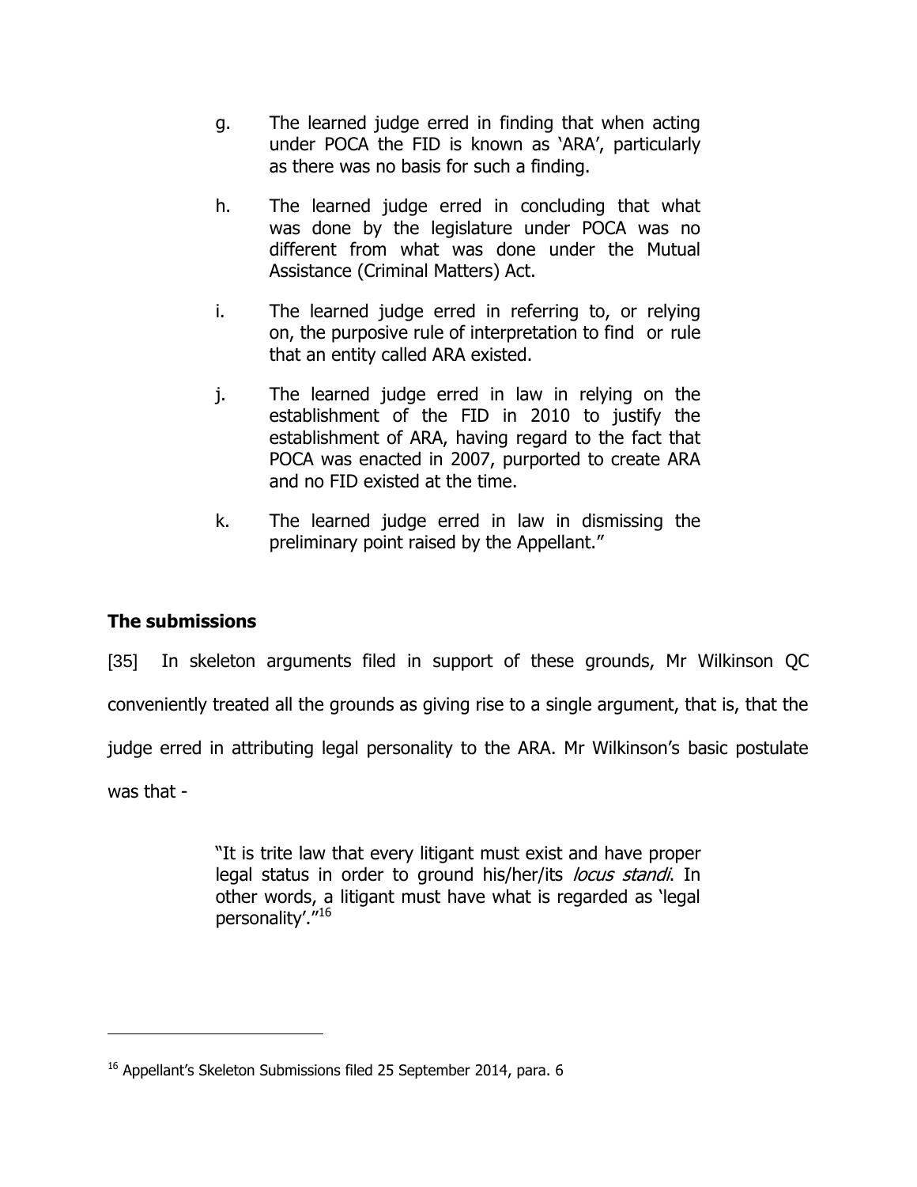g. The learned judge erred in finding that when acting under POCA the FID is known as 'ARA', particularly as there was no basis for such a finding.

h. The learned judge erred in concluding that what was done by the legislature under POCA was no different from what was done under the Mutual Assistance (Criminal Matters) Act.

i. The learned judge erred in referring to, or relying on, the purposive rule of interpretation to find or rule that an entity called ARA existed.

j. The learned judge erred in law in relying on the establishment of the FID in 2010 to justify the establishment of ARA, having regard to the fact that POCA was enacted in 2007, purported to create ARA and no FID existed at the time.

k. The learned judge erred in law in dismissing the preliminary point raised by the Appellant."

## The submissions

[35] In skeleton arguments filed in support of these grounds, Mr Wilkinson QC conveniently treated all the grounds as giving rise to a single argument, that is, that the judge erred in attributing legal personality to the ARA. Mr Wilkinson's basic postulate was that -

> "It is trite law that every litigant must exist and have proper legal status in order to ground his/her/its *locus standi*. In other words, a litigant must have what is regarded as 'legal personality'."[16]

---

[16] Appellant's Skeleton Submissions filed 25 September 2014, para. 6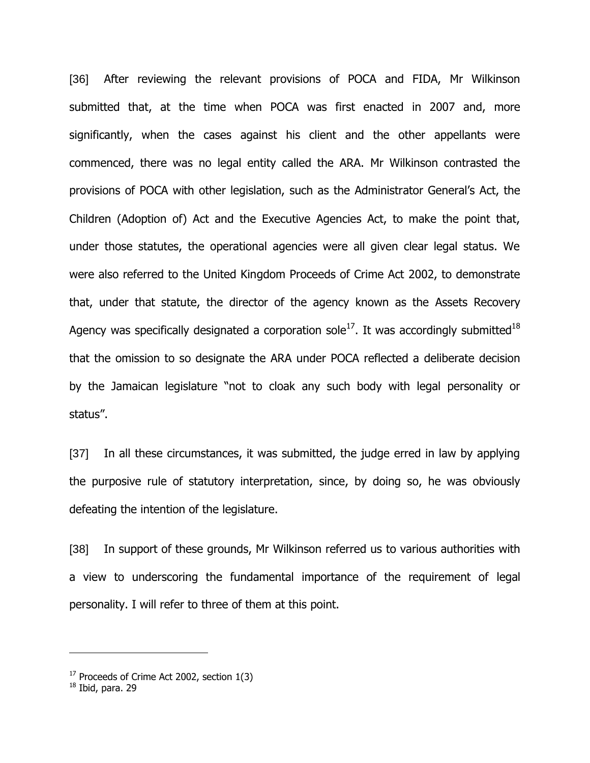[36] After reviewing the relevant provisions of POCA and FIDA, Mr Wilkinson submitted that, at the time when POCA was first enacted in 2007 and, more significantly, when the cases against his client and the other appellants were commenced, there was no legal entity called the ARA. Mr Wilkinson contrasted the provisions of POCA with other legislation, such as the Administrator General's Act, the Children (Adoption of) Act and the Executive Agencies Act, to make the point that, under those statutes, the operational agencies were all given clear legal status. We were also referred to the United Kingdom Proceeds of Crime Act 2002, to demonstrate that, under that statute, the director of the agency known as the Assets Recovery Agency was specifically designated a corporation sole[17]. It was accordingly submitted[18] that the omission to so designate the ARA under POCA reflected a deliberate decision by the Jamaican legislature "not to cloak any such body with legal personality or status".

[37] In all these circumstances, it was submitted, the judge erred in law by applying the purposive rule of statutory interpretation, since, by doing so, he was obviously defeating the intention of the legislature.

[38] In support of these grounds, Mr Wilkinson referred us to various authorities with a view to underscoring the fundamental importance of the requirement of legal personality. I will refer to three of them at this point.

---

[17] Proceeds of Crime Act 2002, section 1(3)

[18] Ibid, para. 29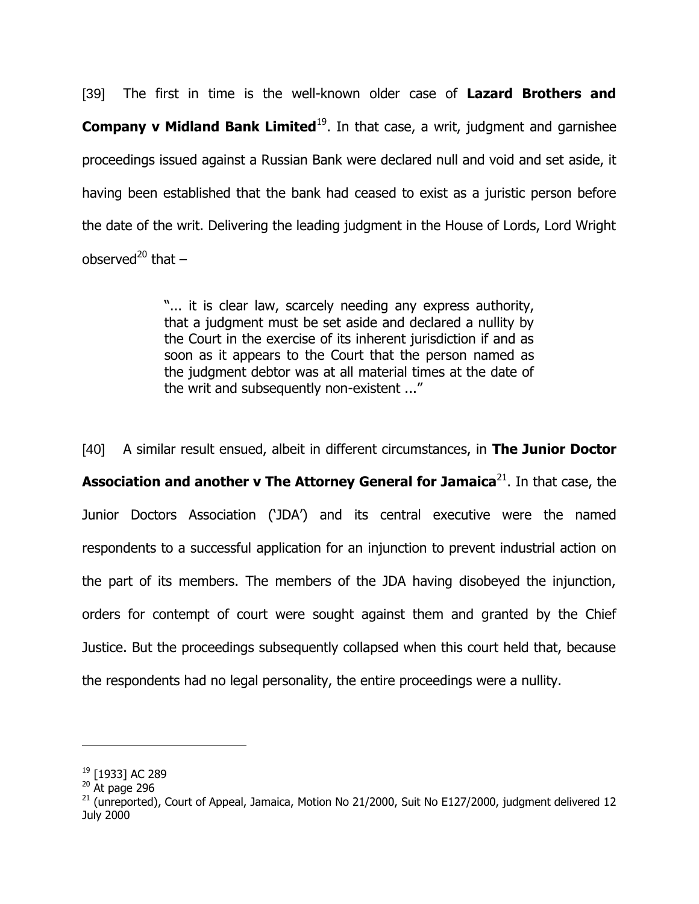[39] The first in time is the well-known older case of **Lazard Brothers and Company v Midland Bank Limited**[19]. In that case, a writ, judgment and garnishee proceedings issued against a Russian Bank were declared null and void and set aside, it having been established that the bank had ceased to exist as a juristic person before the date of the writ. Delivering the leading judgment in the House of Lords, Lord Wright observed[20] that –

> "... it is clear law, scarcely needing any express authority, that a judgment must be set aside and declared a nullity by the Court in the exercise of its inherent jurisdiction if and as soon as it appears to the Court that the person named as the judgment debtor was at all material times at the date of the writ and subsequently non-existent ..."

[40] A similar result ensued, albeit in different circumstances, in **The Junior Doctor Association and another v The Attorney General for Jamaica**[21]. In that case, the Junior Doctors Association ('JDA') and its central executive were the named respondents to a successful application for an injunction to prevent industrial action on the part of its members. The members of the JDA having disobeyed the injunction, orders for contempt of court were sought against them and granted by the Chief Justice. But the proceedings subsequently collapsed when this court held that, because the respondents had no legal personality, the entire proceedings were a nullity.

---

[19] [1933] AC 289

[20] At page 296

[21] (unreported), Court of Appeal, Jamaica, Motion No 21/2000, Suit No E127/2000, judgment delivered 12 July 2000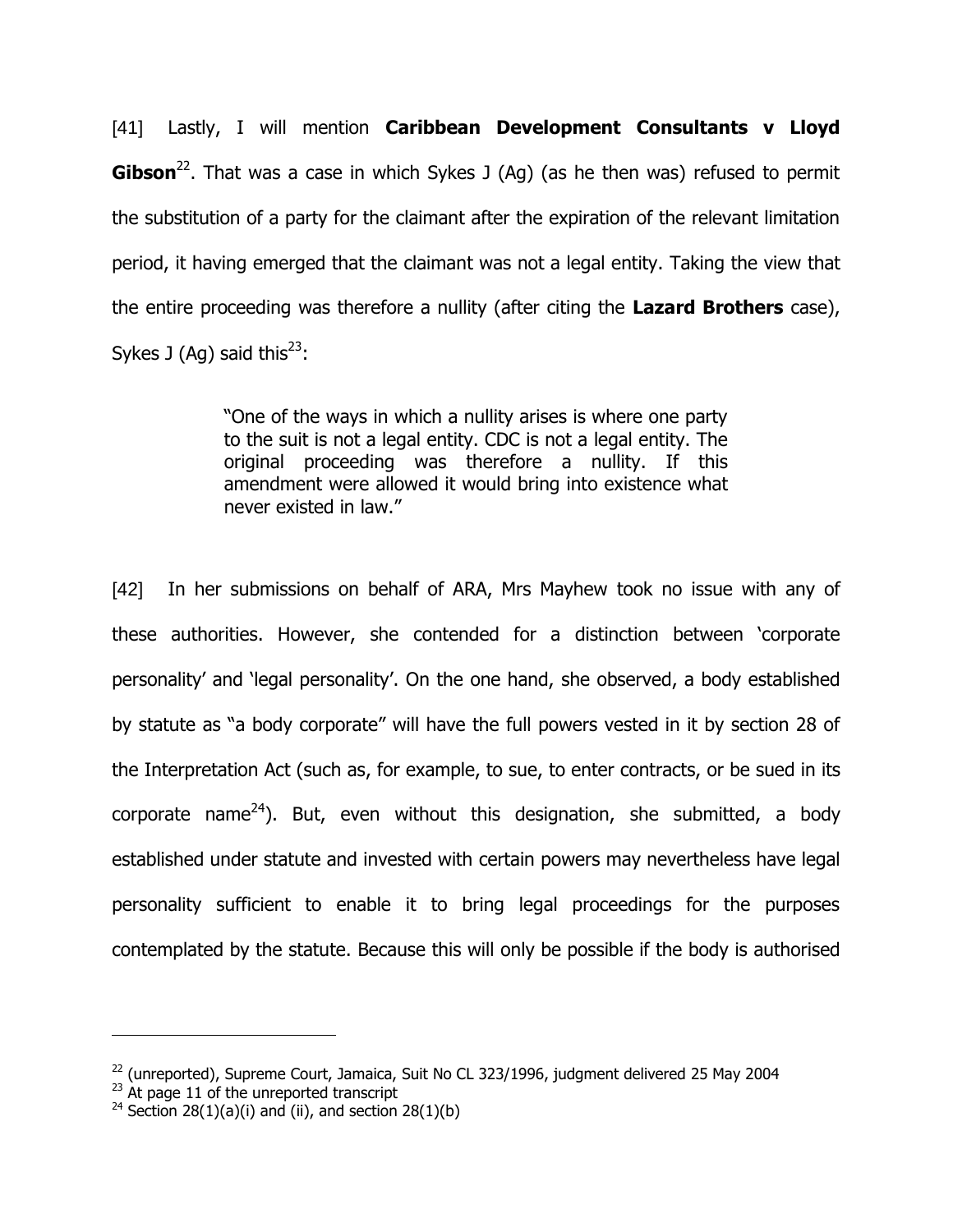[41] Lastly, I will mention **Caribbean Development Consultants v Lloyd Gibson**[22]. That was a case in which Sykes J (Ag) (as he then was) refused to permit the substitution of a party for the claimant after the expiration of the relevant limitation period, it having emerged that the claimant was not a legal entity. Taking the view that the entire proceeding was therefore a nullity (after citing the **Lazard Brothers** case), Sykes J (Ag) said this[23]:

> "One of the ways in which a nullity arises is where one party to the suit is not a legal entity. CDC is not a legal entity. The original proceeding was therefore a nullity. If this amendment were allowed it would bring into existence what never existed in law."

[42] In her submissions on behalf of ARA, Mrs Mayhew took no issue with any of these authorities. However, she contended for a distinction between 'corporate personality' and 'legal personality'. On the one hand, she observed, a body established by statute as "a body corporate" will have the full powers vested in it by section 28 of the Interpretation Act (such as, for example, to sue, to enter contracts, or be sued in its corporate name[24]). But, even without this designation, she submitted, a body established under statute and invested with certain powers may nevertheless have legal personality sufficient to enable it to bring legal proceedings for the purposes contemplated by the statute. Because this will only be possible if the body is authorised

---

[22] (unreported), Supreme Court, Jamaica, Suit No CL 323/1996, judgment delivered 25 May 2004

[23] At page 11 of the unreported transcript

[24] Section 28(1)(a)(i) and (ii), and section 28(1)(b)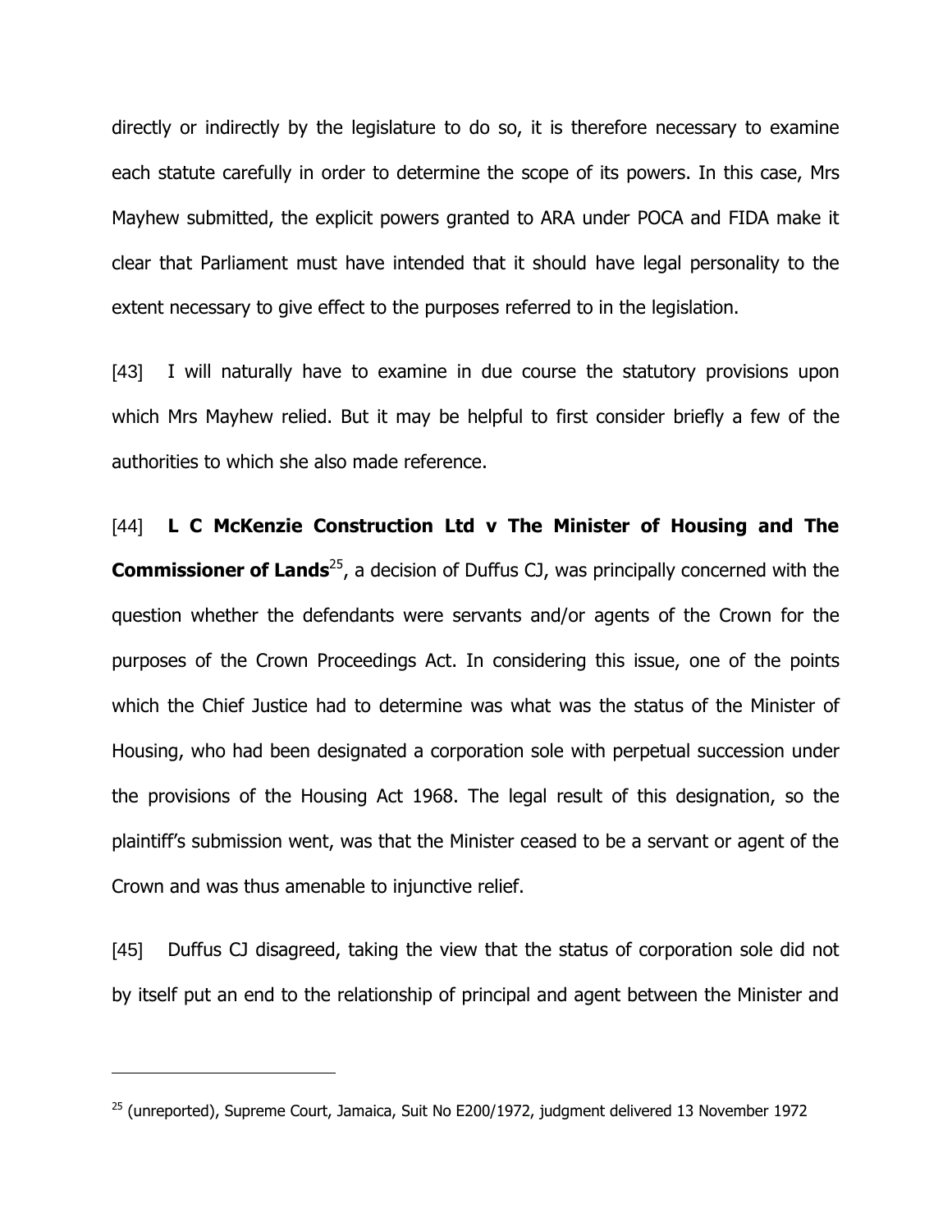directly or indirectly by the legislature to do so, it is therefore necessary to examine each statute carefully in order to determine the scope of its powers. In this case, Mrs Mayhew submitted, the explicit powers granted to ARA under POCA and FIDA make it clear that Parliament must have intended that it should have legal personality to the extent necessary to give effect to the purposes referred to in the legislation.

[43] I will naturally have to examine in due course the statutory provisions upon which Mrs Mayhew relied. But it may be helpful to first consider briefly a few of the authorities to which she also made reference.

[44] **L C McKenzie Construction Ltd v The Minister of Housing and The Commissioner of Lands**[25], a decision of Duffus CJ, was principally concerned with the question whether the defendants were servants and/or agents of the Crown for the purposes of the Crown Proceedings Act. In considering this issue, one of the points which the Chief Justice had to determine was what was the status of the Minister of Housing, who had been designated a corporation sole with perpetual succession under the provisions of the Housing Act 1968. The legal result of this designation, so the plaintiff's submission went, was that the Minister ceased to be a servant or agent of the Crown and was thus amenable to injunctive relief.

[45] Duffus CJ disagreed, taking the view that the status of corporation sole did not by itself put an end to the relationship of principal and agent between the Minister and

---

[25] (unreported), Supreme Court, Jamaica, Suit No E200/1972, judgment delivered 13 November 1972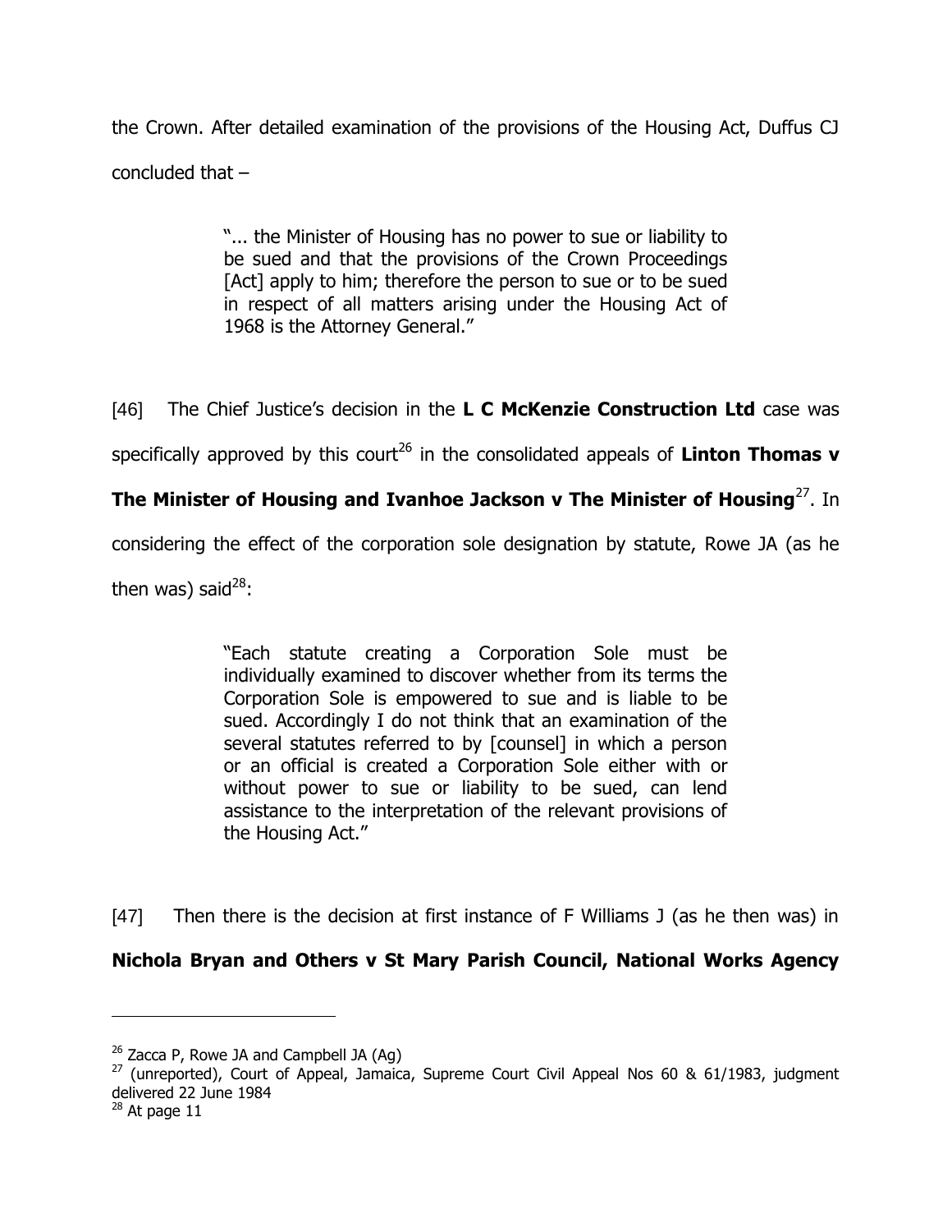the Crown. After detailed examination of the provisions of the Housing Act, Duffus CJ concluded that –

> "... the Minister of Housing has no power to sue or liability to be sued and that the provisions of the Crown Proceedings [Act] apply to him; therefore the person to sue or to be sued in respect of all matters arising under the Housing Act of 1968 is the Attorney General."

[46] The Chief Justice's decision in the **L C McKenzie Construction Ltd** case was specifically approved by this court[26] in the consolidated appeals of **Linton Thomas v The Minister of Housing and Ivanhoe Jackson v The Minister of Housing**[27]. In considering the effect of the corporation sole designation by statute, Rowe JA (as he then was) said[28]:

> "Each statute creating a Corporation Sole must be individually examined to discover whether from its terms the Corporation Sole is empowered to sue and is liable to be sued. Accordingly I do not think that an examination of the several statutes referred to by [counsel] in which a person or an official is created a Corporation Sole either with or without power to sue or liability to be sued, can lend assistance to the interpretation of the relevant provisions of the Housing Act."

[47] Then there is the decision at first instance of F Williams J (as he then was) in **Nichola Bryan and Others v St Mary Parish Council, National Works Agency**

---

[26] Zacca P, Rowe JA and Campbell JA (Ag)

[27] (unreported), Court of Appeal, Jamaica, Supreme Court Civil Appeal Nos 60 & 61/1983, judgment delivered 22 June 1984

[28] At page 11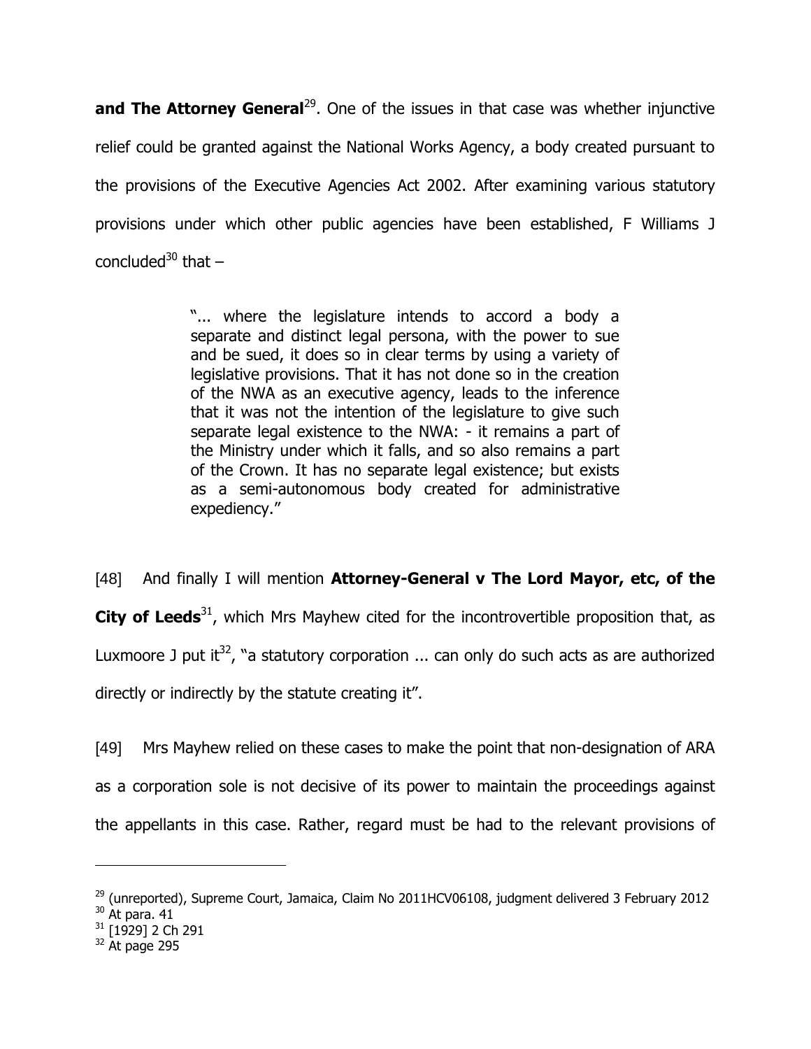**and The Attorney General**[29]. One of the issues in that case was whether injunctive relief could be granted against the National Works Agency, a body created pursuant to the provisions of the Executive Agencies Act 2002. After examining various statutory provisions under which other public agencies have been established, F Williams J concluded[30] that –

> "... where the legislature intends to accord a body a separate and distinct legal persona, with the power to sue and be sued, it does so in clear terms by using a variety of legislative provisions. That it has not done so in the creation of the NWA as an executive agency, leads to the inference that it was not the intention of the legislature to give such separate legal existence to the NWA: - it remains a part of the Ministry under which it falls, and so also remains a part of the Crown. It has no separate legal existence; but exists as a semi-autonomous body created for administrative expediency."

[48] And finally I will mention **Attorney-General v The Lord Mayor, etc, of the City of Leeds**[31], which Mrs Mayhew cited for the incontrovertible proposition that, as Luxmoore J put it[32], "a statutory corporation ... can only do such acts as are authorized directly or indirectly by the statute creating it".

[49] Mrs Mayhew relied on these cases to make the point that non-designation of ARA as a corporation sole is not decisive of its power to maintain the proceedings against the appellants in this case. Rather, regard must be had to the relevant provisions of

---

[29] (unreported), Supreme Court, Jamaica, Claim No 2011HCV06108, judgment delivered 3 February 2012

[30] At para. 41

[31] [1929] 2 Ch 291

[32] At page 295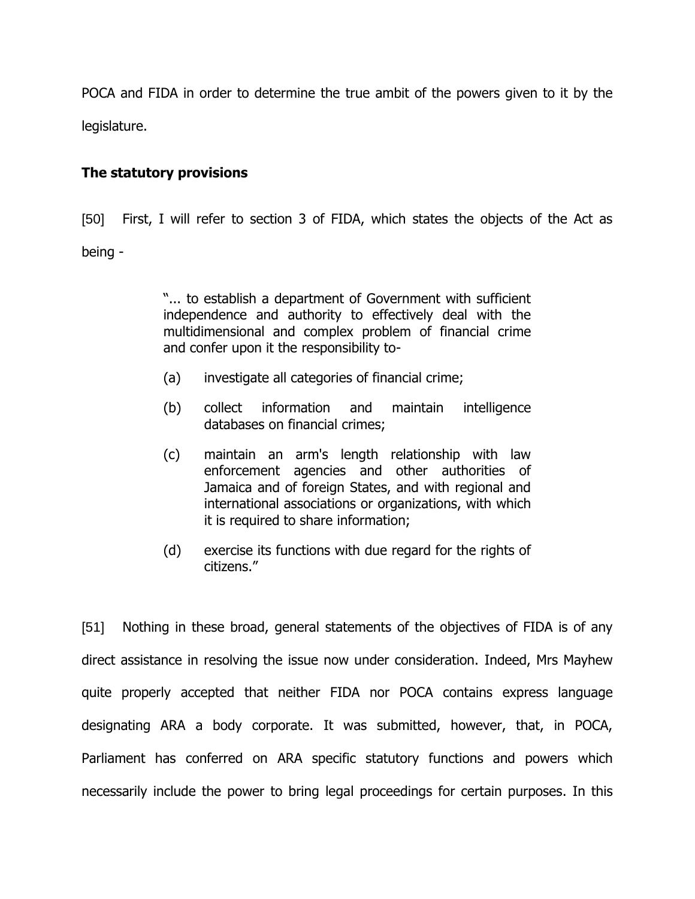POCA and FIDA in order to determine the true ambit of the powers given to it by the legislature.

**The statutory provisions**

[50] First, I will refer to section 3 of FIDA, which states the objects of the Act as being -

> "... to establish a department of Government with sufficient independence and authority to effectively deal with the multidimensional and complex problem of financial crime and confer upon it the responsibility to-
>
> (a) investigate all categories of financial crime;
>
> (b) collect information and maintain intelligence databases on financial crimes;
>
> (c) maintain an arm's length relationship with law enforcement agencies and other authorities of Jamaica and of foreign States, and with regional and international associations or organizations, with which it is required to share information;
>
> (d) exercise its functions with due regard for the rights of citizens."

[51] Nothing in these broad, general statements of the objectives of FIDA is of any direct assistance in resolving the issue now under consideration. Indeed, Mrs Mayhew quite properly accepted that neither FIDA nor POCA contains express language designating ARA a body corporate. It was submitted, however, that, in POCA, Parliament has conferred on ARA specific statutory functions and powers which necessarily include the power to bring legal proceedings for certain purposes. In this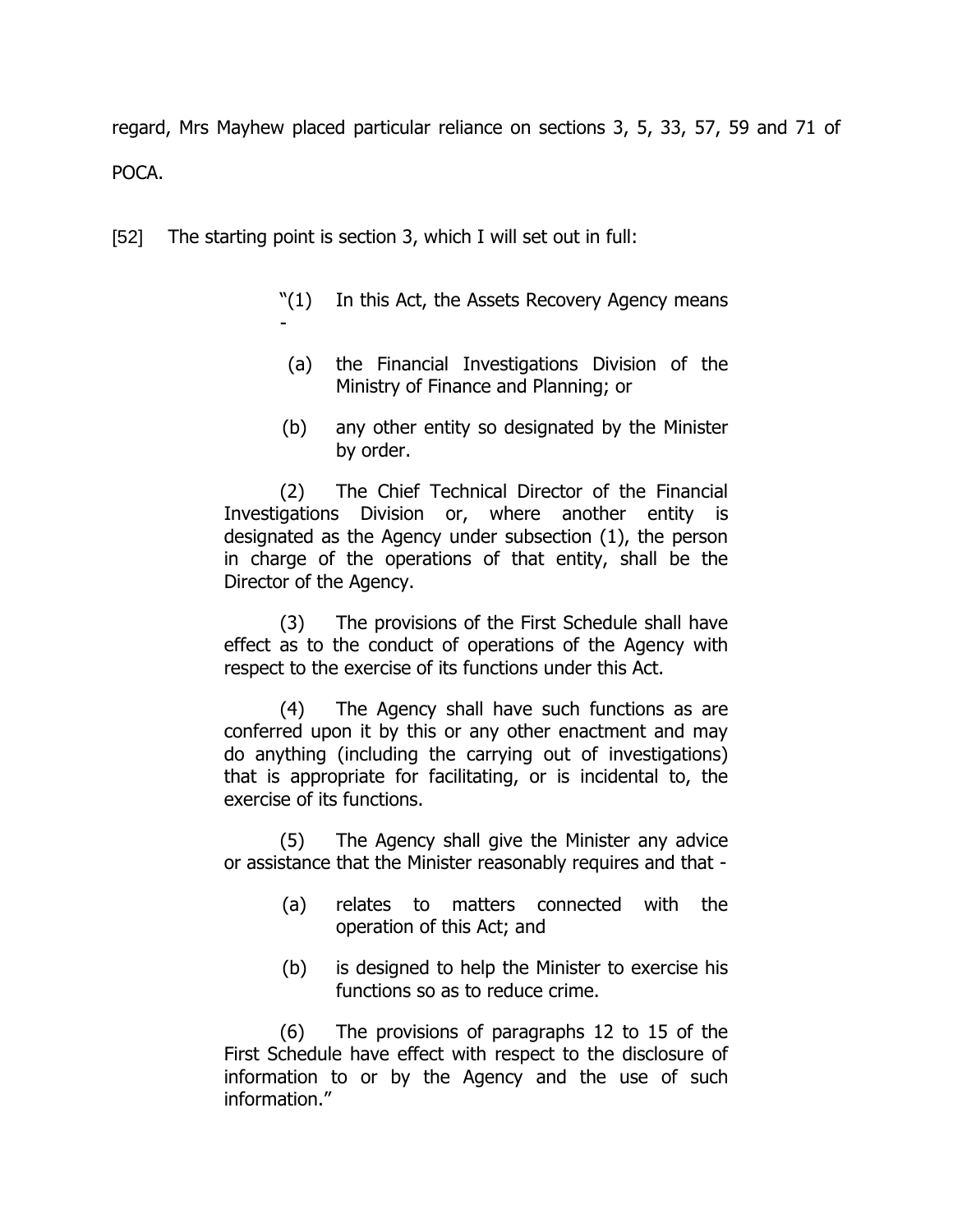regard, Mrs Mayhew placed particular reliance on sections 3, 5, 33, 57, 59 and 71 of POCA.

[52] The starting point is section 3, which I will set out in full:

> "(1) In this Act, the Assets Recovery Agency means -
>
> (a) the Financial Investigations Division of the Ministry of Finance and Planning; or
>
> (b) any other entity so designated by the Minister by order.
>
> (2) The Chief Technical Director of the Financial Investigations Division or, where another entity is designated as the Agency under subsection (1), the person in charge of the operations of that entity, shall be the Director of the Agency.
>
> (3) The provisions of the First Schedule shall have effect as to the conduct of operations of the Agency with respect to the exercise of its functions under this Act.
>
> (4) The Agency shall have such functions as are conferred upon it by this or any other enactment and may do anything (including the carrying out of investigations) that is appropriate for facilitating, or is incidental to, the exercise of its functions.
>
> (5) The Agency shall give the Minister any advice or assistance that the Minister reasonably requires and that -
>
> (a) relates to matters connected with the operation of this Act; and
>
> (b) is designed to help the Minister to exercise his functions so as to reduce crime.
>
> (6) The provisions of paragraphs 12 to 15 of the First Schedule have effect with respect to the disclosure of information to or by the Agency and the use of such information."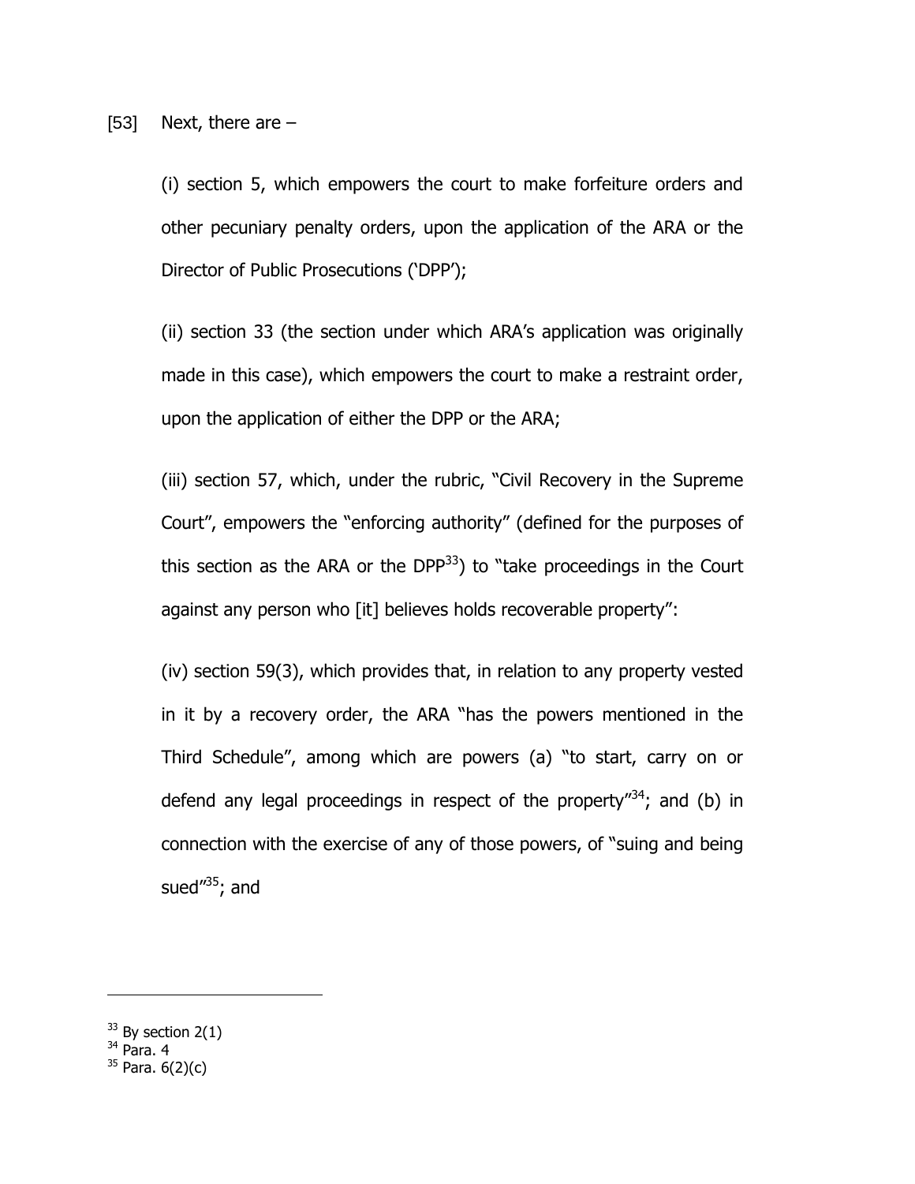[53] Next, there are –

(i) section 5, which empowers the court to make forfeiture orders and other pecuniary penalty orders, upon the application of the ARA or the Director of Public Prosecutions ('DPP');

(ii) section 33 (the section under which ARA's application was originally made in this case), which empowers the court to make a restraint order, upon the application of either the DPP or the ARA;

(iii) section 57, which, under the rubric, "Civil Recovery in the Supreme Court", empowers the "enforcing authority" (defined for the purposes of this section as the ARA or the DPP[33]) to "take proceedings in the Court against any person who [it] believes holds recoverable property":

(iv) section 59(3), which provides that, in relation to any property vested in it by a recovery order, the ARA "has the powers mentioned in the Third Schedule", among which are powers (a) "to start, carry on or defend any legal proceedings in respect of the property"[34]; and (b) in connection with the exercise of any of those powers, of "suing and being sued"[35]; and

---

[33] By section 2(1)

[34] Para. 4

[35] Para. 6(2)(c)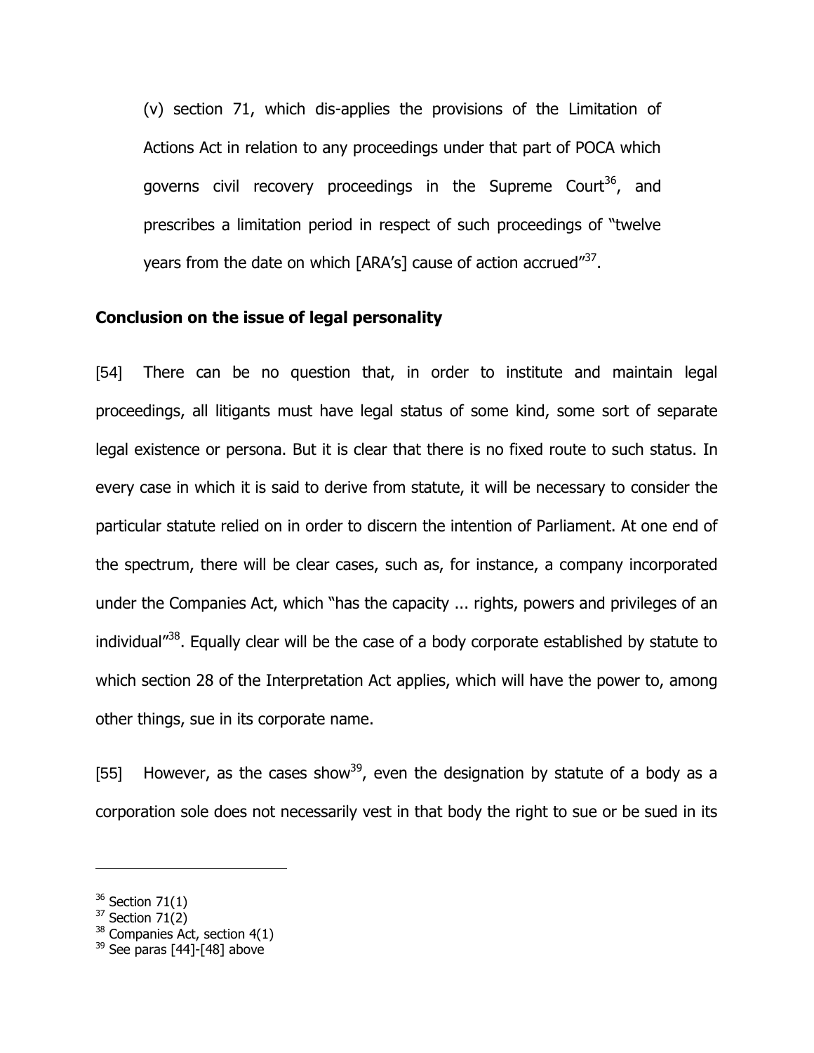(v) section 71, which dis-applies the provisions of the Limitation of Actions Act in relation to any proceedings under that part of POCA which governs civil recovery proceedings in the Supreme Court[36], and prescribes a limitation period in respect of such proceedings of "twelve years from the date on which [ARA's] cause of action accrued"[37].

**Conclusion on the issue of legal personality**

[54] There can be no question that, in order to institute and maintain legal proceedings, all litigants must have legal status of some kind, some sort of separate legal existence or persona. But it is clear that there is no fixed route to such status. In every case in which it is said to derive from statute, it will be necessary to consider the particular statute relied on in order to discern the intention of Parliament. At one end of the spectrum, there will be clear cases, such as, for instance, a company incorporated under the Companies Act, which "has the capacity ... rights, powers and privileges of an individual"[38]. Equally clear will be the case of a body corporate established by statute to which section 28 of the Interpretation Act applies, which will have the power to, among other things, sue in its corporate name.

[55] However, as the cases show[39], even the designation by statute of a body as a corporation sole does not necessarily vest in that body the right to sue or be sued in its

---

[36] Section 71(1)

[37] Section 71(2)

[38] Companies Act, section 4(1)

[39] See paras [44]-[48] above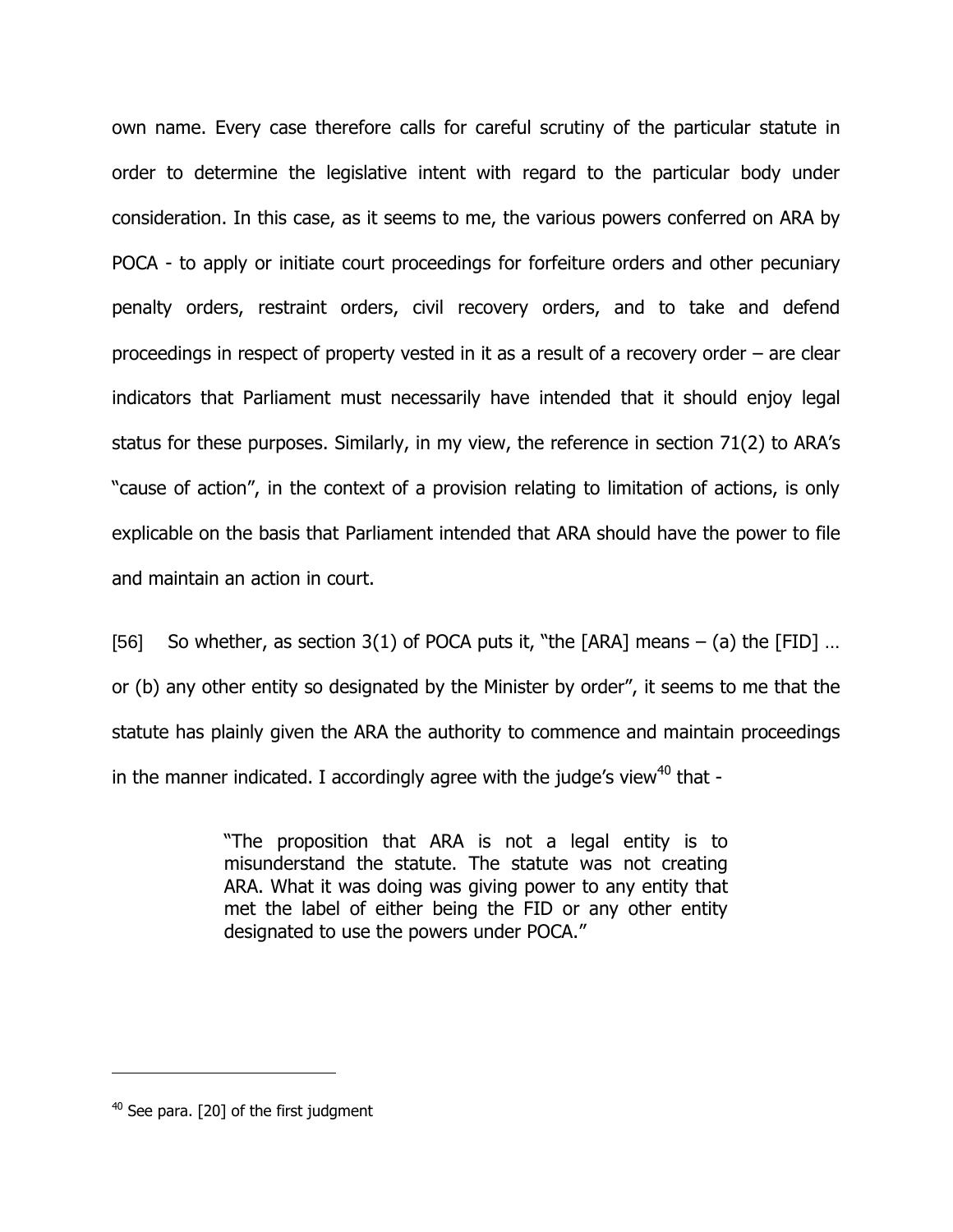own name. Every case therefore calls for careful scrutiny of the particular statute in order to determine the legislative intent with regard to the particular body under consideration. In this case, as it seems to me, the various powers conferred on ARA by POCA - to apply or initiate court proceedings for forfeiture orders and other pecuniary penalty orders, restraint orders, civil recovery orders, and to take and defend proceedings in respect of property vested in it as a result of a recovery order – are clear indicators that Parliament must necessarily have intended that it should enjoy legal status for these purposes. Similarly, in my view, the reference in section 71(2) to ARA's "cause of action", in the context of a provision relating to limitation of actions, is only explicable on the basis that Parliament intended that ARA should have the power to file and maintain an action in court.

[56] So whether, as section 3(1) of POCA puts it, "the [ARA] means – (a) the [FID] … or (b) any other entity so designated by the Minister by order", it seems to me that the statute has plainly given the ARA the authority to commence and maintain proceedings in the manner indicated. I accordingly agree with the judge's view[40] that -

> "The proposition that ARA is not a legal entity is to misunderstand the statute. The statute was not creating ARA. What it was doing was giving power to any entity that met the label of either being the FID or any other entity designated to use the powers under POCA."

---

[40] See para. [20] of the first judgment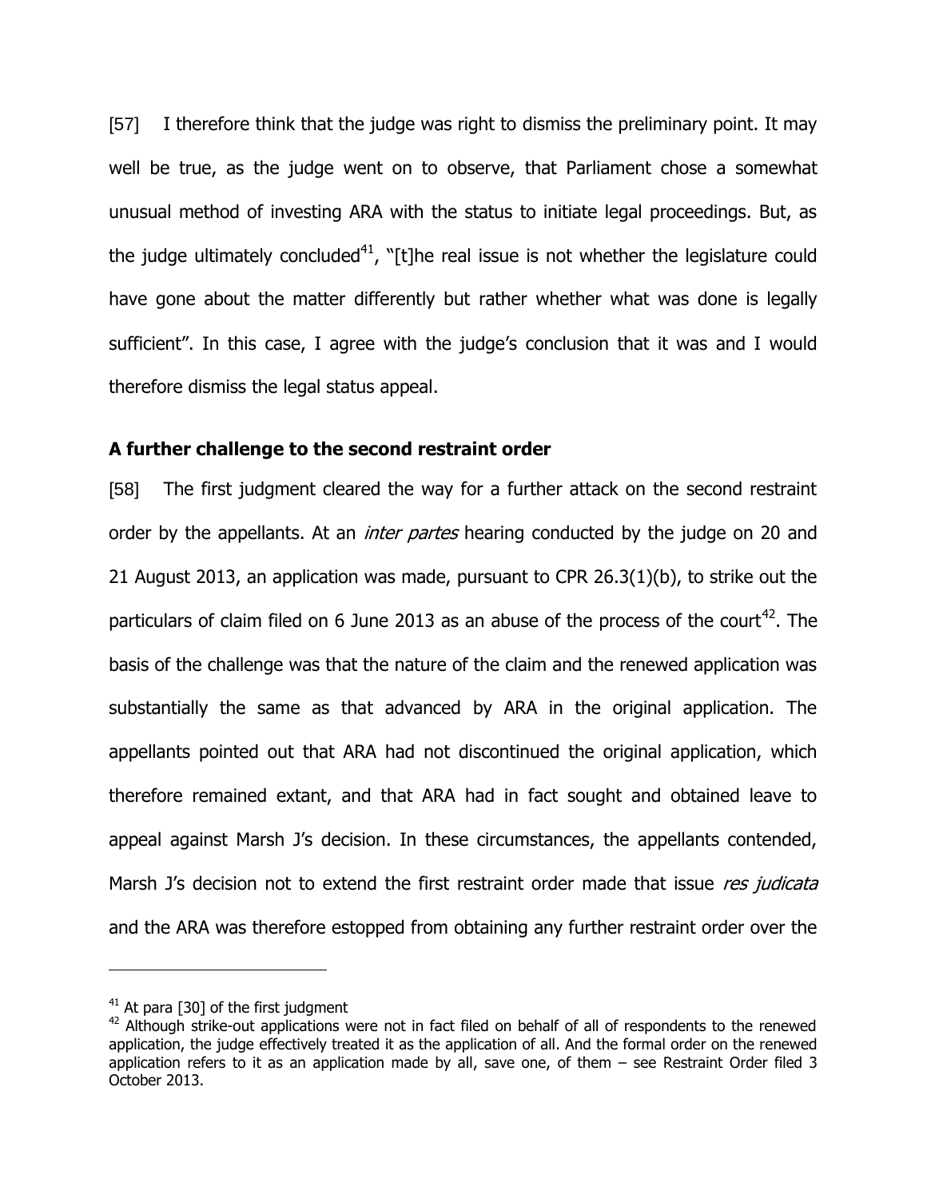[57] I therefore think that the judge was right to dismiss the preliminary point. It may well be true, as the judge went on to observe, that Parliament chose a somewhat unusual method of investing ARA with the status to initiate legal proceedings. But, as the judge ultimately concluded[41], "[t]he real issue is not whether the legislature could have gone about the matter differently but rather whether what was done is legally sufficient". In this case, I agree with the judge's conclusion that it was and I would therefore dismiss the legal status appeal.

**A further challenge to the second restraint order**

[58] The first judgment cleared the way for a further attack on the second restraint order by the appellants. At an *inter partes* hearing conducted by the judge on 20 and 21 August 2013, an application was made, pursuant to CPR 26.3(1)(b), to strike out the particulars of claim filed on 6 June 2013 as an abuse of the process of the court[42]. The basis of the challenge was that the nature of the claim and the renewed application was substantially the same as that advanced by ARA in the original application. The appellants pointed out that ARA had not discontinued the original application, which therefore remained extant, and that ARA had in fact sought and obtained leave to appeal against Marsh J's decision. In these circumstances, the appellants contended, Marsh J's decision not to extend the first restraint order made that issue *res judicata* and the ARA was therefore estopped from obtaining any further restraint order over the

---

[41] At para [30] of the first judgment

[42] Although strike-out applications were not in fact filed on behalf of all of respondents to the renewed application, the judge effectively treated it as the application of all. And the formal order on the renewed application refers to it as an application made by all, save one, of them – see Restraint Order filed 3 October 2013.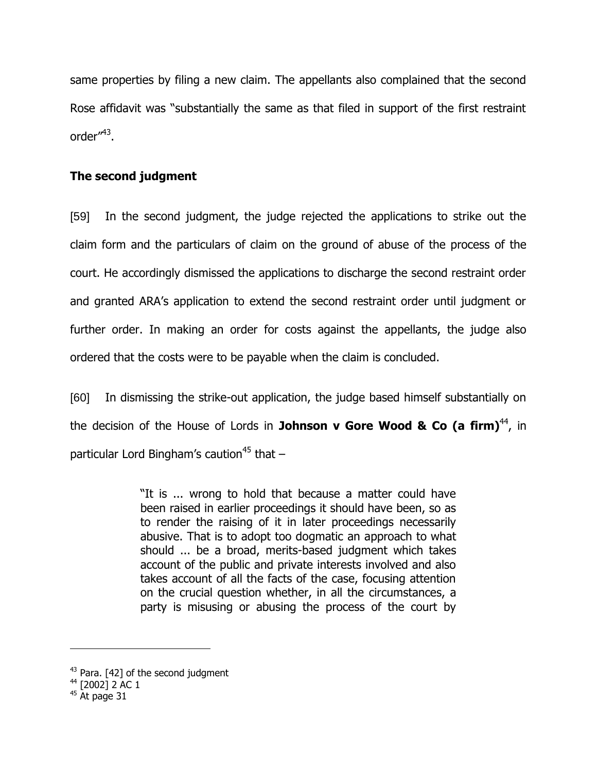same properties by filing a new claim. The appellants also complained that the second Rose affidavit was "substantially the same as that filed in support of the first restraint order"[43].

**The second judgment**

[59] In the second judgment, the judge rejected the applications to strike out the claim form and the particulars of claim on the ground of abuse of the process of the court. He accordingly dismissed the applications to discharge the second restraint order and granted ARA's application to extend the second restraint order until judgment or further order. In making an order for costs against the appellants, the judge also ordered that the costs were to be payable when the claim is concluded.

[60] In dismissing the strike-out application, the judge based himself substantially on the decision of the House of Lords in **Johnson v Gore Wood & Co (a firm)**[44], in particular Lord Bingham's caution[45] that –

> "It is ... wrong to hold that because a matter could have been raised in earlier proceedings it should have been, so as to render the raising of it in later proceedings necessarily abusive. That is to adopt too dogmatic an approach to what should ... be a broad, merits-based judgment which takes account of the public and private interests involved and also takes account of all the facts of the case, focusing attention on the crucial question whether, in all the circumstances, a party is misusing or abusing the process of the court by

---

[43] Para. [42] of the second judgment

[44] [2002] 2 AC 1

[45] At page 31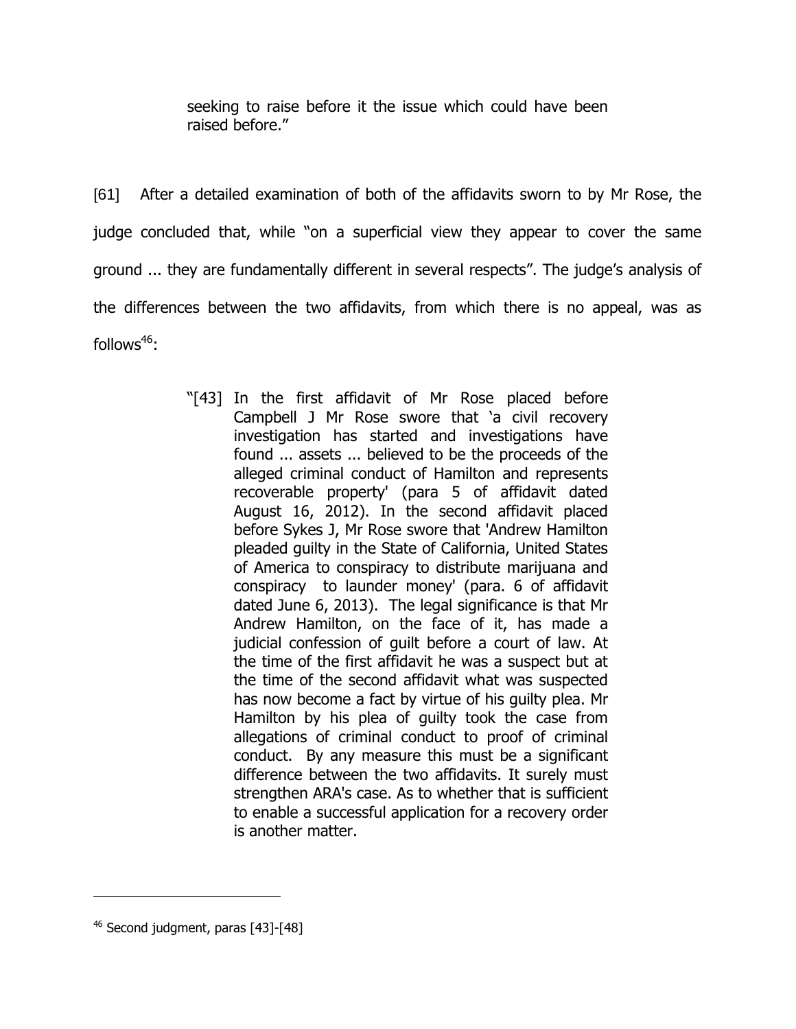> seeking to raise before it the issue which could have been raised before."

[61] After a detailed examination of both of the affidavits sworn to by Mr Rose, the judge concluded that, while "on a superficial view they appear to cover the same ground ... they are fundamentally different in several respects". The judge's analysis of the differences between the two affidavits, from which there is no appeal, was as follows[46]:

> "[43] In the first affidavit of Mr Rose placed before Campbell J Mr Rose swore that 'a civil recovery investigation has started and investigations have found ... assets ... believed to be the proceeds of the alleged criminal conduct of Hamilton and represents recoverable property' (para 5 of affidavit dated August 16, 2012). In the second affidavit placed before Sykes J, Mr Rose swore that 'Andrew Hamilton pleaded guilty in the State of California, United States of America to conspiracy to distribute marijuana and conspiracy to launder money' (para. 6 of affidavit dated June 6, 2013). The legal significance is that Mr Andrew Hamilton, on the face of it, has made a judicial confession of guilt before a court of law. At the time of the first affidavit he was a suspect but at the time of the second affidavit what was suspected has now become a fact by virtue of his guilty plea. Mr Hamilton by his plea of guilty took the case from allegations of criminal conduct to proof of criminal conduct. By any measure this must be a significant difference between the two affidavits. It surely must strengthen ARA's case. As to whether that is sufficient to enable a successful application for a recovery order is another matter.

[46] Second judgment, paras [43]-[48]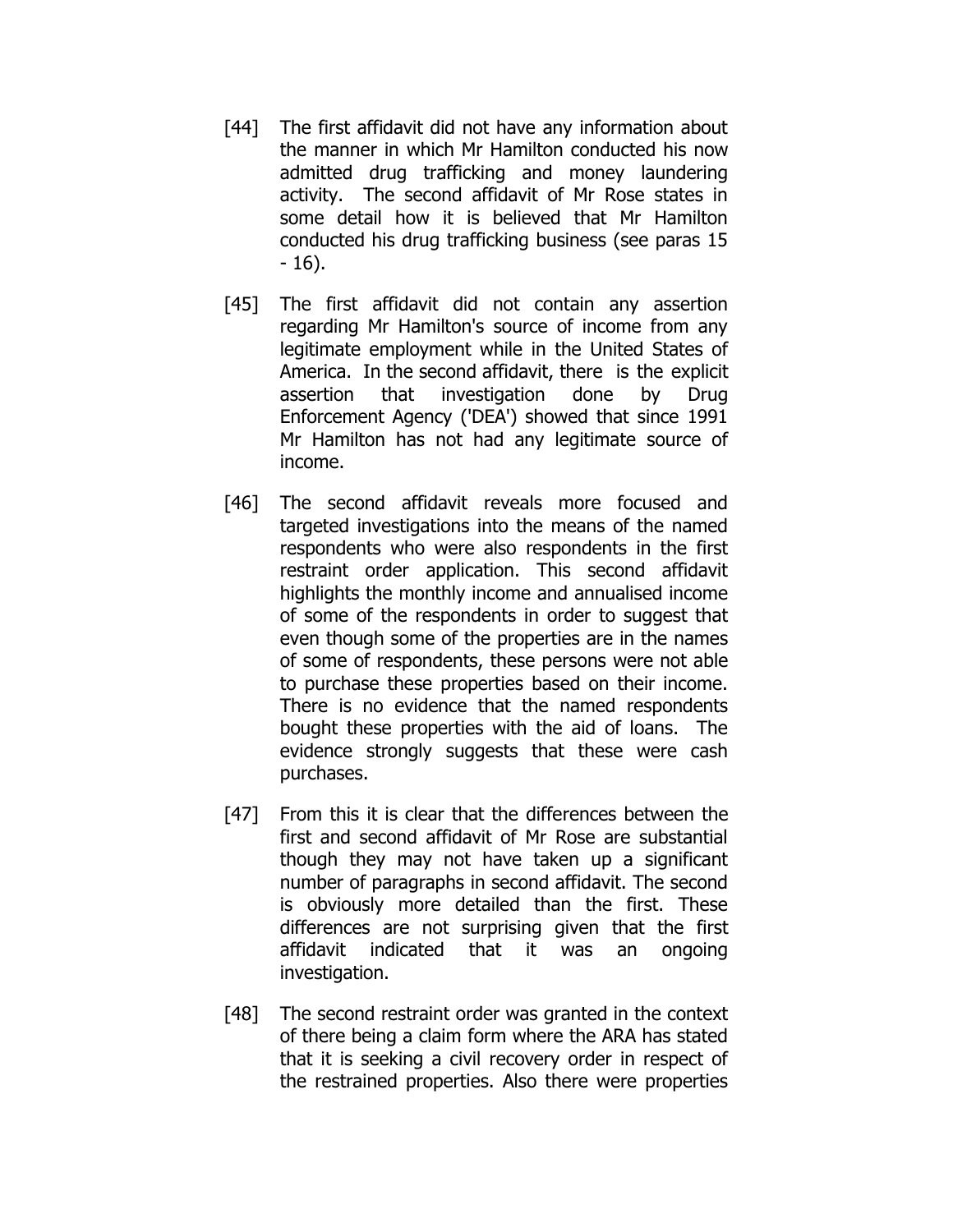[44] The first affidavit did not have any information about the manner in which Mr Hamilton conducted his now admitted drug trafficking and money laundering activity. The second affidavit of Mr Rose states in some detail how it is believed that Mr Hamilton conducted his drug trafficking business (see paras 15 - 16).

[45] The first affidavit did not contain any assertion regarding Mr Hamilton's source of income from any legitimate employment while in the United States of America. In the second affidavit, there is the explicit assertion that investigation done by Drug Enforcement Agency ('DEA') showed that since 1991 Mr Hamilton has not had any legitimate source of income.

[46] The second affidavit reveals more focused and targeted investigations into the means of the named respondents who were also respondents in the first restraint order application. This second affidavit highlights the monthly income and annualised income of some of the respondents in order to suggest that even though some of the properties are in the names of some of respondents, these persons were not able to purchase these properties based on their income. There is no evidence that the named respondents bought these properties with the aid of loans. The evidence strongly suggests that these were cash purchases.

[47] From this it is clear that the differences between the first and second affidavit of Mr Rose are substantial though they may not have taken up a significant number of paragraphs in second affidavit. The second is obviously more detailed than the first. These differences are not surprising given that the first affidavit indicated that it was an ongoing investigation.

[48] The second restraint order was granted in the context of there being a claim form where the ARA has stated that it is seeking a civil recovery order in respect of the restrained properties. Also there were properties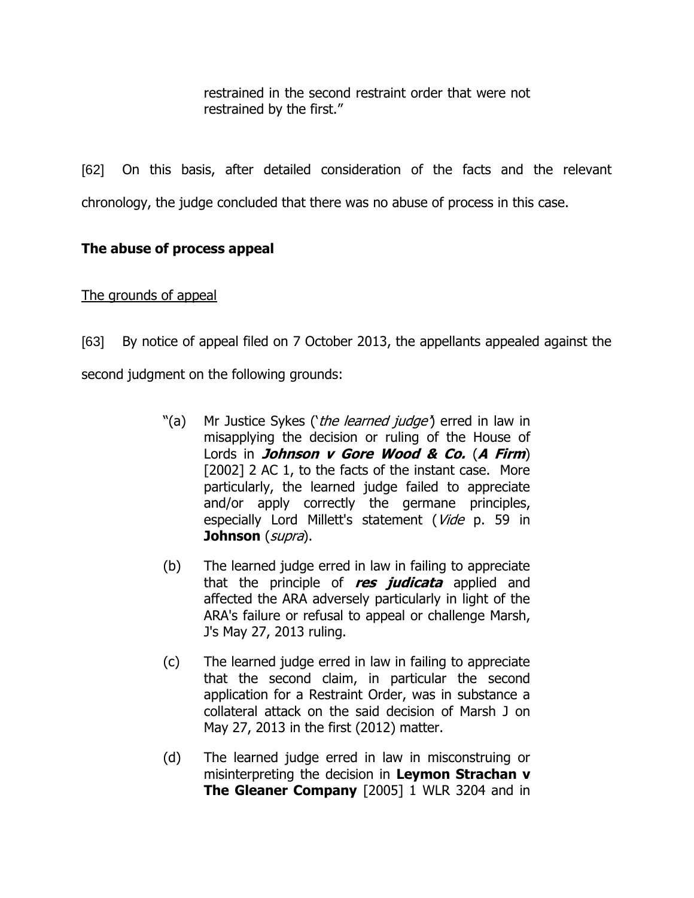> restrained in the second restraint order that were not restrained by the first."

[62] On this basis, after detailed consideration of the facts and the relevant chronology, the judge concluded that there was no abuse of process in this case.

**The abuse of process appeal**

The grounds of appeal

[63] By notice of appeal filed on 7 October 2013, the appellants appealed against the second judgment on the following grounds:

> "(a) Mr Justice Sykes ('*the learned judge*') erred in law in misapplying the decision or ruling of the House of Lords in ***Johnson v Gore Wood & Co.*** (***A Firm***) [2002] 2 AC 1, to the facts of the instant case. More particularly, the learned judge failed to appreciate and/or apply correctly the germane principles, especially Lord Millett's statement (*Vide* p. 59 in **Johnson** (*supra*).
>
> (b) The learned judge erred in law in failing to appreciate that the principle of ***res judicata*** applied and affected the ARA adversely particularly in light of the ARA's failure or refusal to appeal or challenge Marsh, J's May 27, 2013 ruling.
>
> (c) The learned judge erred in law in failing to appreciate that the second claim, in particular the second application for a Restraint Order, was in substance a collateral attack on the said decision of Marsh J on May 27, 2013 in the first (2012) matter.
>
> (d) The learned judge erred in law in misconstruing or misinterpreting the decision in **Leymon Strachan v The Gleaner Company** [2005] 1 WLR 3204 and in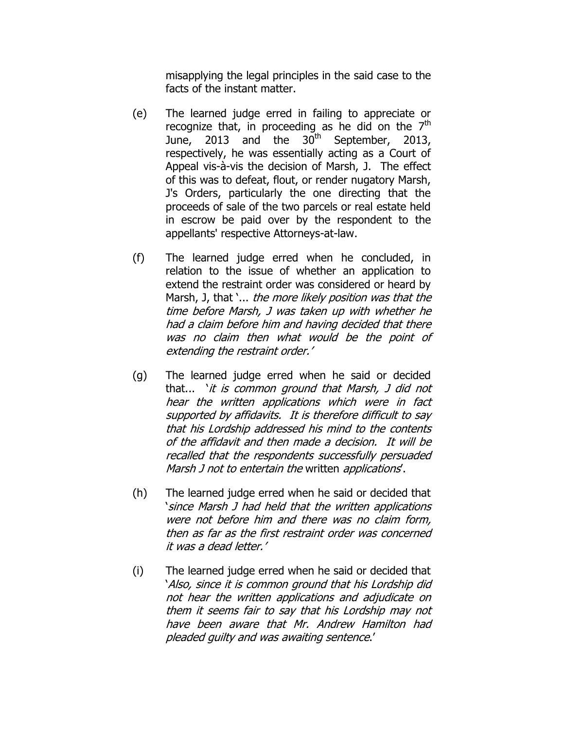misapplying the legal principles in the said case to the facts of the instant matter.

(e) The learned judge erred in failing to appreciate or recognize that, in proceeding as he did on the 7th June, 2013 and the 30th September, 2013, respectively, he was essentially acting as a Court of Appeal vis-à-vis the decision of Marsh, J. The effect of this was to defeat, flout, or render nugatory Marsh, J's Orders, particularly the one directing that the proceeds of sale of the two parcels or real estate held in escrow be paid over by the respondent to the appellants' respective Attorneys-at-law.

(f) The learned judge erred when he concluded, in relation to the issue of whether an application to extend the restraint order was considered or heard by Marsh, J, that '... *the more likely position was that the time before Marsh, J was taken up with whether he had a claim before him and having decided that there was no claim then what would be the point of extending the restraint order.'*

(g) The learned judge erred when he said or decided that... '*it is common ground that Marsh, J did not hear the written applications which were in fact supported by affidavits. It is therefore difficult to say that his Lordship addressed his mind to the contents of the affidavit and then made a decision. It will be recalled that the respondents successfully persuaded Marsh J not to entertain the* written *applications*'.

(h) The learned judge erred when he said or decided that '*since Marsh J had held that the written applications were not before him and there was no claim form, then as far as the first restraint order was concerned it was a dead letter.'*

(i) The learned judge erred when he said or decided that '*Also, since it is common ground that his Lordship did not hear the written applications and adjudicate on them it seems fair to say that his Lordship may not have been aware that Mr. Andrew Hamilton had pleaded guilty and was awaiting sentence*.'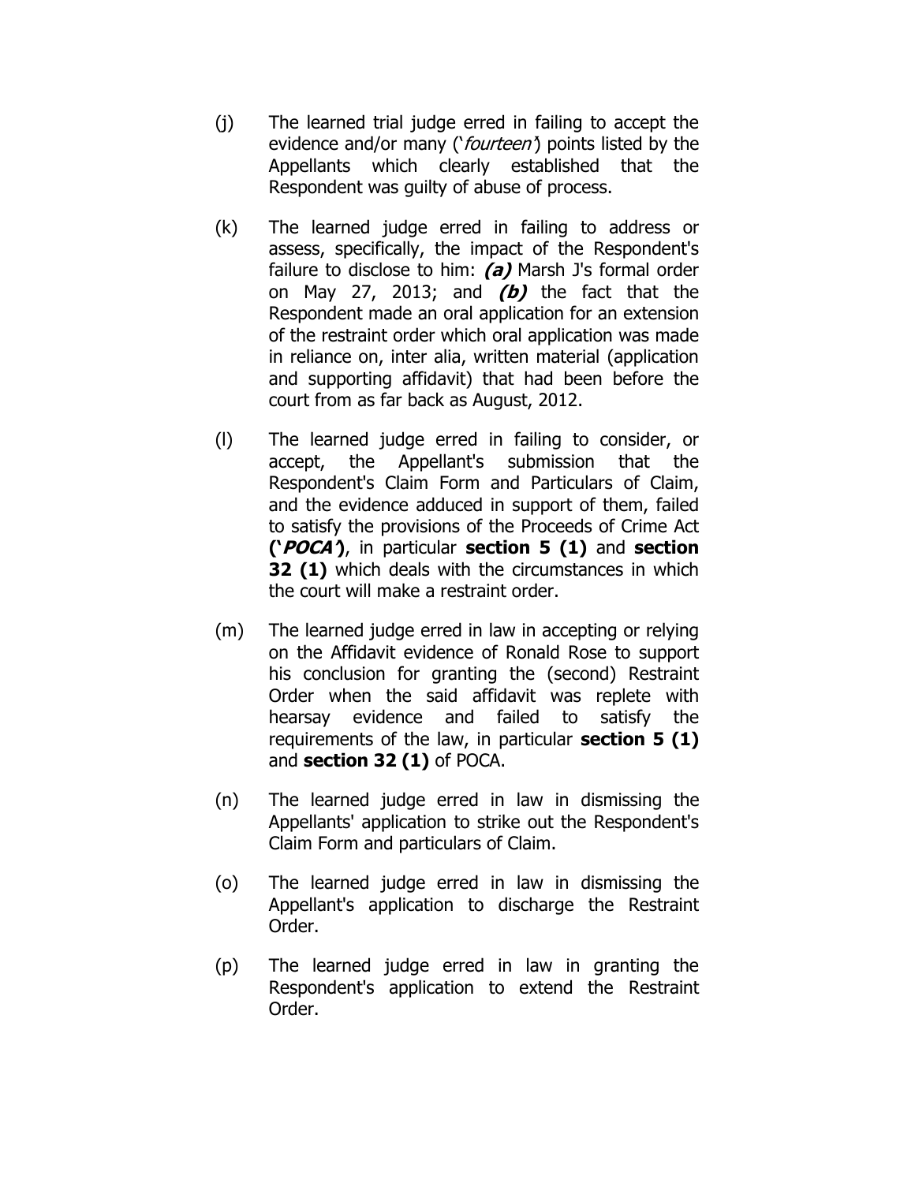(j) The learned trial judge erred in failing to accept the evidence and/or many ('*fourteen*') points listed by the Appellants which clearly established that the Respondent was guilty of abuse of process.

(k) The learned judge erred in failing to address or assess, specifically, the impact of the Respondent's failure to disclose to him: ***(a)*** Marsh J's formal order on May 27, 2013; and ***(b)*** the fact that the Respondent made an oral application for an extension of the restraint order which oral application was made in reliance on, inter alia, written material (application and supporting affidavit) that had been before the court from as far back as August, 2012.

(l) The learned judge erred in failing to consider, or accept, the Appellant's submission that the Respondent's Claim Form and Particulars of Claim, and the evidence adduced in support of them, failed to satisfy the provisions of the Proceeds of Crime Act **('*POCA*')**, in particular **section 5 (1)** and **section 32 (1)** which deals with the circumstances in which the court will make a restraint order.

(m) The learned judge erred in law in accepting or relying on the Affidavit evidence of Ronald Rose to support his conclusion for granting the (second) Restraint Order when the said affidavit was replete with hearsay evidence and failed to satisfy the requirements of the law, in particular **section 5 (1)** and **section 32 (1)** of POCA.

(n) The learned judge erred in law in dismissing the Appellants' application to strike out the Respondent's Claim Form and particulars of Claim.

(o) The learned judge erred in law in dismissing the Appellant's application to discharge the Restraint Order.

(p) The learned judge erred in law in granting the Respondent's application to extend the Restraint Order.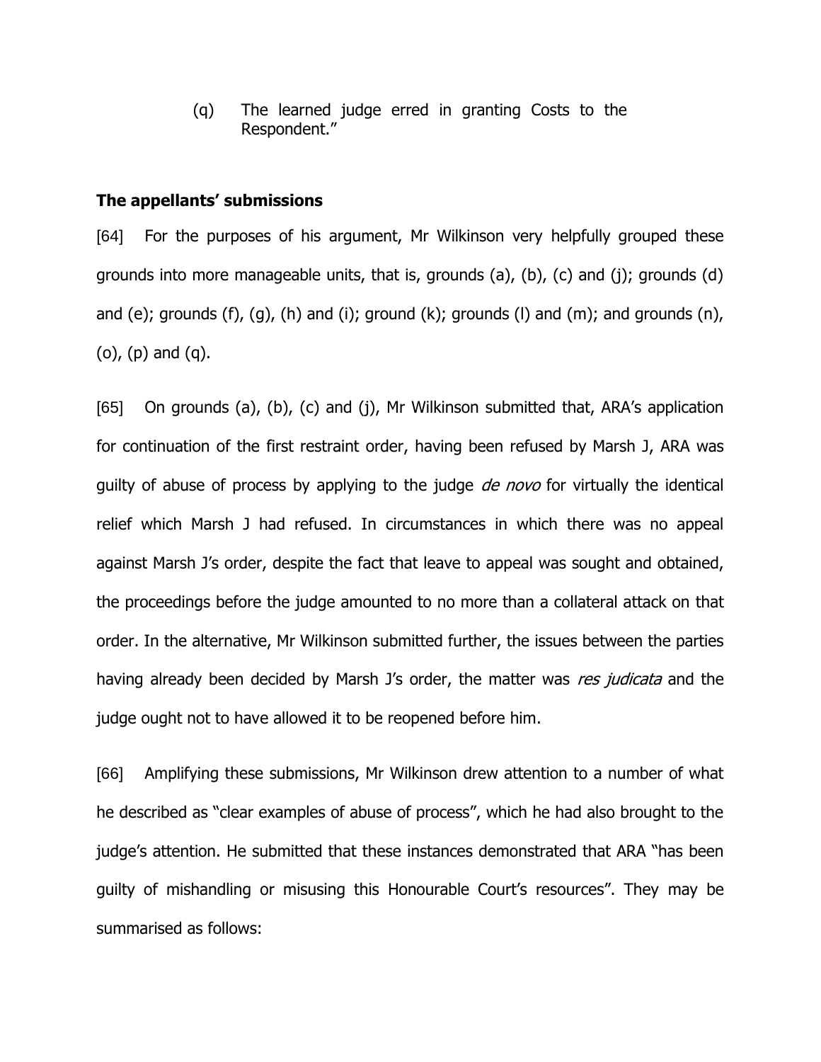(q) The learned judge erred in granting Costs to the Respondent."

**The appellants' submissions**

[64] For the purposes of his argument, Mr Wilkinson very helpfully grouped these grounds into more manageable units, that is, grounds (a), (b), (c) and (j); grounds (d) and (e); grounds (f), (g), (h) and (i); ground (k); grounds (l) and (m); and grounds (n), (o), (p) and (q).

[65] On grounds (a), (b), (c) and (j), Mr Wilkinson submitted that, ARA's application for continuation of the first restraint order, having been refused by Marsh J, ARA was guilty of abuse of process by applying to the judge *de novo* for virtually the identical relief which Marsh J had refused. In circumstances in which there was no appeal against Marsh J's order, despite the fact that leave to appeal was sought and obtained, the proceedings before the judge amounted to no more than a collateral attack on that order. In the alternative, Mr Wilkinson submitted further, the issues between the parties having already been decided by Marsh J's order, the matter was *res judicata* and the judge ought not to have allowed it to be reopened before him.

[66] Amplifying these submissions, Mr Wilkinson drew attention to a number of what he described as "clear examples of abuse of process", which he had also brought to the judge's attention. He submitted that these instances demonstrated that ARA "has been guilty of mishandling or misusing this Honourable Court's resources". They may be summarised as follows: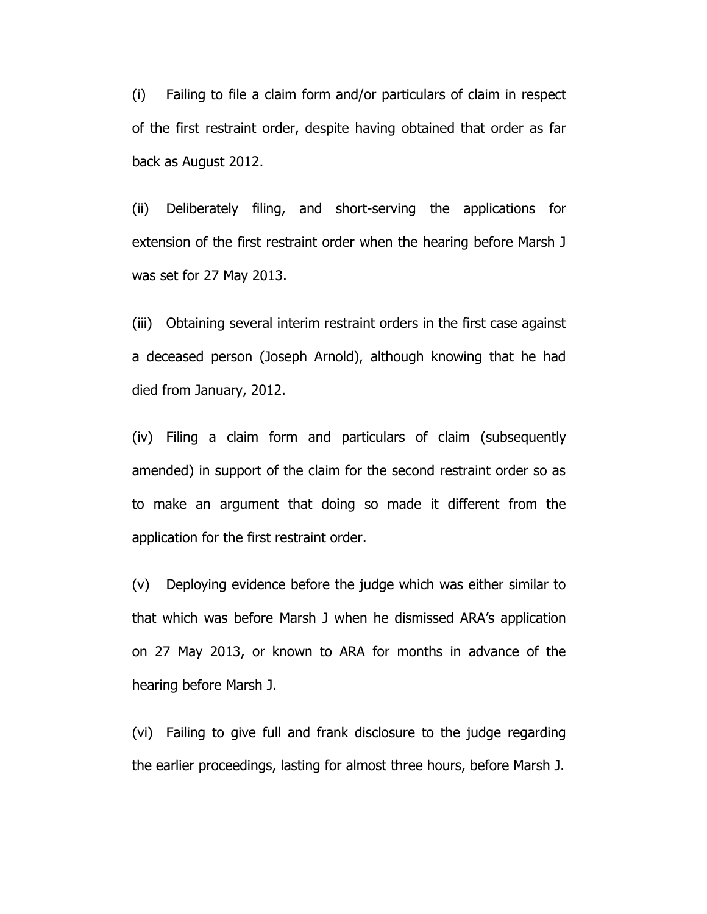(i) Failing to file a claim form and/or particulars of claim in respect of the first restraint order, despite having obtained that order as far back as August 2012.

(ii) Deliberately filing, and short-serving the applications for extension of the first restraint order when the hearing before Marsh J was set for 27 May 2013.

(iii) Obtaining several interim restraint orders in the first case against a deceased person (Joseph Arnold), although knowing that he had died from January, 2012.

(iv) Filing a claim form and particulars of claim (subsequently amended) in support of the claim for the second restraint order so as to make an argument that doing so made it different from the application for the first restraint order.

(v) Deploying evidence before the judge which was either similar to that which was before Marsh J when he dismissed ARA's application on 27 May 2013, or known to ARA for months in advance of the hearing before Marsh J.

(vi) Failing to give full and frank disclosure to the judge regarding the earlier proceedings, lasting for almost three hours, before Marsh J.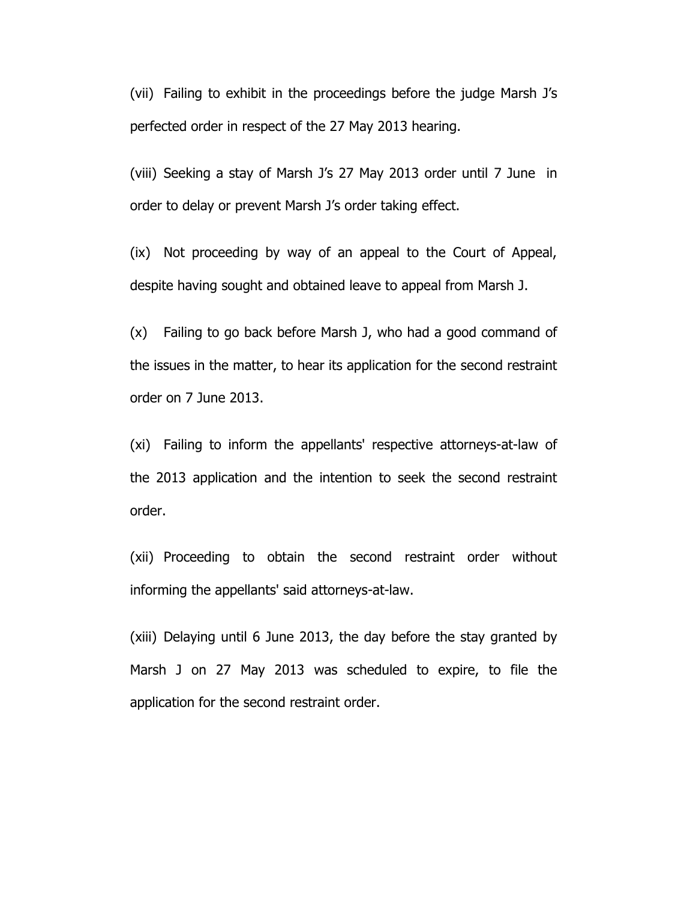(vii) Failing to exhibit in the proceedings before the judge Marsh J's perfected order in respect of the 27 May 2013 hearing.

(viii) Seeking a stay of Marsh J's 27 May 2013 order until 7 June in order to delay or prevent Marsh J's order taking effect.

(ix) Not proceeding by way of an appeal to the Court of Appeal, despite having sought and obtained leave to appeal from Marsh J.

(x) Failing to go back before Marsh J, who had a good command of the issues in the matter, to hear its application for the second restraint order on 7 June 2013.

(xi) Failing to inform the appellants' respective attorneys-at-law of the 2013 application and the intention to seek the second restraint order.

(xii) Proceeding to obtain the second restraint order without informing the appellants' said attorneys-at-law.

(xiii) Delaying until 6 June 2013, the day before the stay granted by Marsh J on 27 May 2013 was scheduled to expire, to file the application for the second restraint order.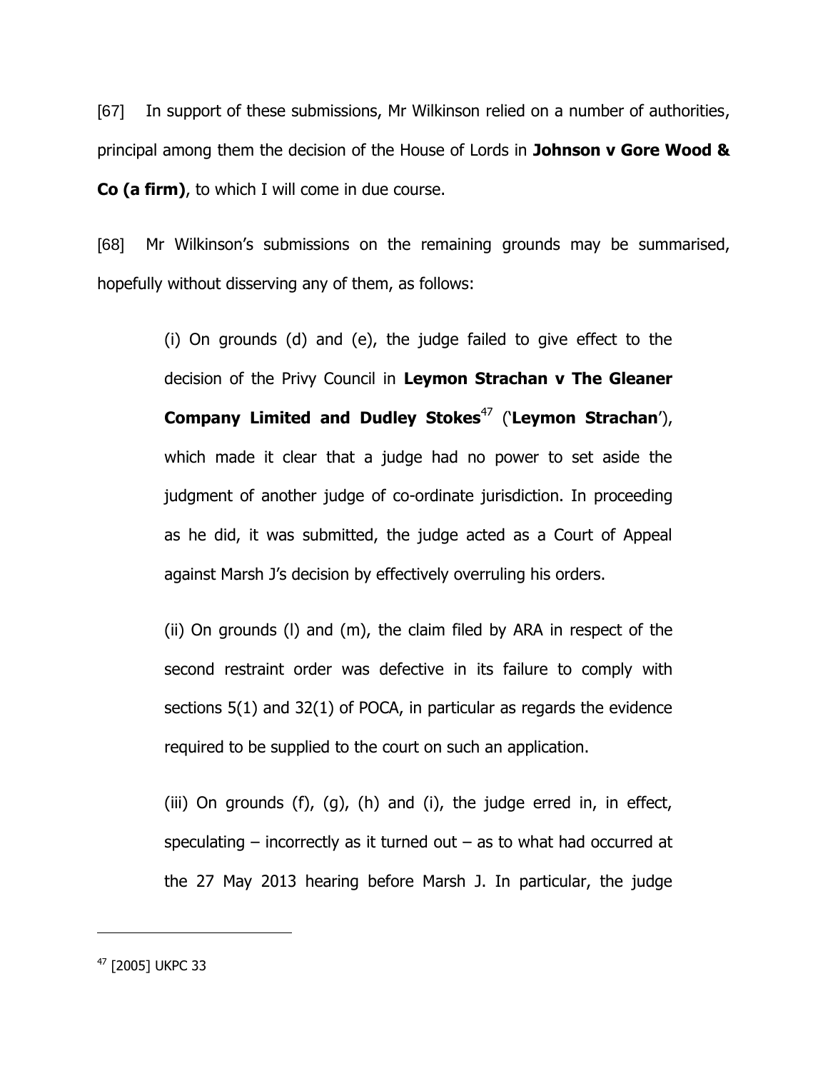[67] In support of these submissions, Mr Wilkinson relied on a number of authorities, principal among them the decision of the House of Lords in **Johnson v Gore Wood & Co (a firm)**, to which I will come in due course.

[68] Mr Wilkinson's submissions on the remaining grounds may be summarised, hopefully without disserving any of them, as follows:

> (i) On grounds (d) and (e), the judge failed to give effect to the decision of the Privy Council in **Leymon Strachan v The Gleaner Company Limited and Dudley Stokes**[47] ('**Leymon Strachan**'), which made it clear that a judge had no power to set aside the judgment of another judge of co-ordinate jurisdiction. In proceeding as he did, it was submitted, the judge acted as a Court of Appeal against Marsh J's decision by effectively overruling his orders.
>
> (ii) On grounds (l) and (m), the claim filed by ARA in respect of the second restraint order was defective in its failure to comply with sections 5(1) and 32(1) of POCA, in particular as regards the evidence required to be supplied to the court on such an application.
>
> (iii) On grounds (f), (g), (h) and (i), the judge erred in, in effect, speculating – incorrectly as it turned out – as to what had occurred at the 27 May 2013 hearing before Marsh J. In particular, the judge

---

[47] [2005] UKPC 33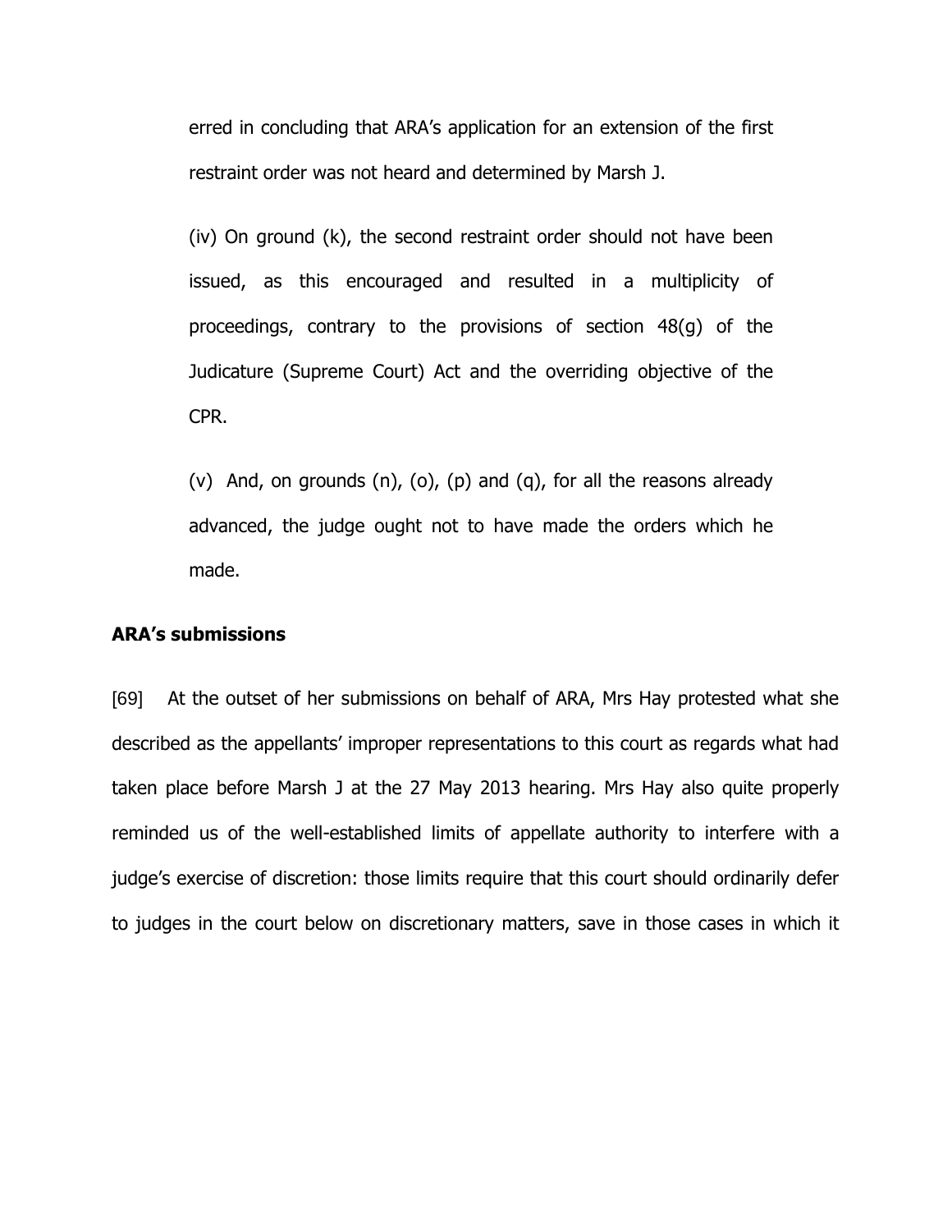erred in concluding that ARA's application for an extension of the first restraint order was not heard and determined by Marsh J.

(iv) On ground (k), the second restraint order should not have been issued, as this encouraged and resulted in a multiplicity of proceedings, contrary to the provisions of section 48(g) of the Judicature (Supreme Court) Act and the overriding objective of the CPR.

(v) And, on grounds (n), (o), (p) and (q), for all the reasons already advanced, the judge ought not to have made the orders which he made.

**ARA's submissions**

[69] At the outset of her submissions on behalf of ARA, Mrs Hay protested what she described as the appellants' improper representations to this court as regards what had taken place before Marsh J at the 27 May 2013 hearing. Mrs Hay also quite properly reminded us of the well-established limits of appellate authority to interfere with a judge's exercise of discretion: those limits require that this court should ordinarily defer to judges in the court below on discretionary matters, save in those cases in which it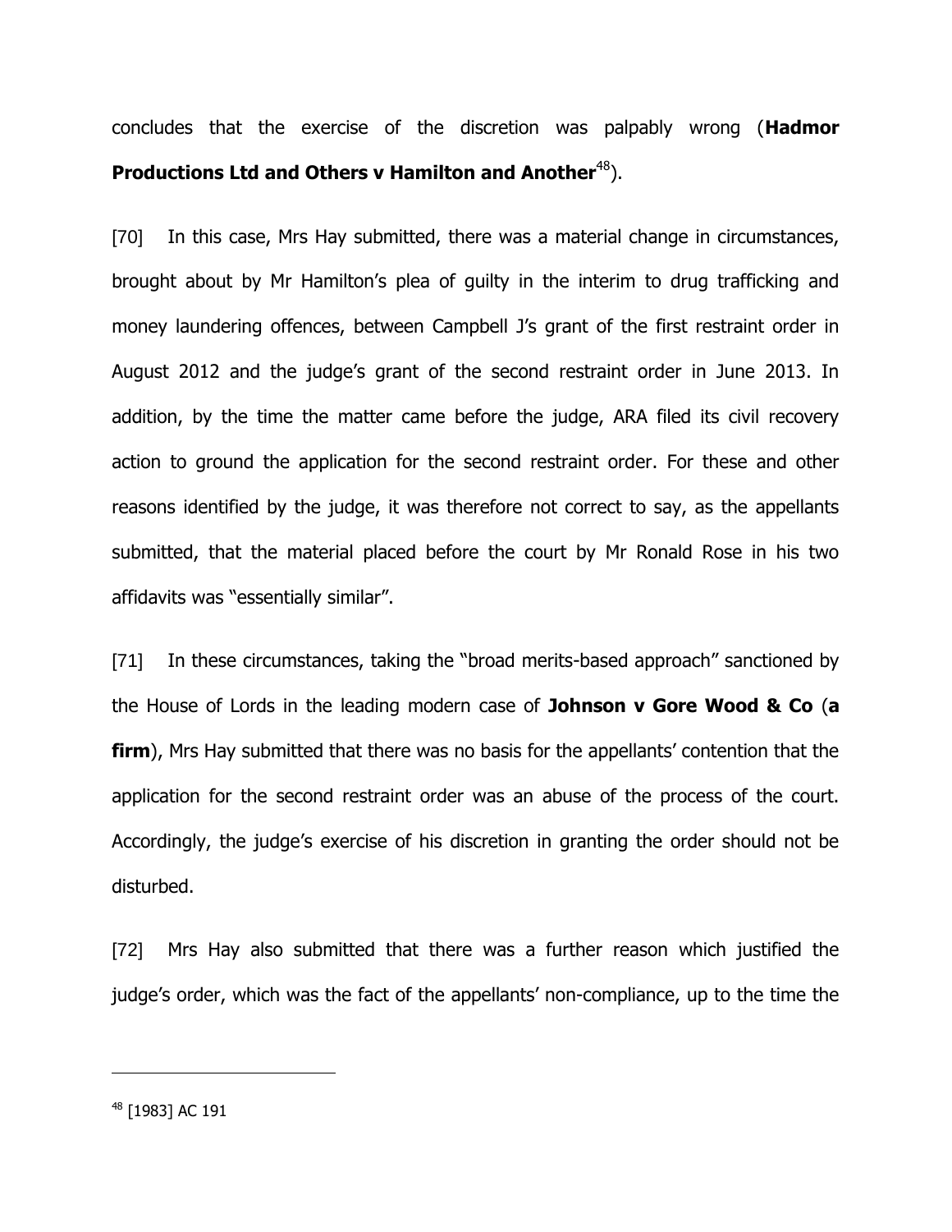concludes that the exercise of the discretion was palpably wrong (**Hadmor Productions Ltd and Others v Hamilton and Another**[48]).

[70] In this case, Mrs Hay submitted, there was a material change in circumstances, brought about by Mr Hamilton's plea of guilty in the interim to drug trafficking and money laundering offences, between Campbell J's grant of the first restraint order in August 2012 and the judge's grant of the second restraint order in June 2013. In addition, by the time the matter came before the judge, ARA filed its civil recovery action to ground the application for the second restraint order. For these and other reasons identified by the judge, it was therefore not correct to say, as the appellants submitted, that the material placed before the court by Mr Ronald Rose in his two affidavits was "essentially similar".

[71] In these circumstances, taking the "broad merits-based approach" sanctioned by the House of Lords in the leading modern case of **Johnson v Gore Wood & Co** (**a firm**), Mrs Hay submitted that there was no basis for the appellants' contention that the application for the second restraint order was an abuse of the process of the court. Accordingly, the judge's exercise of his discretion in granting the order should not be disturbed.

[72] Mrs Hay also submitted that there was a further reason which justified the judge's order, which was the fact of the appellants' non-compliance, up to the time the

---

[48] [1983] AC 191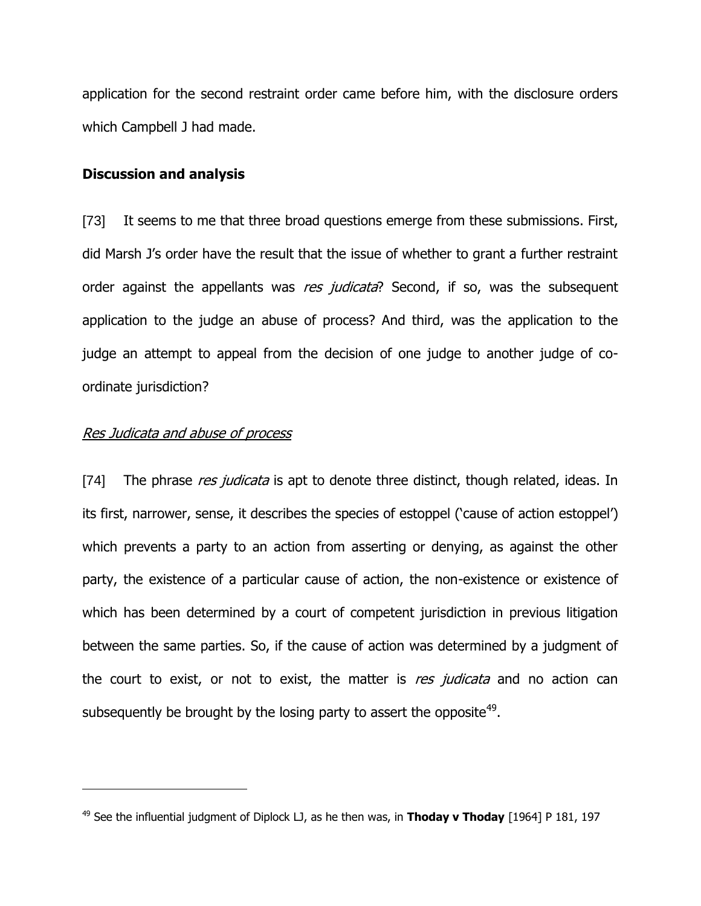application for the second restraint order came before him, with the disclosure orders which Campbell J had made.

**Discussion and analysis**

[73] It seems to me that three broad questions emerge from these submissions. First, did Marsh J's order have the result that the issue of whether to grant a further restraint order against the appellants was *res judicata*? Second, if so, was the subsequent application to the judge an abuse of process? And third, was the application to the judge an attempt to appeal from the decision of one judge to another judge of co-ordinate jurisdiction?

*Res Judicata and abuse of process*

[74] The phrase *res judicata* is apt to denote three distinct, though related, ideas. In its first, narrower, sense, it describes the species of estoppel ('cause of action estoppel') which prevents a party to an action from asserting or denying, as against the other party, the existence of a particular cause of action, the non-existence or existence of which has been determined by a court of competent jurisdiction in previous litigation between the same parties. So, if the cause of action was determined by a judgment of the court to exist, or not to exist, the matter is *res judicata* and no action can subsequently be brought by the losing party to assert the opposite[49].

---

[49] See the influential judgment of Diplock LJ, as he then was, in **Thoday v Thoday** [1964] P 181, 197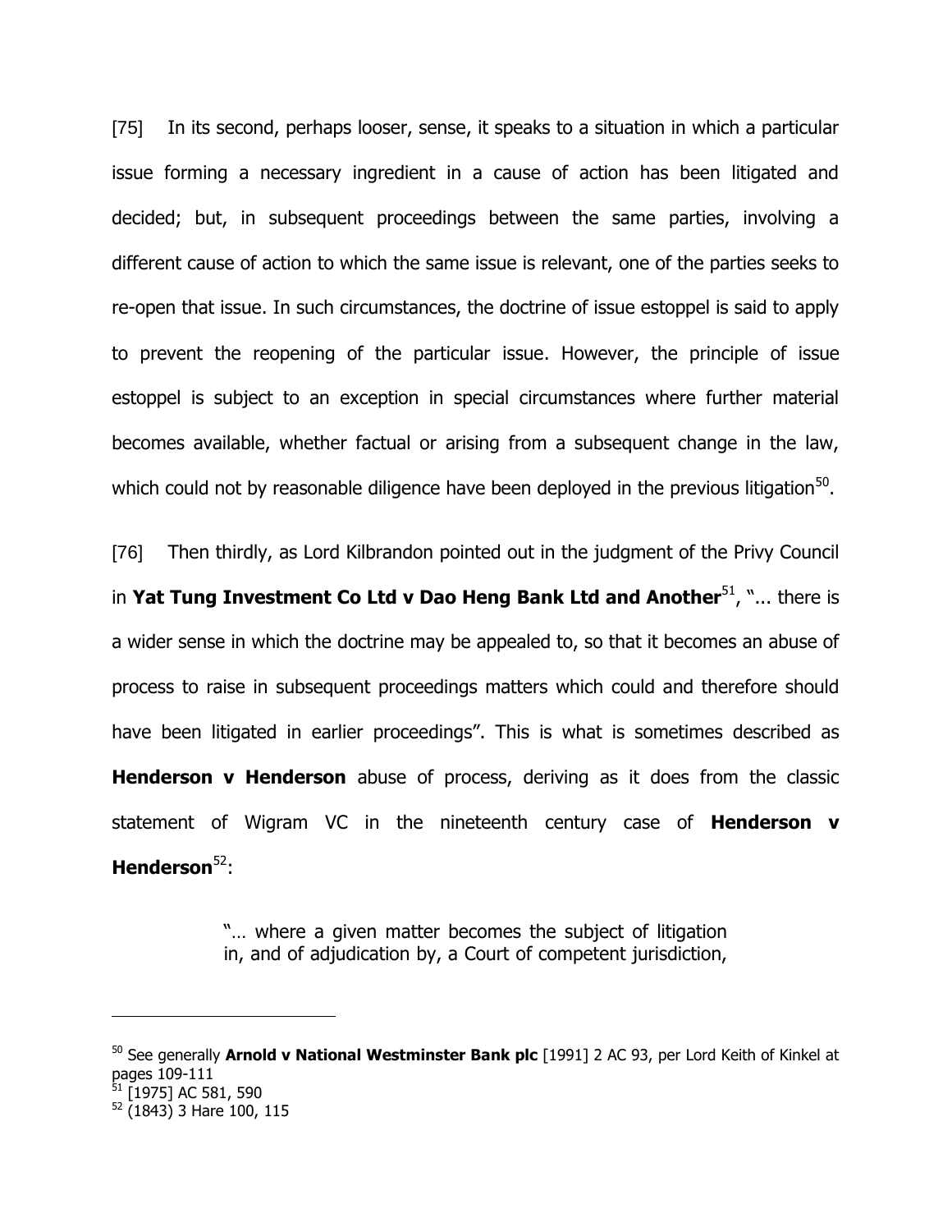[75] In its second, perhaps looser, sense, it speaks to a situation in which a particular issue forming a necessary ingredient in a cause of action has been litigated and decided; but, in subsequent proceedings between the same parties, involving a different cause of action to which the same issue is relevant, one of the parties seeks to re-open that issue. In such circumstances, the doctrine of issue estoppel is said to apply to prevent the reopening of the particular issue. However, the principle of issue estoppel is subject to an exception in special circumstances where further material becomes available, whether factual or arising from a subsequent change in the law, which could not by reasonable diligence have been deployed in the previous litigation[50].

[76] Then thirdly, as Lord Kilbrandon pointed out in the judgment of the Privy Council in **Yat Tung Investment Co Ltd v Dao Heng Bank Ltd and Another**[51], "... there is a wider sense in which the doctrine may be appealed to, so that it becomes an abuse of process to raise in subsequent proceedings matters which could and therefore should have been litigated in earlier proceedings". This is what is sometimes described as **Henderson v Henderson** abuse of process, deriving as it does from the classic statement of Wigram VC in the nineteenth century case of **Henderson v Henderson**[52]:

> "… where a given matter becomes the subject of litigation in, and of adjudication by, a Court of competent jurisdiction,

---

[50] See generally **Arnold v National Westminster Bank plc** [1991] 2 AC 93, per Lord Keith of Kinkel at pages 109-111

[51] [1975] AC 581, 590

[52] (1843) 3 Hare 100, 115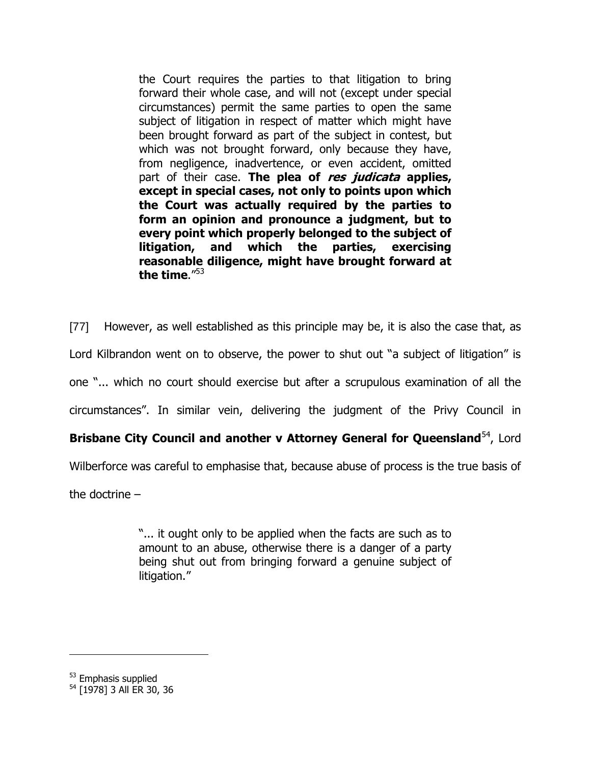> the Court requires the parties to that litigation to bring forward their whole case, and will not (except under special circumstances) permit the same parties to open the same subject of litigation in respect of matter which might have been brought forward as part of the subject in contest, but which was not brought forward, only because they have, from negligence, inadvertence, or even accident, omitted part of their case. **The plea of *res judicata* applies, except in special cases, not only to points upon which the Court was actually required by the parties to form an opinion and pronounce a judgment, but to every point which properly belonged to the subject of litigation, and which the parties, exercising reasonable diligence, might have brought forward at the time**."[53]

[77] However, as well established as this principle may be, it is also the case that, as Lord Kilbrandon went on to observe, the power to shut out "a subject of litigation" is one "... which no court should exercise but after a scrupulous examination of all the circumstances". In similar vein, delivering the judgment of the Privy Council in **Brisbane City Council and another v Attorney General for Queensland**[54], Lord Wilberforce was careful to emphasise that, because abuse of process is the true basis of the doctrine –

> "... it ought only to be applied when the facts are such as to amount to an abuse, otherwise there is a danger of a party being shut out from bringing forward a genuine subject of litigation."

---

[53] Emphasis supplied

[54] [1978] 3 All ER 30, 36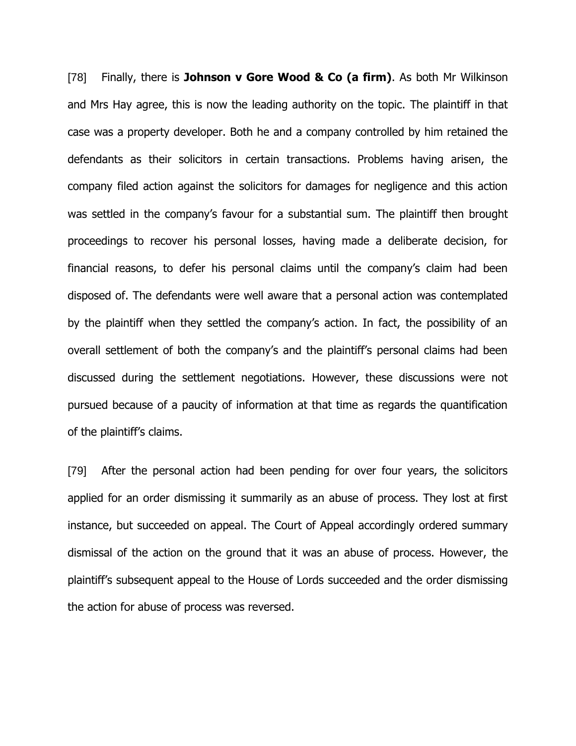[78] Finally, there is **Johnson v Gore Wood & Co (a firm)**. As both Mr Wilkinson and Mrs Hay agree, this is now the leading authority on the topic. The plaintiff in that case was a property developer. Both he and a company controlled by him retained the defendants as their solicitors in certain transactions. Problems having arisen, the company filed action against the solicitors for damages for negligence and this action was settled in the company's favour for a substantial sum. The plaintiff then brought proceedings to recover his personal losses, having made a deliberate decision, for financial reasons, to defer his personal claims until the company's claim had been disposed of. The defendants were well aware that a personal action was contemplated by the plaintiff when they settled the company's action. In fact, the possibility of an overall settlement of both the company's and the plaintiff's personal claims had been discussed during the settlement negotiations. However, these discussions were not pursued because of a paucity of information at that time as regards the quantification of the plaintiff's claims.

[79] After the personal action had been pending for over four years, the solicitors applied for an order dismissing it summarily as an abuse of process. They lost at first instance, but succeeded on appeal. The Court of Appeal accordingly ordered summary dismissal of the action on the ground that it was an abuse of process. However, the plaintiff's subsequent appeal to the House of Lords succeeded and the order dismissing the action for abuse of process was reversed.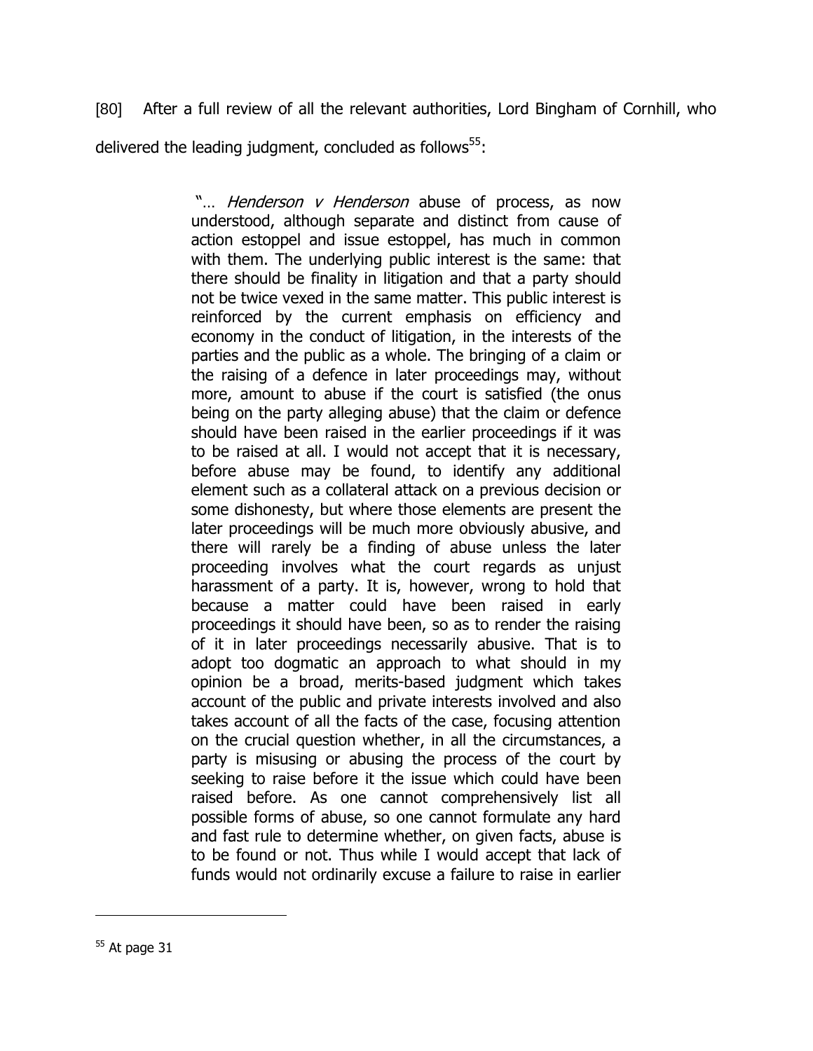[80] After a full review of all the relevant authorities, Lord Bingham of Cornhill, who delivered the leading judgment, concluded as follows[55]:

> "… *Henderson v Henderson* abuse of process, as now understood, although separate and distinct from cause of action estoppel and issue estoppel, has much in common with them. The underlying public interest is the same: that there should be finality in litigation and that a party should not be twice vexed in the same matter. This public interest is reinforced by the current emphasis on efficiency and economy in the conduct of litigation, in the interests of the parties and the public as a whole. The bringing of a claim or the raising of a defence in later proceedings may, without more, amount to abuse if the court is satisfied (the onus being on the party alleging abuse) that the claim or defence should have been raised in the earlier proceedings if it was to be raised at all. I would not accept that it is necessary, before abuse may be found, to identify any additional element such as a collateral attack on a previous decision or some dishonesty, but where those elements are present the later proceedings will be much more obviously abusive, and there will rarely be a finding of abuse unless the later proceeding involves what the court regards as unjust harassment of a party. It is, however, wrong to hold that because a matter could have been raised in early proceedings it should have been, so as to render the raising of it in later proceedings necessarily abusive. That is to adopt too dogmatic an approach to what should in my opinion be a broad, merits-based judgment which takes account of the public and private interests involved and also takes account of all the facts of the case, focusing attention on the crucial question whether, in all the circumstances, a party is misusing or abusing the process of the court by seeking to raise before it the issue which could have been raised before. As one cannot comprehensively list all possible forms of abuse, so one cannot formulate any hard and fast rule to determine whether, on given facts, abuse is to be found or not. Thus while I would accept that lack of funds would not ordinarily excuse a failure to raise in earlier

[55] At page 31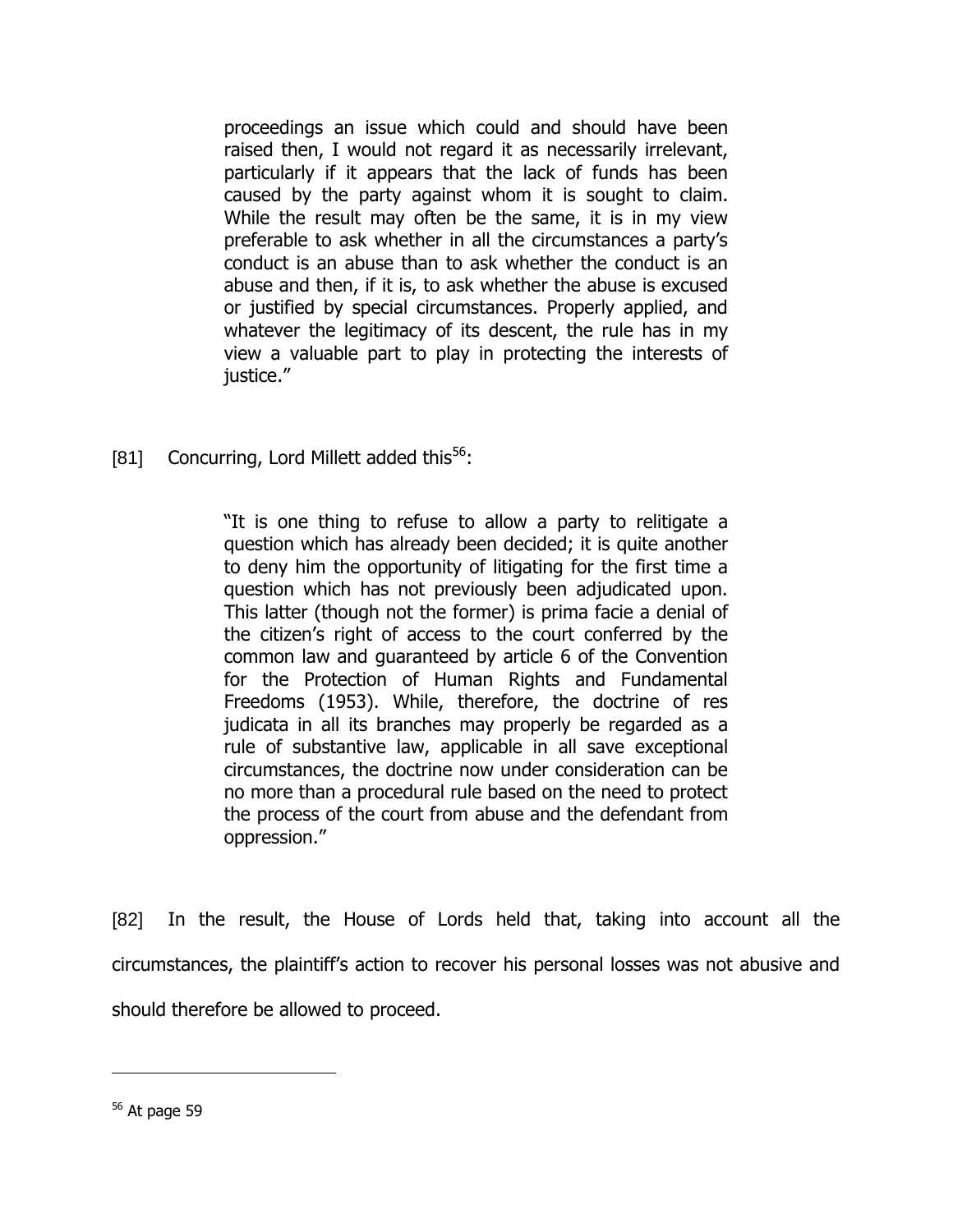> proceedings an issue which could and should have been raised then, I would not regard it as necessarily irrelevant, particularly if it appears that the lack of funds has been caused by the party against whom it is sought to claim. While the result may often be the same, it is in my view preferable to ask whether in all the circumstances a party's conduct is an abuse than to ask whether the conduct is an abuse and then, if it is, to ask whether the abuse is excused or justified by special circumstances. Properly applied, and whatever the legitimacy of its descent, the rule has in my view a valuable part to play in protecting the interests of justice."

[81] Concurring, Lord Millett added this[56]:

> "It is one thing to refuse to allow a party to relitigate a question which has already been decided; it is quite another to deny him the opportunity of litigating for the first time a question which has not previously been adjudicated upon. This latter (though not the former) is prima facie a denial of the citizen's right of access to the court conferred by the common law and guaranteed by article 6 of the Convention for the Protection of Human Rights and Fundamental Freedoms (1953). While, therefore, the doctrine of res judicata in all its branches may properly be regarded as a rule of substantive law, applicable in all save exceptional circumstances, the doctrine now under consideration can be no more than a procedural rule based on the need to protect the process of the court from abuse and the defendant from oppression."

[82] In the result, the House of Lords held that, taking into account all the circumstances, the plaintiff's action to recover his personal losses was not abusive and should therefore be allowed to proceed.

---

[56] At page 59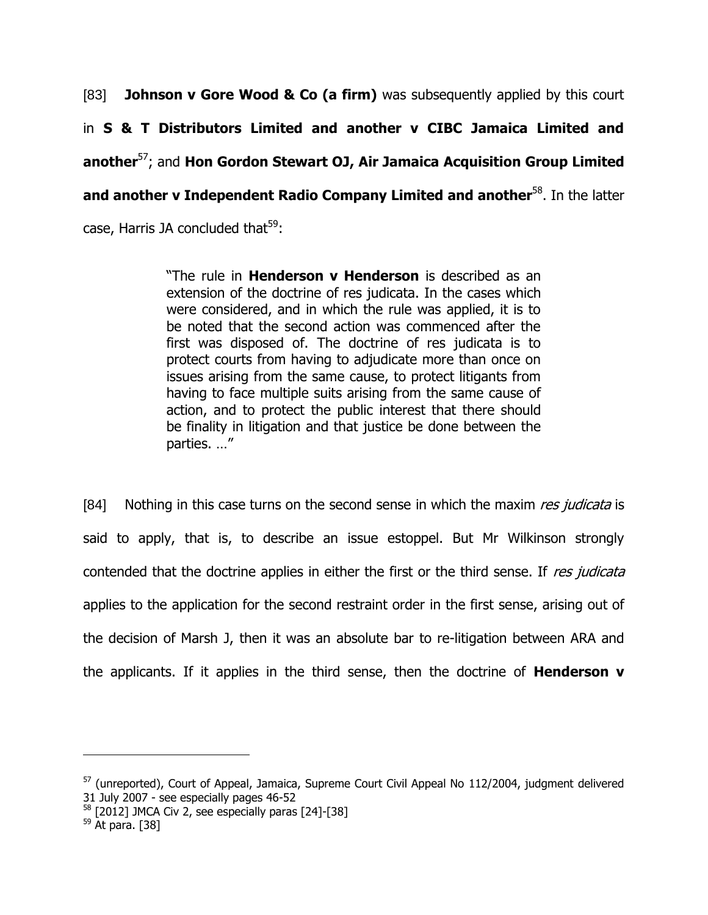[83] **Johnson v Gore Wood & Co (a firm)** was subsequently applied by this court in **S & T Distributors Limited and another v CIBC Jamaica Limited and another**[57]; and **Hon Gordon Stewart OJ, Air Jamaica Acquisition Group Limited and another v Independent Radio Company Limited and another**[58]. In the latter case, Harris JA concluded that[59]:

> "The rule in **Henderson v Henderson** is described as an extension of the doctrine of res judicata. In the cases which were considered, and in which the rule was applied, it is to be noted that the second action was commenced after the first was disposed of. The doctrine of res judicata is to protect courts from having to adjudicate more than once on issues arising from the same cause, to protect litigants from having to face multiple suits arising from the same cause of action, and to protect the public interest that there should be finality in litigation and that justice be done between the parties. …"

[84] Nothing in this case turns on the second sense in which the maxim *res judicata* is said to apply, that is, to describe an issue estoppel. But Mr Wilkinson strongly contended that the doctrine applies in either the first or the third sense. If *res judicata* applies to the application for the second restraint order in the first sense, arising out of the decision of Marsh J, then it was an absolute bar to re-litigation between ARA and the applicants. If it applies in the third sense, then the doctrine of **Henderson v**

---

[57] (unreported), Court of Appeal, Jamaica, Supreme Court Civil Appeal No 112/2004, judgment delivered 31 July 2007 - see especially pages 46-52

[58] [2012] JMCA Civ 2, see especially paras [24]-[38]

[59] At para. [38]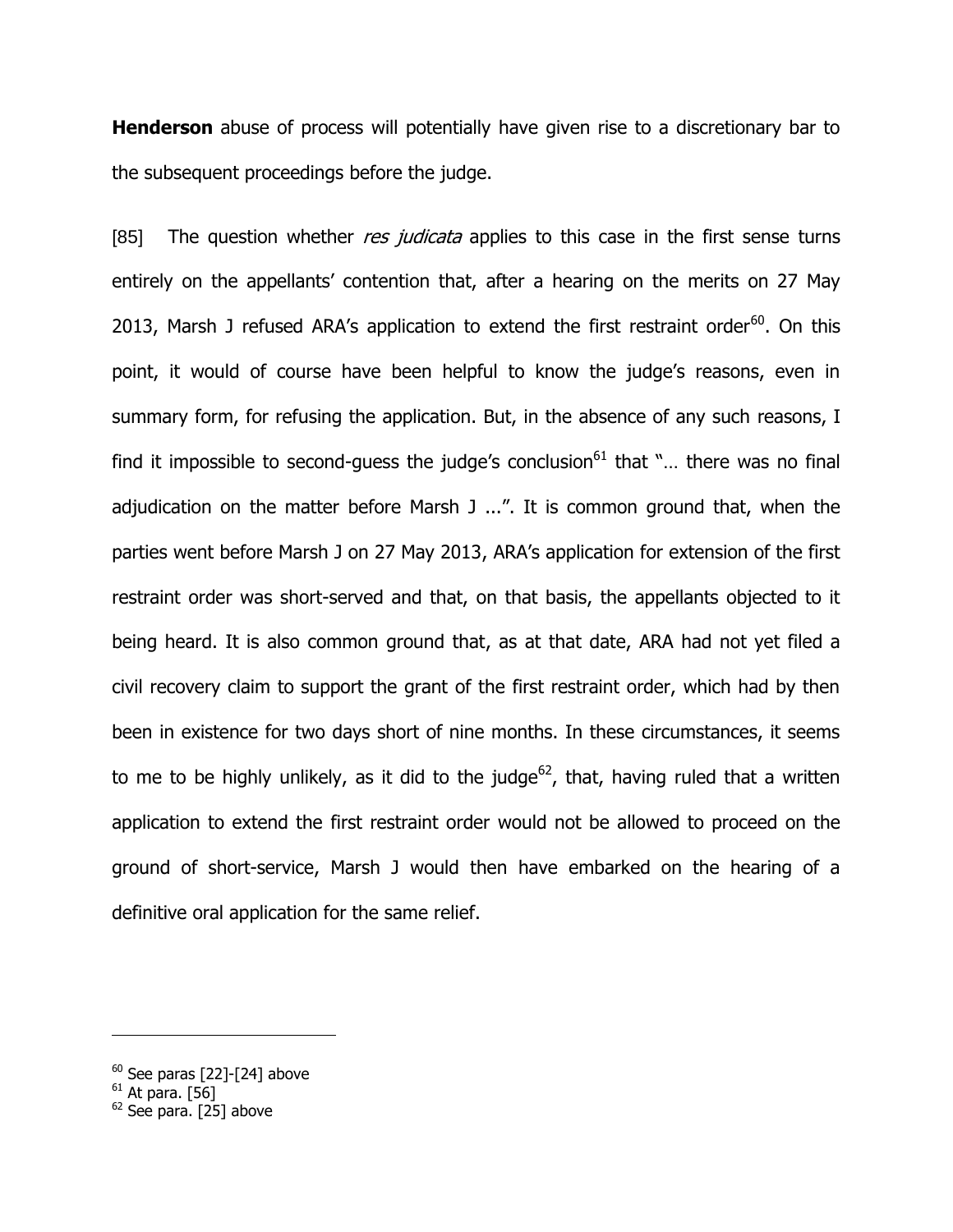**Henderson** abuse of process will potentially have given rise to a discretionary bar to the subsequent proceedings before the judge.

[85] The question whether *res judicata* applies to this case in the first sense turns entirely on the appellants' contention that, after a hearing on the merits on 27 May 2013, Marsh J refused ARA's application to extend the first restraint order[60]. On this point, it would of course have been helpful to know the judge's reasons, even in summary form, for refusing the application. But, in the absence of any such reasons, I find it impossible to second-guess the judge's conclusion[61] that "… there was no final adjudication on the matter before Marsh J ...". It is common ground that, when the parties went before Marsh J on 27 May 2013, ARA's application for extension of the first restraint order was short-served and that, on that basis, the appellants objected to it being heard. It is also common ground that, as at that date, ARA had not yet filed a civil recovery claim to support the grant of the first restraint order, which had by then been in existence for two days short of nine months. In these circumstances, it seems to me to be highly unlikely, as it did to the judge[62], that, having ruled that a written application to extend the first restraint order would not be allowed to proceed on the ground of short-service, Marsh J would then have embarked on the hearing of a definitive oral application for the same relief.

---

[60] See paras [22]-[24] above
[61] At para. [56]
[62] See para. [25] above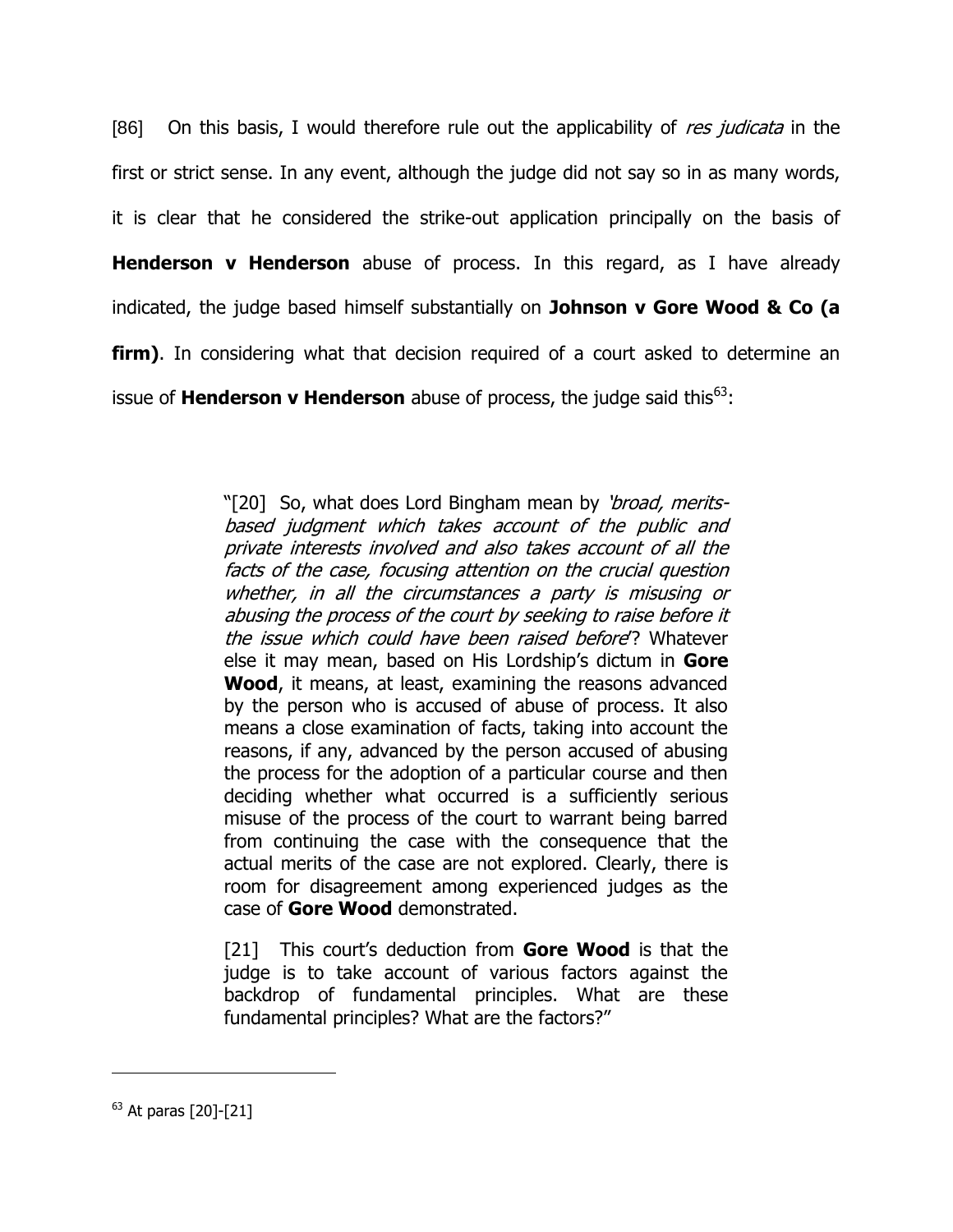[86] On this basis, I would therefore rule out the applicability of *res judicata* in the first or strict sense. In any event, although the judge did not say so in as many words, it is clear that he considered the strike-out application principally on the basis of **Henderson v Henderson** abuse of process. In this regard, as I have already indicated, the judge based himself substantially on **Johnson v Gore Wood & Co (a firm)**. In considering what that decision required of a court asked to determine an issue of **Henderson v Henderson** abuse of process, the judge said this[63]:

> "[20] So, what does Lord Bingham mean by *'broad, merits-based judgment which takes account of the public and private interests involved and also takes account of all the facts of the case, focusing attention on the crucial question whether, in all the circumstances a party is misusing or abusing the process of the court by seeking to raise before it the issue which could have been raised before*'? Whatever else it may mean, based on His Lordship's dictum in **Gore Wood**, it means, at least, examining the reasons advanced by the person who is accused of abuse of process. It also means a close examination of facts, taking into account the reasons, if any, advanced by the person accused of abusing the process for the adoption of a particular course and then deciding whether what occurred is a sufficiently serious misuse of the process of the court to warrant being barred from continuing the case with the consequence that the actual merits of the case are not explored. Clearly, there is room for disagreement among experienced judges as the case of **Gore Wood** demonstrated.
>
> [21] This court's deduction from **Gore Wood** is that the judge is to take account of various factors against the backdrop of fundamental principles. What are these fundamental principles? What are the factors?"

---

[63] At paras [20]-[21]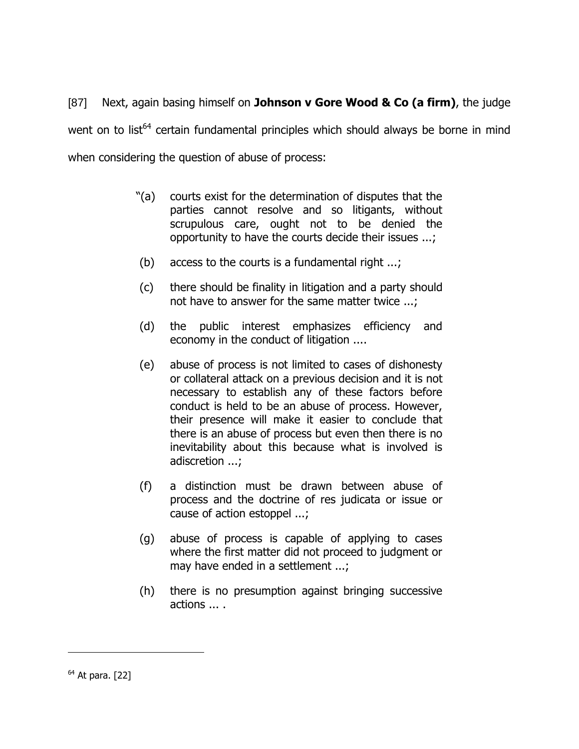[87] Next, again basing himself on **Johnson v Gore Wood & Co (a firm)**, the judge went on to list[64] certain fundamental principles which should always be borne in mind when considering the question of abuse of process:

> "(a) courts exist for the determination of disputes that the parties cannot resolve and so litigants, without scrupulous care, ought not to be denied the opportunity to have the courts decide their issues ...;
>
> (b) access to the courts is a fundamental right ...;
>
> (c) there should be finality in litigation and a party should not have to answer for the same matter twice ...;
>
> (d) the public interest emphasizes efficiency and economy in the conduct of litigation ....
>
> (e) abuse of process is not limited to cases of dishonesty or collateral attack on a previous decision and it is not necessary to establish any of these factors before conduct is held to be an abuse of process. However, their presence will make it easier to conclude that there is an abuse of process but even then there is no inevitability about this because what is involved is adiscretion ...;
>
> (f) a distinction must be drawn between abuse of process and the doctrine of res judicata or issue or cause of action estoppel ...;
>
> (g) abuse of process is capable of applying to cases where the first matter did not proceed to judgment or may have ended in a settlement ...;
>
> (h) there is no presumption against bringing successive actions ... .

---

[64] At para. [22]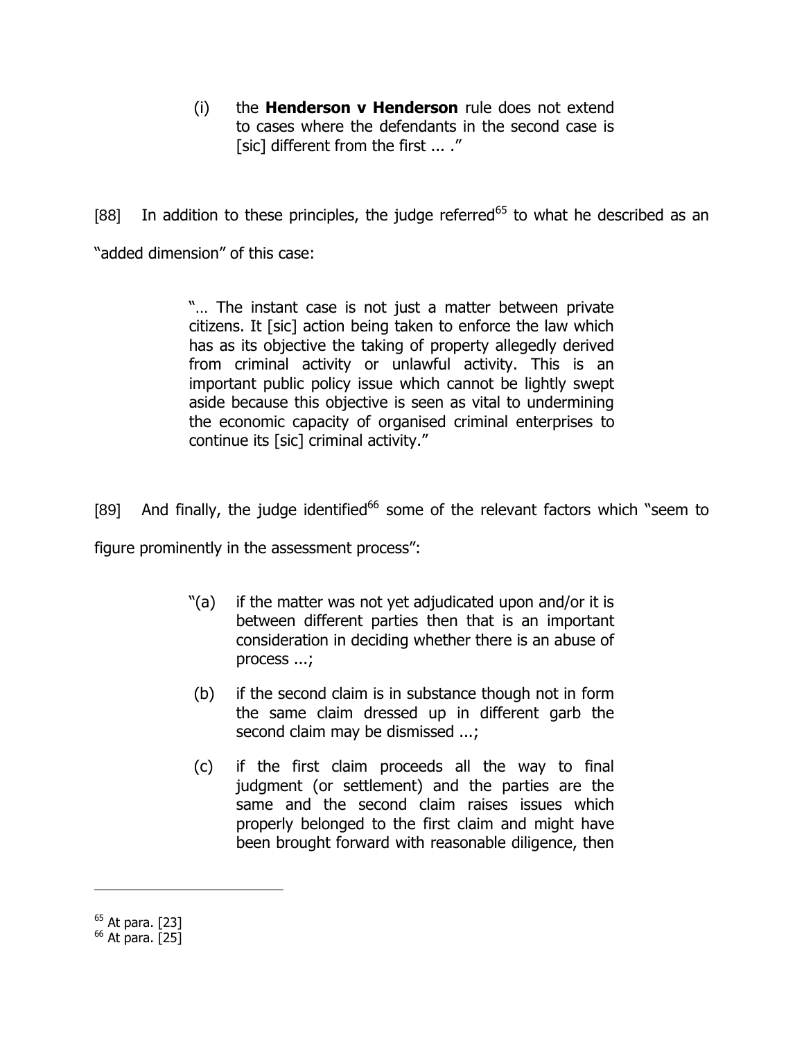> (i) the **Henderson v Henderson** rule does not extend to cases where the defendants in the second case is [sic] different from the first ... ."

[88] In addition to these principles, the judge referred[65] to what he described as an "added dimension" of this case:

> "… The instant case is not just a matter between private citizens. It [sic] action being taken to enforce the law which has as its objective the taking of property allegedly derived from criminal activity or unlawful activity. This is an important public policy issue which cannot be lightly swept aside because this objective is seen as vital to undermining the economic capacity of organised criminal enterprises to continue its [sic] criminal activity."

[89] And finally, the judge identified[66] some of the relevant factors which "seem to figure prominently in the assessment process":

> "(a) if the matter was not yet adjudicated upon and/or it is between different parties then that is an important consideration in deciding whether there is an abuse of process ...;
>
> (b) if the second claim is in substance though not in form the same claim dressed up in different garb the second claim may be dismissed ...;
>
> (c) if the first claim proceeds all the way to final judgment (or settlement) and the parties are the same and the second claim raises issues which properly belonged to the first claim and might have been brought forward with reasonable diligence, then

---

[65] At para. [23]

[66] At para. [25]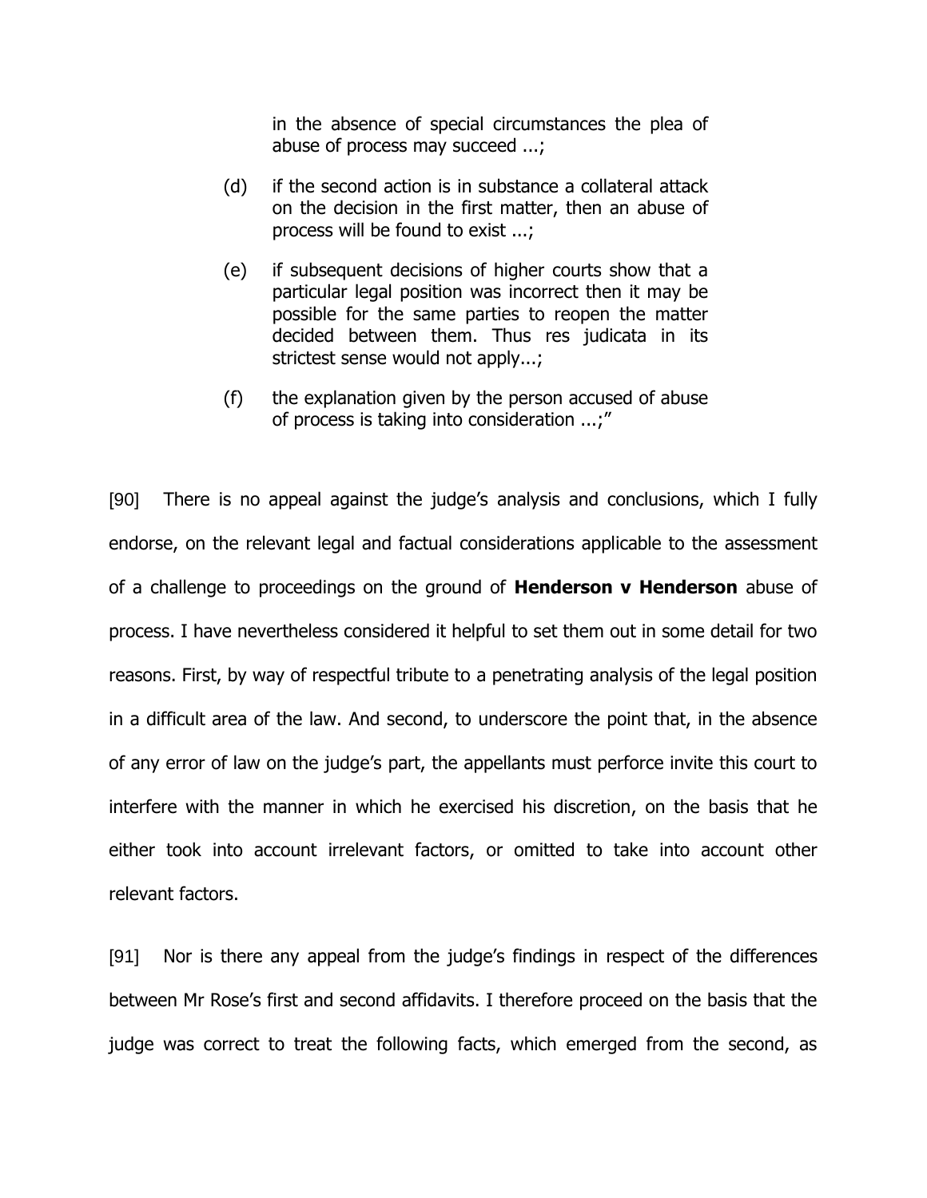> in the absence of special circumstances the plea of abuse of process may succeed ...;
>
> (d) if the second action is in substance a collateral attack on the decision in the first matter, then an abuse of process will be found to exist ...;
>
> (e) if subsequent decisions of higher courts show that a particular legal position was incorrect then it may be possible for the same parties to reopen the matter decided between them. Thus res judicata in its strictest sense would not apply...;
>
> (f) the explanation given by the person accused of abuse of process is taking into consideration ...;"

[90] There is no appeal against the judge's analysis and conclusions, which I fully endorse, on the relevant legal and factual considerations applicable to the assessment of a challenge to proceedings on the ground of **Henderson v Henderson** abuse of process. I have nevertheless considered it helpful to set them out in some detail for two reasons. First, by way of respectful tribute to a penetrating analysis of the legal position in a difficult area of the law. And second, to underscore the point that, in the absence of any error of law on the judge's part, the appellants must perforce invite this court to interfere with the manner in which he exercised his discretion, on the basis that he either took into account irrelevant factors, or omitted to take into account other relevant factors.

[91] Nor is there any appeal from the judge's findings in respect of the differences between Mr Rose's first and second affidavits. I therefore proceed on the basis that the judge was correct to treat the following facts, which emerged from the second, as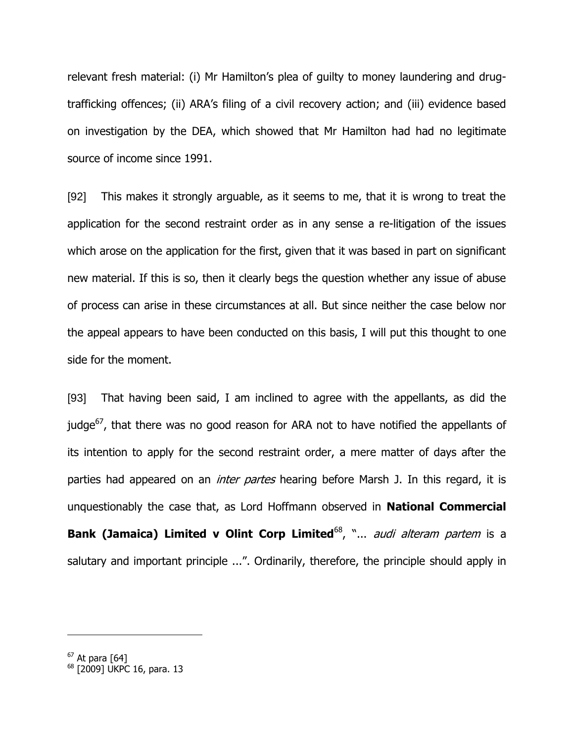relevant fresh material: (i) Mr Hamilton's plea of guilty to money laundering and drug-trafficking offences; (ii) ARA's filing of a civil recovery action; and (iii) evidence based on investigation by the DEA, which showed that Mr Hamilton had had no legitimate source of income since 1991.

[92] This makes it strongly arguable, as it seems to me, that it is wrong to treat the application for the second restraint order as in any sense a re-litigation of the issues which arose on the application for the first, given that it was based in part on significant new material. If this is so, then it clearly begs the question whether any issue of abuse of process can arise in these circumstances at all. But since neither the case below nor the appeal appears to have been conducted on this basis, I will put this thought to one side for the moment.

[93] That having been said, I am inclined to agree with the appellants, as did the judge[67], that there was no good reason for ARA not to have notified the appellants of its intention to apply for the second restraint order, a mere matter of days after the parties had appeared on an *inter partes* hearing before Marsh J. In this regard, it is unquestionably the case that, as Lord Hoffmann observed in **National Commercial Bank (Jamaica) Limited v Olint Corp Limited**[68], "... *audi alteram partem* is a salutary and important principle ...". Ordinarily, therefore, the principle should apply in

---

[67] At para [64]

[68] [2009] UKPC 16, para. 13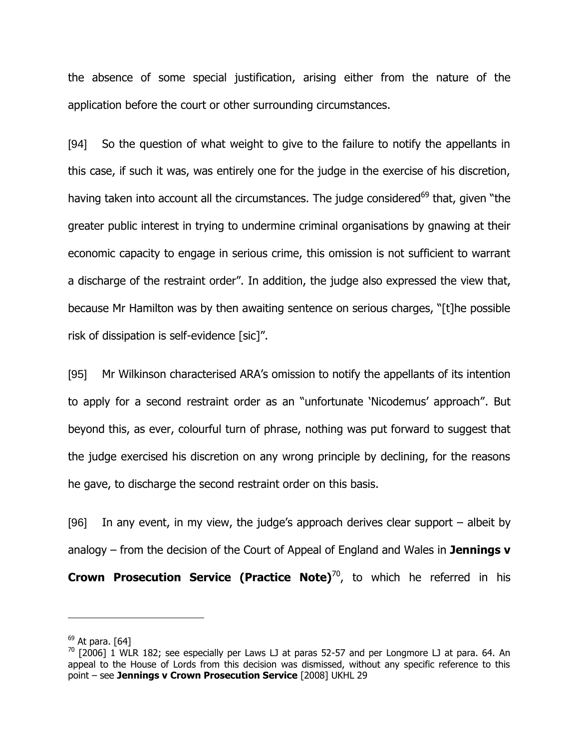the absence of some special justification, arising either from the nature of the application before the court or other surrounding circumstances.

[94] So the question of what weight to give to the failure to notify the appellants in this case, if such it was, was entirely one for the judge in the exercise of his discretion, having taken into account all the circumstances. The judge considered[69] that, given "the greater public interest in trying to undermine criminal organisations by gnawing at their economic capacity to engage in serious crime, this omission is not sufficient to warrant a discharge of the restraint order". In addition, the judge also expressed the view that, because Mr Hamilton was by then awaiting sentence on serious charges, "[t]he possible risk of dissipation is self-evidence [sic]".

[95] Mr Wilkinson characterised ARA's omission to notify the appellants of its intention to apply for a second restraint order as an "unfortunate 'Nicodemus' approach". But beyond this, as ever, colourful turn of phrase, nothing was put forward to suggest that the judge exercised his discretion on any wrong principle by declining, for the reasons he gave, to discharge the second restraint order on this basis.

[96] In any event, in my view, the judge's approach derives clear support – albeit by analogy – from the decision of the Court of Appeal of England and Wales in **Jennings v Crown Prosecution Service (Practice Note)**[70], to which he referred in his

---

[69] At para. [64]

[70] [2006] 1 WLR 182; see especially per Laws LJ at paras 52-57 and per Longmore LJ at para. 64. An appeal to the House of Lords from this decision was dismissed, without any specific reference to this point – see **Jennings v Crown Prosecution Service** [2008] UKHL 29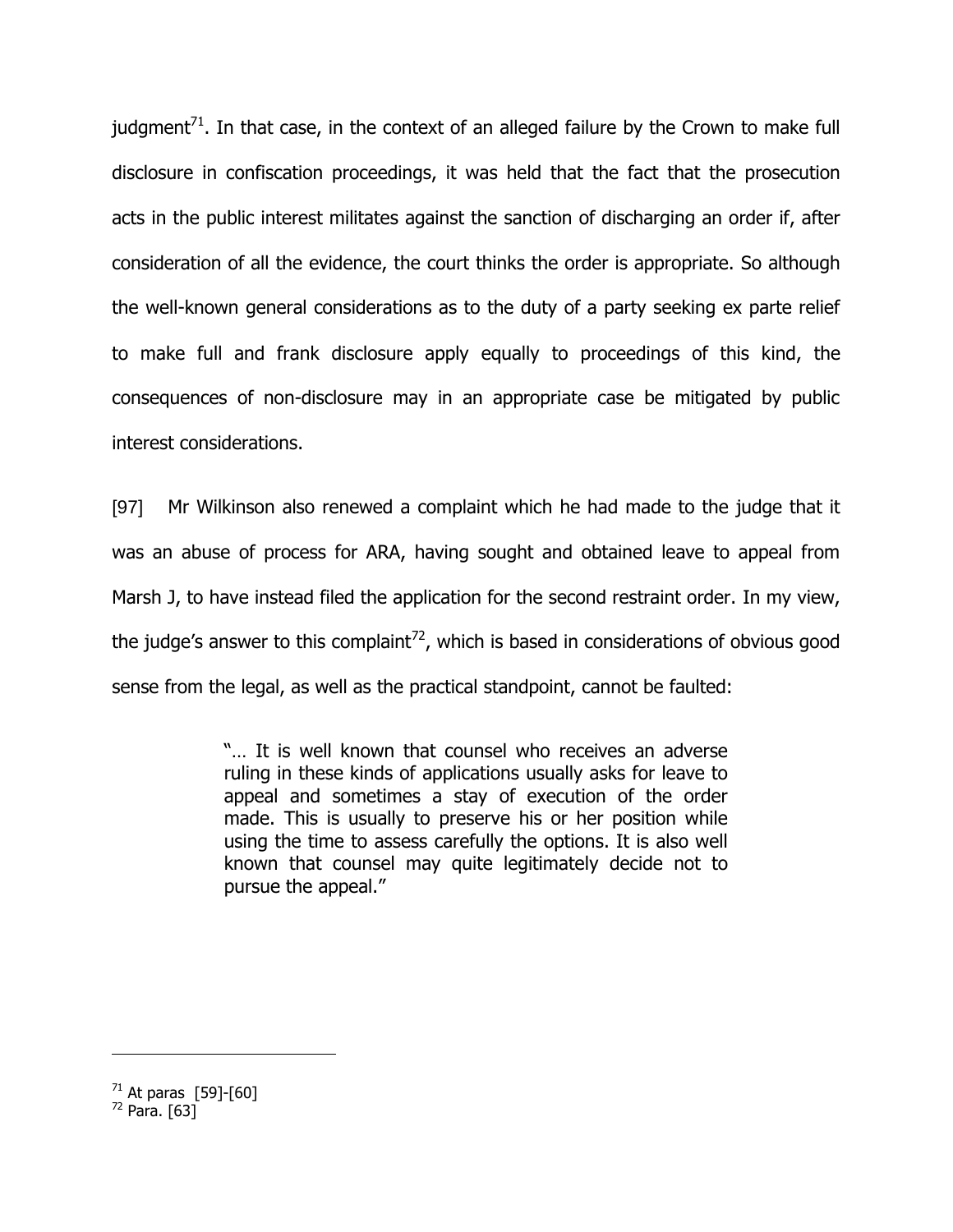judgment[71]. In that case, in the context of an alleged failure by the Crown to make full disclosure in confiscation proceedings, it was held that the fact that the prosecution acts in the public interest militates against the sanction of discharging an order if, after consideration of all the evidence, the court thinks the order is appropriate. So although the well-known general considerations as to the duty of a party seeking ex parte relief to make full and frank disclosure apply equally to proceedings of this kind, the consequences of non-disclosure may in an appropriate case be mitigated by public interest considerations.

[97] Mr Wilkinson also renewed a complaint which he had made to the judge that it was an abuse of process for ARA, having sought and obtained leave to appeal from Marsh J, to have instead filed the application for the second restraint order. In my view, the judge's answer to this complaint[72], which is based in considerations of obvious good sense from the legal, as well as the practical standpoint, cannot be faulted:

> "… It is well known that counsel who receives an adverse ruling in these kinds of applications usually asks for leave to appeal and sometimes a stay of execution of the order made. This is usually to preserve his or her position while using the time to assess carefully the options. It is also well known that counsel may quite legitimately decide not to pursue the appeal."

---

[71] At paras [59]-[60]

[72] Para. [63]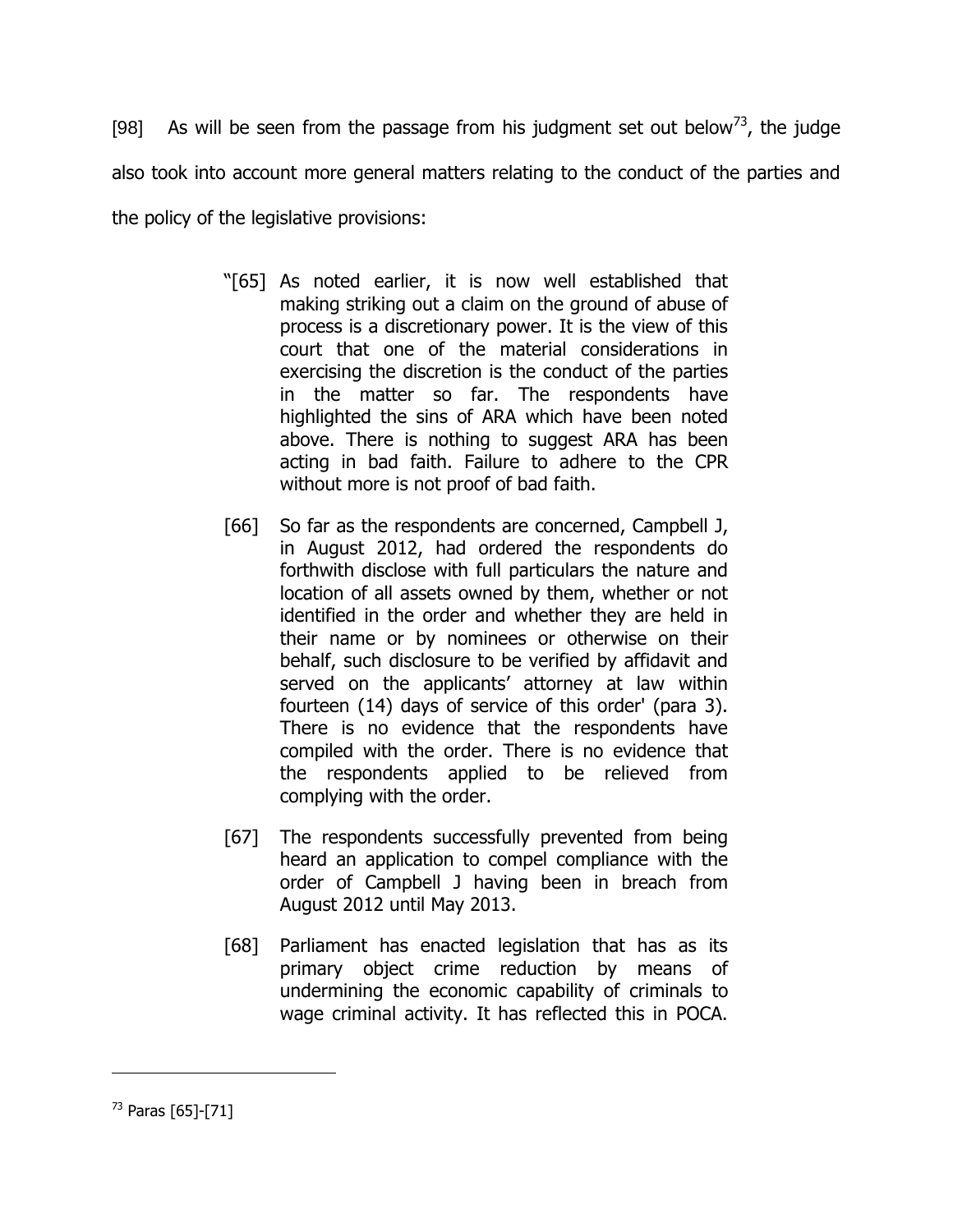[98] As will be seen from the passage from his judgment set out below[73], the judge also took into account more general matters relating to the conduct of the parties and the policy of the legislative provisions:

> "[65] As noted earlier, it is now well established that making striking out a claim on the ground of abuse of process is a discretionary power. It is the view of this court that one of the material considerations in exercising the discretion is the conduct of the parties in the matter so far. The respondents have highlighted the sins of ARA which have been noted above. There is nothing to suggest ARA has been acting in bad faith. Failure to adhere to the CPR without more is not proof of bad faith.
>
> [66] So far as the respondents are concerned, Campbell J, in August 2012, had ordered the respondents do forthwith disclose with full particulars the nature and location of all assets owned by them, whether or not identified in the order and whether they are held in their name or by nominees or otherwise on their behalf, such disclosure to be verified by affidavit and served on the applicants' attorney at law within fourteen (14) days of service of this order' (para 3). There is no evidence that the respondents have compiled with the order. There is no evidence that the respondents applied to be relieved from complying with the order.
>
> [67] The respondents successfully prevented from being heard an application to compel compliance with the order of Campbell J having been in breach from August 2012 until May 2013.
>
> [68] Parliament has enacted legislation that has as its primary object crime reduction by means of undermining the economic capability of criminals to wage criminal activity. It has reflected this in POCA.

---

[73] Paras [65]-[71]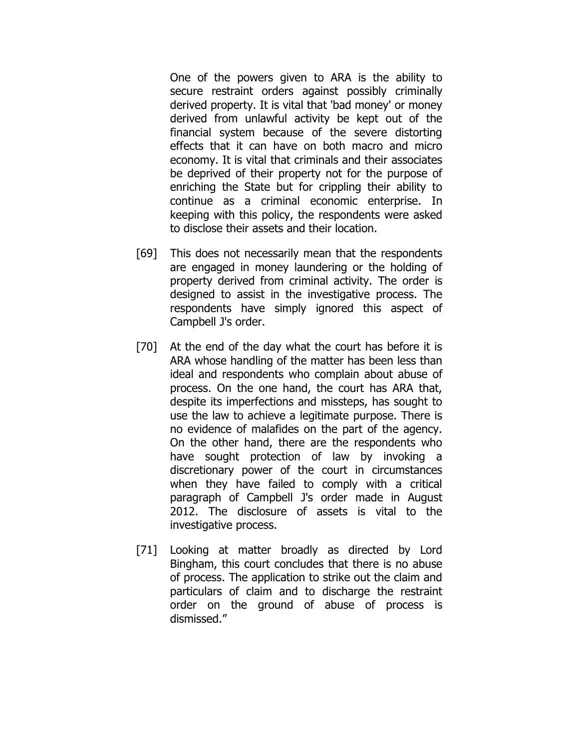One of the powers given to ARA is the ability to secure restraint orders against possibly criminally derived property. It is vital that 'bad money' or money derived from unlawful activity be kept out of the financial system because of the severe distorting effects that it can have on both macro and micro economy. It is vital that criminals and their associates be deprived of their property not for the purpose of enriching the State but for crippling their ability to continue as a criminal economic enterprise. In keeping with this policy, the respondents were asked to disclose their assets and their location.

[69] This does not necessarily mean that the respondents are engaged in money laundering or the holding of property derived from criminal activity. The order is designed to assist in the investigative process. The respondents have simply ignored this aspect of Campbell J's order.

[70] At the end of the day what the court has before it is ARA whose handling of the matter has been less than ideal and respondents who complain about abuse of process. On the one hand, the court has ARA that, despite its imperfections and missteps, has sought to use the law to achieve a legitimate purpose. There is no evidence of malafides on the part of the agency. On the other hand, there are the respondents who have sought protection of law by invoking a discretionary power of the court in circumstances when they have failed to comply with a critical paragraph of Campbell J's order made in August 2012. The disclosure of assets is vital to the investigative process.

[71] Looking at matter broadly as directed by Lord Bingham, this court concludes that there is no abuse of process. The application to strike out the claim and particulars of claim and to discharge the restraint order on the ground of abuse of process is dismissed."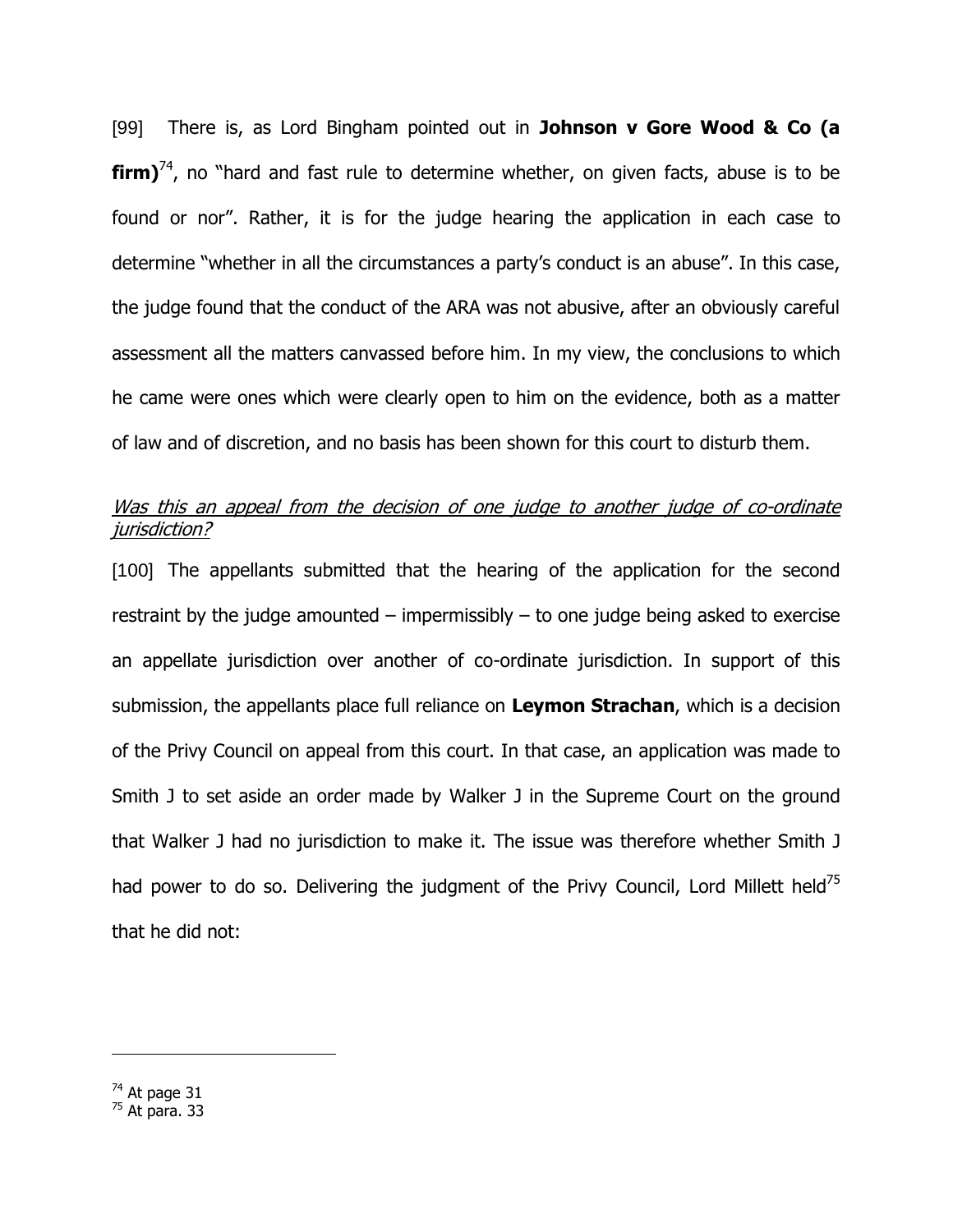[99] There is, as Lord Bingham pointed out in **Johnson v Gore Wood & Co (a firm)**[74], no "hard and fast rule to determine whether, on given facts, abuse is to be found or nor". Rather, it is for the judge hearing the application in each case to determine "whether in all the circumstances a party's conduct is an abuse". In this case, the judge found that the conduct of the ARA was not abusive, after an obviously careful assessment all the matters canvassed before him. In my view, the conclusions to which he came were ones which were clearly open to him on the evidence, both as a matter of law and of discretion, and no basis has been shown for this court to disturb them.

*Was this an appeal from the decision of one judge to another judge of co-ordinate jurisdiction?*

[100] The appellants submitted that the hearing of the application for the second restraint by the judge amounted – impermissibly – to one judge being asked to exercise an appellate jurisdiction over another of co-ordinate jurisdiction. In support of this submission, the appellants place full reliance on **Leymon Strachan**, which is a decision of the Privy Council on appeal from this court. In that case, an application was made to Smith J to set aside an order made by Walker J in the Supreme Court on the ground that Walker J had no jurisdiction to make it. The issue was therefore whether Smith J had power to do so. Delivering the judgment of the Privy Council, Lord Millett held[75] that he did not:

---

[74] At page 31

[75] At para. 33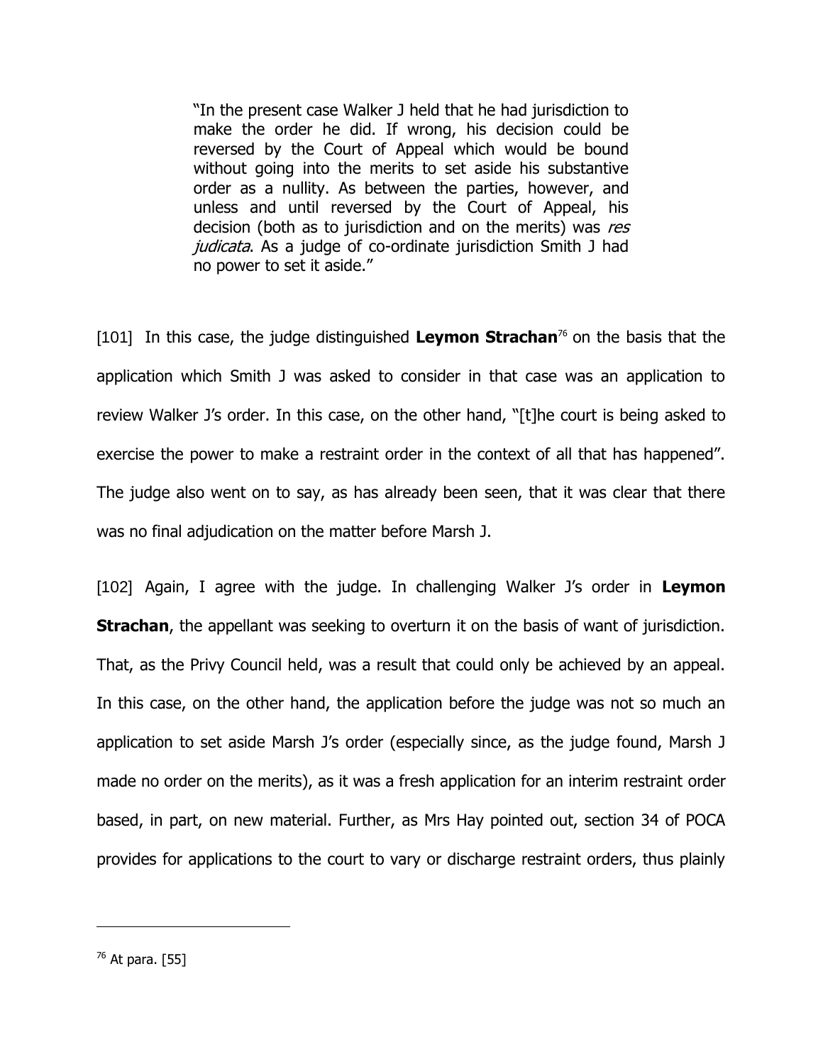> "In the present case Walker J held that he had jurisdiction to make the order he did. If wrong, his decision could be reversed by the Court of Appeal which would be bound without going into the merits to set aside his substantive order as a nullity. As between the parties, however, and unless and until reversed by the Court of Appeal, his decision (both as to jurisdiction and on the merits) was *res judicata*. As a judge of co-ordinate jurisdiction Smith J had no power to set it aside."

[101] In this case, the judge distinguished **Leymon Strachan**[76] on the basis that the application which Smith J was asked to consider in that case was an application to review Walker J's order. In this case, on the other hand, "[t]he court is being asked to exercise the power to make a restraint order in the context of all that has happened". The judge also went on to say, as has already been seen, that it was clear that there was no final adjudication on the matter before Marsh J.

[102] Again, I agree with the judge. In challenging Walker J's order in **Leymon Strachan**, the appellant was seeking to overturn it on the basis of want of jurisdiction. That, as the Privy Council held, was a result that could only be achieved by an appeal. In this case, on the other hand, the application before the judge was not so much an application to set aside Marsh J's order (especially since, as the judge found, Marsh J made no order on the merits), as it was a fresh application for an interim restraint order based, in part, on new material. Further, as Mrs Hay pointed out, section 34 of POCA provides for applications to the court to vary or discharge restraint orders, thus plainly

---

[76] At para. [55]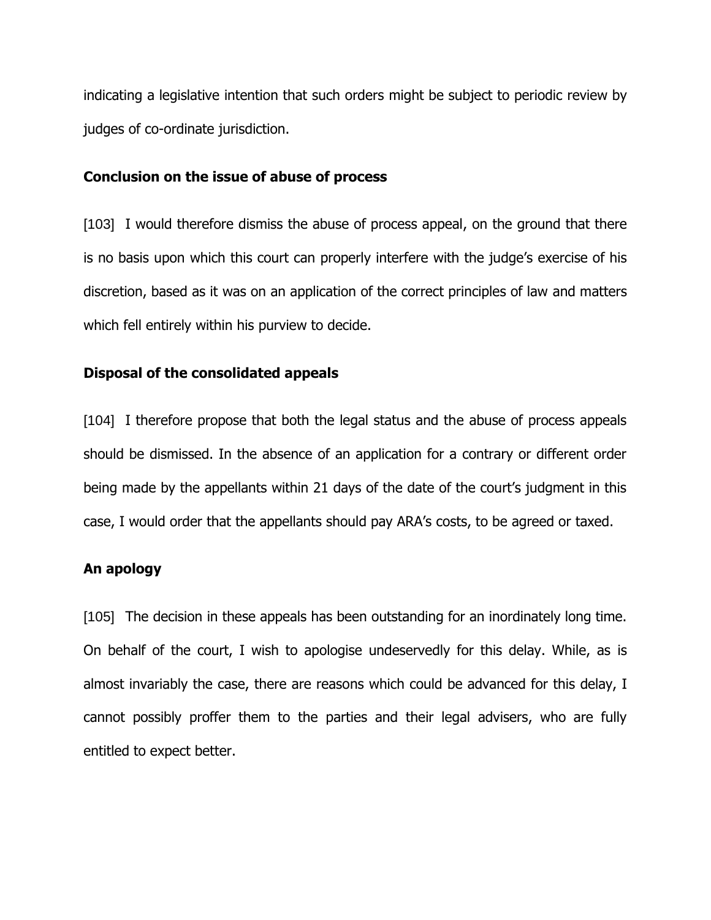indicating a legislative intention that such orders might be subject to periodic review by judges of co-ordinate jurisdiction.

### Conclusion on the issue of abuse of process

[103] I would therefore dismiss the abuse of process appeal, on the ground that there is no basis upon which this court can properly interfere with the judge's exercise of his discretion, based as it was on an application of the correct principles of law and matters which fell entirely within his purview to decide.

### Disposal of the consolidated appeals

[104] I therefore propose that both the legal status and the abuse of process appeals should be dismissed. In the absence of an application for a contrary or different order being made by the appellants within 21 days of the date of the court's judgment in this case, I would order that the appellants should pay ARA's costs, to be agreed or taxed.

### An apology

[105] The decision in these appeals has been outstanding for an inordinately long time. On behalf of the court, I wish to apologise undeservedly for this delay. While, as is almost invariably the case, there are reasons which could be advanced for this delay, I cannot possibly proffer them to the parties and their legal advisers, who are fully entitled to expect better.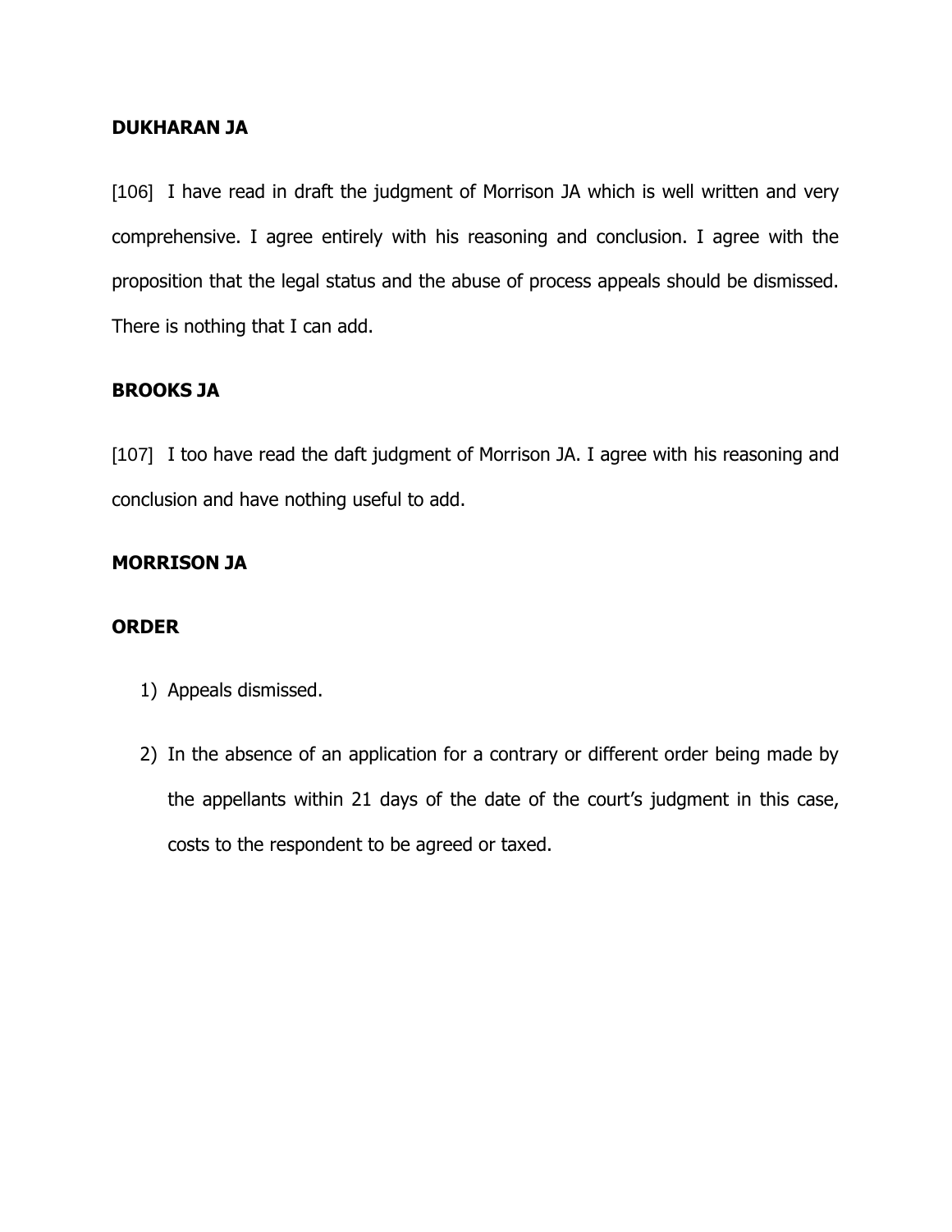**DUKHARAN JA**

[106] I have read in draft the judgment of Morrison JA which is well written and very comprehensive. I agree entirely with his reasoning and conclusion. I agree with the proposition that the legal status and the abuse of process appeals should be dismissed. There is nothing that I can add.

**BROOKS JA**

[107] I too have read the daft judgment of Morrison JA. I agree with his reasoning and conclusion and have nothing useful to add.

**MORRISON JA**

**ORDER**

1) Appeals dismissed.

2) In the absence of an application for a contrary or different order being made by the appellants within 21 days of the date of the court's judgment in this case, costs to the respondent to be agreed or taxed.